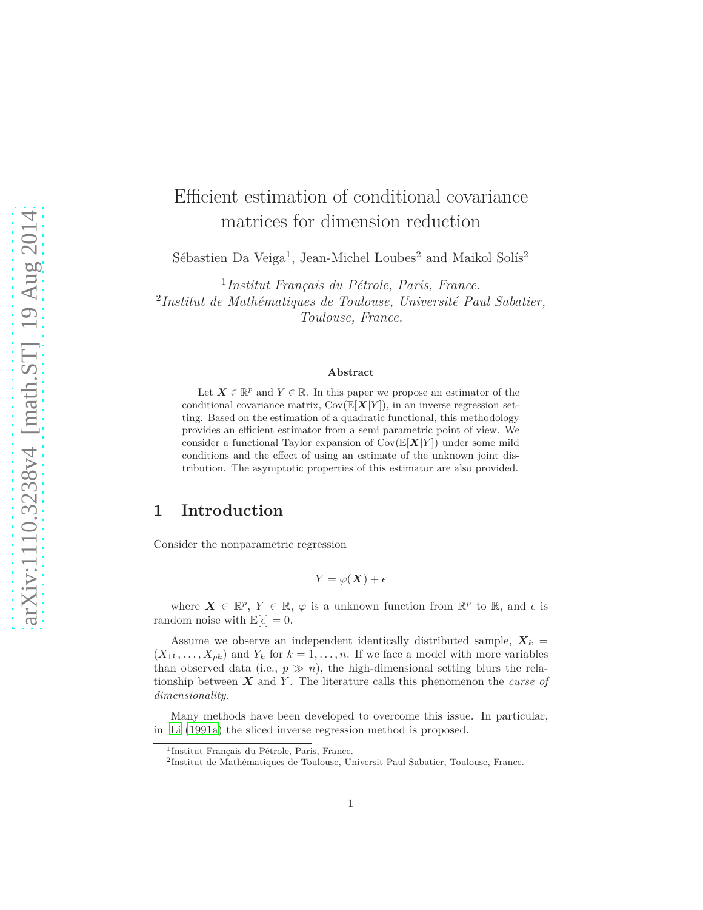# Efficient estimation of conditional covariance matrices for dimension reduction

Sébastien Da Veiga[1], Jean-Michel Loubes[2] and Maikol Solís[2]

[1] *Institut Français du Pétrole, Paris, France.*
[2] *Institut de Mathématiques de Toulouse, Université Paul Sabatier, Toulouse, France.*

### Abstract

Let $\boldsymbol{X} \in \mathbb{R}^p$ and $Y \in \mathbb{R}$. In this paper we propose an estimator of the conditional covariance matrix, $\mathrm{Cov}(\mathbb{E}[\boldsymbol{X}|Y])$, in an inverse regression setting. Based on the estimation of a quadratic functional, this methodology provides an efficient estimator from a semi parametric point of view. We consider a functional Taylor expansion of $\mathrm{Cov}(\mathbb{E}[\boldsymbol{X}|Y])$ under some mild conditions and the effect of using an estimate of the unknown joint distribution. The asymptotic properties of this estimator are also provided.

## 1 Introduction

Consider the nonparametric regression

$$Y = \varphi(\boldsymbol{X}) + \epsilon$$

where $\boldsymbol{X} \in \mathbb{R}^p$, $Y \in \mathbb{R}$, $\varphi$ is a unknown function from $\mathbb{R}^p$ to $\mathbb{R}$, and $\epsilon$ is random noise with $\mathbb{E}[\epsilon] = 0$.

Assume we observe an independent identically distributed sample, $\boldsymbol{X}_k = (X_{1k}, \ldots, X_{pk})$ and $Y_k$ for $k = 1, \ldots, n$. If we face a model with more variables than observed data (i.e., $p \gg n$), the high-dimensional setting blurs the relationship between $\boldsymbol{X}$ and $Y$. The literature calls this phenomenon the *curse of dimensionality*.

Many methods have been developed to overcome this issue. In particular, in Li (1991a) the sliced inverse regression method is proposed.

[1] Institut Français du Pétrole, Paris, France.
[2] Institut de Mathématiques de Toulouse, Universit Paul Sabatier, Toulouse, France.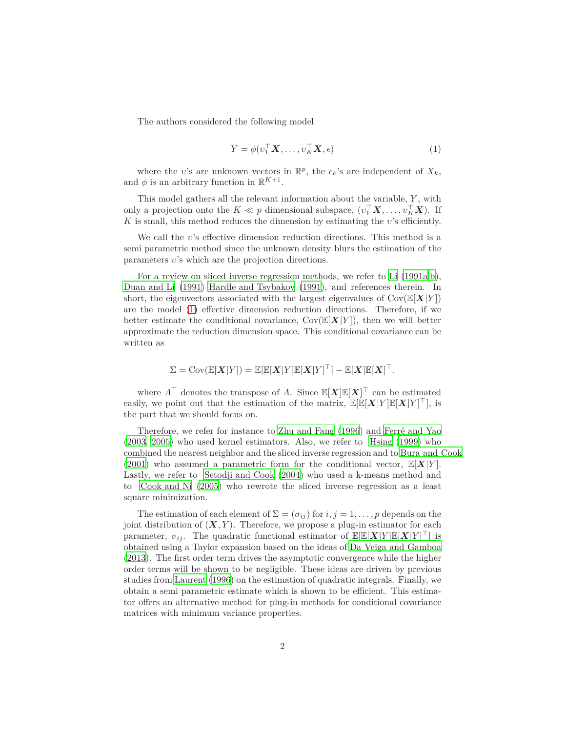The authors considered the following model

$$Y = \phi(\upsilon_1^\top \boldsymbol{X}, \ldots, \upsilon_K^\top \boldsymbol{X}, \epsilon) \tag{1}$$

where the $\upsilon$'s are unknown vectors in $\mathbb{R}^p$, the $\epsilon_k$'s are independent of $X_k$, and $\phi$ is an arbitrary function in $\mathbb{R}^{K+1}$.

This model gathers all the relevant information about the variable, $Y$, with only a projection onto the $K \ll p$ dimensional subspace, $(\upsilon_1^\top \boldsymbol{X}, \ldots, \upsilon_K^\top \boldsymbol{X})$. If $K$ is small, this method reduces the dimension by estimating the $\upsilon$'s efficiently.

We call the $\upsilon$'s effective dimension reduction directions. This method is a semi parametric method since the unknown density blurs the estimation of the parameters $\upsilon$'s which are the projection directions.

For a review on sliced inverse regression methods, we refer to Li (1991a,b), Duan and Li (1991) Hardle and Tsybakov (1991), and references therein. In short, the eigenvectors associated with the largest eigenvalues of $\mathrm{Cov}(\mathbb{E}[\boldsymbol{X}|Y])$ are the model (1) effective dimension reduction directions. Therefore, if we better estimate the conditional covariance, $\mathrm{Cov}(\mathbb{E}[\boldsymbol{X}|Y])$, then we will better approximate the reduction dimension space. This conditional covariance can be written as

$$\Sigma = \mathrm{Cov}(\mathbb{E}[\boldsymbol{X}|Y]) = \mathbb{E}[\mathbb{E}[\boldsymbol{X}|Y]\mathbb{E}[\boldsymbol{X}|Y]^\top] - \mathbb{E}[\boldsymbol{X}]\mathbb{E}[\boldsymbol{X}]^\top.$$

where $A^\top$ denotes the transpose of $A$. Since $\mathbb{E}[\boldsymbol{X}]\mathbb{E}[\boldsymbol{X}]^\top$ can be estimated easily, we point out that the estimation of the matrix, $\mathbb{E}[\mathbb{E}[\boldsymbol{X}|Y]\mathbb{E}[\boldsymbol{X}|Y]^\top]$, is the part that we should focus on.

Therefore, we refer for instance to Zhu and Fang (1996) and Ferré and Yao (2003, 2005) who used kernel estimators. Also, we refer to Hsing (1999) who combined the nearest neighbor and the sliced inverse regression and to Bura and Cook (2001) who assumed a parametric form for the conditional vector, $\mathbb{E}[\boldsymbol{X}|Y]$. Lastly, we refer to Setodji and Cook (2004) who used a k-means method and to Cook and Ni (2005) who rewrote the sliced inverse regression as a least square minimization.

The estimation of each element of $\Sigma = (\sigma_{ij})$ for $i, j = 1, \ldots, p$ depends on the joint distribution of $(\boldsymbol{X}, Y)$. Therefore, we propose a plug-in estimator for each parameter, $\sigma_{ij}$. The quadratic functional estimator of $\mathbb{E}[\mathbb{E}[\boldsymbol{X}|Y]\mathbb{E}[\boldsymbol{X}|Y]^\top]$ is obtained using a Taylor expansion based on the ideas of Da Veiga and Gamboa (2013). The first order term drives the asymptotic convergence while the higher order terms will be shown to be negligible. These ideas are driven by previous studies from Laurent (1996) on the estimation of quadratic integrals. Finally, we obtain a semi parametric estimate which is shown to be efficient. This estimator offers an alternative method for plug-in methods for conditional covariance matrices with minimum variance properties.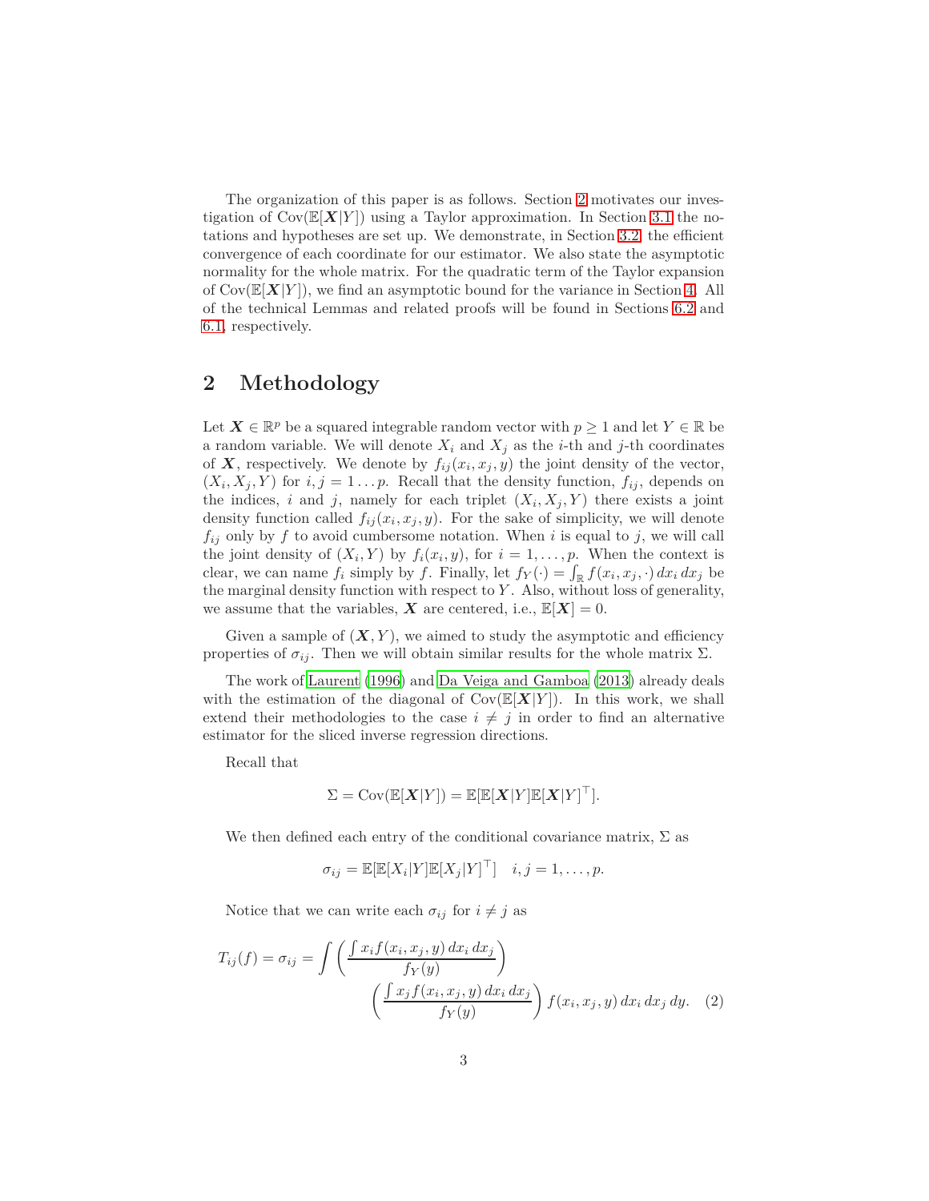The organization of this paper is as follows. Section 2 motivates our investigation of $\mathrm{Cov}(\mathbb{E}[\boldsymbol{X}|Y])$ using a Taylor approximation. In Section 3.1 the notations and hypotheses are set up. We demonstrate, in Section 3.2, the efficient convergence of each coordinate for our estimator. We also state the asymptotic normality for the whole matrix. For the quadratic term of the Taylor expansion of $\mathrm{Cov}(\mathbb{E}[\boldsymbol{X}|Y])$, we find an asymptotic bound for the variance in Section 4. All of the technical Lemmas and related proofs will be found in Sections 6.2 and 6.1, respectively.

## 2 Methodology

Let $\boldsymbol{X} \in \mathbb{R}^p$ be a squared integrable random vector with $p \geq 1$ and let $Y \in \mathbb{R}$ be a random variable. We will denote $X_i$ and $X_j$ as the $i$-th and $j$-th coordinates of $\boldsymbol{X}$, respectively. We denote by $f_{ij}(x_i, x_j, y)$ the joint density of the vector, $(X_i, X_j, Y)$ for $i, j = 1 \dots p$. Recall that the density function, $f_{ij}$, depends on the indices, $i$ and $j$, namely for each triplet $(X_i, X_j, Y)$ there exists a joint density function called $f_{ij}(x_i, x_j, y)$. For the sake of simplicity, we will denote $f_{ij}$ only by $f$ to avoid cumbersome notation. When $i$ is equal to $j$, we will call the joint density of $(X_i, Y)$ by $f_i(x_i, y)$, for $i = 1, \dots, p$. When the context is clear, we can name $f_i$ simply by $f$. Finally, let $f_Y(\cdot) = \int_{\mathbb{R}} f(x_i, x_j, \cdot)\, dx_i\, dx_j$ be the marginal density function with respect to $Y$. Also, without loss of generality, we assume that the variables, $\boldsymbol{X}$ are centered, i.e., $\mathbb{E}[\boldsymbol{X}] = 0$.

Given a sample of $(\boldsymbol{X}, Y)$, we aimed to study the asymptotic and efficiency properties of $\sigma_{ij}$. Then we will obtain similar results for the whole matrix $\Sigma$.

The work of Laurent (1996) and Da Veiga and Gamboa (2013) already deals with the estimation of the diagonal of $\mathrm{Cov}(\mathbb{E}[\boldsymbol{X}|Y])$. In this work, we shall extend their methodologies to the case $i \neq j$ in order to find an alternative estimator for the sliced inverse regression directions.

Recall that

$$\Sigma = \mathrm{Cov}(\mathbb{E}[\boldsymbol{X}|Y]) = \mathbb{E}[\mathbb{E}[\boldsymbol{X}|Y]\mathbb{E}[\boldsymbol{X}|Y]^\top].$$

We then defined each entry of the conditional covariance matrix, $\Sigma$ as

$$\sigma_{ij} = \mathbb{E}[\mathbb{E}[X_i|Y]\mathbb{E}[X_j|Y]^\top] \quad i, j = 1, \dots, p.$$

Notice that we can write each $\sigma_{ij}$ for $i \neq j$ as

$$T_{ij}(f) = \sigma_{ij} = \int \left( \frac{\int x_i f(x_i, x_j, y)\, dx_i\, dx_j}{f_Y(y)} \right) \left( \frac{\int x_j f(x_i, x_j, y)\, dx_i\, dx_j}{f_Y(y)} \right) f(x_i, x_j, y)\, dx_i\, dx_j\, dy. \quad (2)$$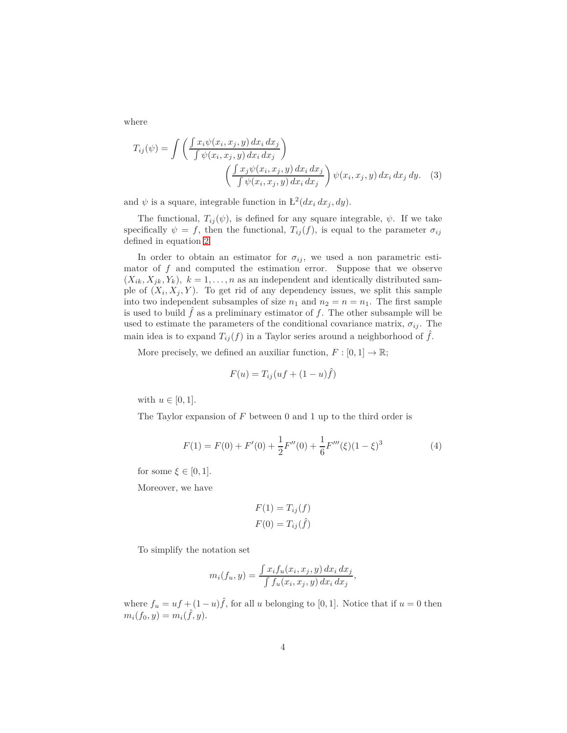where

$$T_{ij}(\psi) = \int \left( \frac{\int x_i \psi(x_i, x_j, y)\, dx_i\, dx_j}{\int \psi(x_i, x_j, y)\, dx_i\, dx_j} \right) \left( \frac{\int x_j \psi(x_i, x_j, y)\, dx_i\, dx_j}{\int \psi(x_i, x_j, y)\, dx_i\, dx_j} \right) \psi(x_i, x_j, y)\, dx_i\, dx_j\, dy. \quad (3)$$

and $\psi$ is a square, integrable function in $Ł^2(dx_i\, dx_j, dy)$.

The functional, $T_{ij}(\psi)$, is defined for any square integrable, $\psi$. If we take specifically $\psi = f$, then the functional, $T_{ij}(f)$, is equal to the parameter $\sigma_{ij}$ defined in equation 2.

In order to obtain an estimator for $\sigma_{ij}$, we used a non parametric estimator of $f$ and computed the estimation error. Suppose that we observe $(X_{ik}, X_{jk}, Y_k),\ k = 1, \ldots, n$ as an independent and identically distributed sample of $(X_i, X_j, Y)$. To get rid of any dependency issues, we split this sample into two independent subsamples of size $n_1$ and $n_2 = n = n_1$. The first sample is used to build $\hat{f}$ as a preliminary estimator of $f$. The other subsample will be used to estimate the parameters of the conditional covariance matrix, $\sigma_{ij}$. The main idea is to expand $T_{ij}(f)$ in a Taylor series around a neighborhood of $\hat{f}$.

More precisely, we defined an auxiliar function, $F : [0, 1] \to \mathbb{R}$;

$$F(u) = T_{ij}(uf + (1 - u)\hat{f})$$

with $u \in [0, 1]$.

The Taylor expansion of $F$ between 0 and 1 up to the third order is

$$F(1) = F(0) + F'(0) + \frac{1}{2}F''(0) + \frac{1}{6}F'''(\xi)(1 - \xi)^3 \quad (4)$$

for some $\xi \in [0, 1]$.

Moreover, we have

$$F(1) = T_{ij}(f)$$
$$F(0) = T_{ij}(\hat{f})$$

To simplify the notation set

$$m_i(f_u, y) = \frac{\int x_i f_u(x_i, x_j, y)\, dx_i\, dx_j}{\int f_u(x_i, x_j, y)\, dx_i\, dx_j},$$

where $f_u = uf + (1 - u)\hat{f}$, for all $u$ belonging to $[0, 1]$. Notice that if $u = 0$ then $m_i(f_0, y) = m_i(\hat{f}, y)$.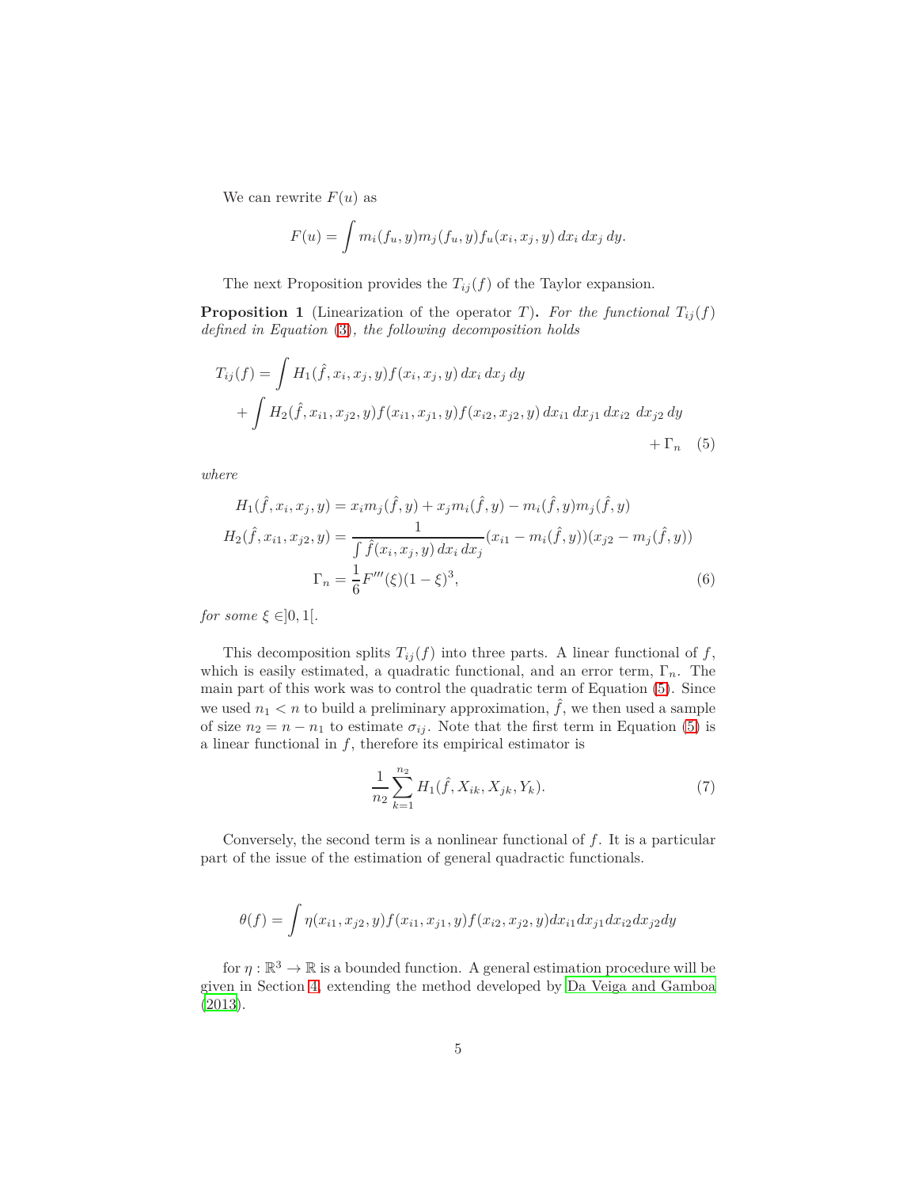We can rewrite $F(u)$ as

$$F(u) = \int m_i(f_u, y) m_j(f_u, y) f_u(x_i, x_j, y)\, dx_i\, dx_j\, dy.$$

The next Proposition provides the $T_{ij}(f)$ of the Taylor expansion.

**Proposition 1** (Linearization of the operator $T$)**.** *For the functional $T_{ij}(f)$ defined in Equation (3), the following decomposition holds*

$$\begin{aligned} T_{ij}(f) = &\int H_1(\hat{f}, x_i, x_j, y) f(x_i, x_j, y)\, dx_i\, dx_j\, dy \\ &+ \int H_2(\hat{f}, x_{i1}, x_{j2}, y) f(x_{i1}, x_{j1}, y) f(x_{i2}, x_{j2}, y)\, dx_{i1}\, dx_{j1}\, dx_{i2}\, dx_{j2}\, dy \\ &+ \Gamma_n \end{aligned} \quad (5)$$

*where*

$$\begin{aligned} H_1(\hat{f}, x_i, x_j, y) &= x_i m_j(\hat{f}, y) + x_j m_i(\hat{f}, y) - m_i(\hat{f}, y) m_j(\hat{f}, y) \\ H_2(\hat{f}, x_{i1}, x_{j2}, y) &= \frac{1}{\int \hat{f}(x_i, x_j, y)\, dx_i\, dx_j} (x_{i1} - m_i(\hat{f}, y))(x_{j2} - m_j(\hat{f}, y)) \\ \Gamma_n &= \frac{1}{6} F'''(\xi)(1 - \xi)^3, \end{aligned} \quad (6)$$

*for some* $\xi \in ]0, 1[$.

This decomposition splits $T_{ij}(f)$ into three parts. A linear functional of $f$, which is easily estimated, a quadratic functional, and an error term, $\Gamma_n$. The main part of this work was to control the quadratic term of Equation (5). Since we used $n_1 < n$ to build a preliminary approximation, $\hat{f}$, we then used a sample of size $n_2 = n - n_1$ to estimate $\sigma_{ij}$. Note that the first term in Equation (5) is a linear functional in $f$, therefore its empirical estimator is

$$\frac{1}{n_2} \sum_{k=1}^{n_2} H_1(\hat{f}, X_{ik}, X_{jk}, Y_k). \quad (7)$$

Conversely, the second term is a nonlinear functional of $f$. It is a particular part of the issue of the estimation of general quadractic functionals.

$$\theta(f) = \int \eta(x_{i1}, x_{j2}, y) f(x_{i1}, x_{j1}, y) f(x_{i2}, x_{j2}, y) dx_{i1} dx_{j1} dx_{i2} dx_{j2} dy$$

for $\eta : \mathbb{R}^3 \to \mathbb{R}$ is a bounded function. A general estimation procedure will be given in Section 4, extending the method developed by Da Veiga and Gamboa (2013).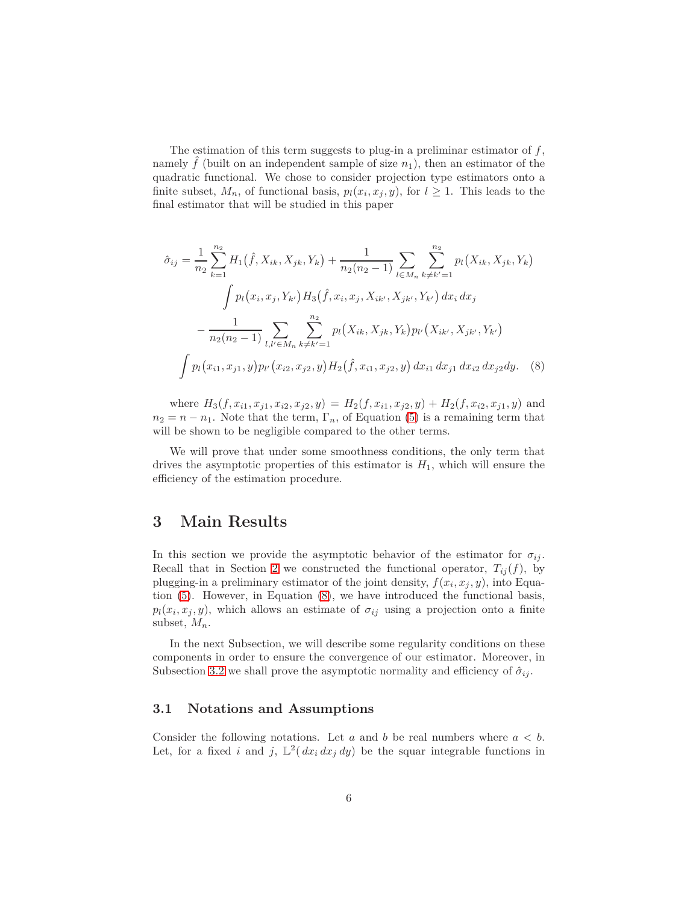The estimation of this term suggests to plug-in a preliminar estimator of $f$, namely $\hat{f}$ (built on an independent sample of size $n_1$), then an estimator of the quadratic functional. We chose to consider projection type estimators onto a finite subset, $M_n$, of functional basis, $p_l(x_i, x_j, y)$, for $l \geq 1$. This leads to the final estimator that will be studied in this paper

$$
\begin{aligned}
\hat{\sigma}_{ij} = \frac{1}{n_2} \sum_{k=1}^{n_2} H_1\big(\hat{f}, X_{ik}, X_{jk}, Y_k\big) + \frac{1}{n_2(n_2-1)} \sum_{l \in M_n} \sum_{k \neq k'=1}^{n_2} p_l\big(X_{ik}, X_{jk}, Y_k\big) \\
\int p_l\big(x_i, x_j, Y_{k'}\big) H_3\big(\hat{f}, x_i, x_j, X_{ik'}, X_{jk'}, Y_{k'}\big)\, dx_i\, dx_j \\
- \frac{1}{n_2(n_2-1)} \sum_{l, l' \in M_n} \sum_{k \neq k'=1}^{n_2} p_l\big(X_{ik}, X_{jk}, Y_k\big) p_{l'}\big(X_{ik'}, X_{jk'}, Y_{k'}\big) \\
\int p_l\big(x_{i1}, x_{j1}, y\big) p_{l'}\big(x_{i2}, x_{j2}, y\big) H_2\big(\hat{f}, x_{i1}, x_{j2}, y\big)\, dx_{i1}\, dx_{j1}\, dx_{i2}\, dx_{j2} dy. \quad (8)
\end{aligned}
$$

where $H_3(f, x_{i1}, x_{j1}, x_{i2}, x_{j2}, y) = H_2(f, x_{i1}, x_{j2}, y) + H_2(f, x_{i2}, x_{j1}, y)$ and $n_2 = n - n_1$. Note that the term, $\Gamma_n$, of Equation (5) is a remaining term that will be shown to be negligible compared to the other terms.

We will prove that under some smoothness conditions, the only term that drives the asymptotic properties of this estimator is $H_1$, which will ensure the efficiency of the estimation procedure.

# 3 Main Results

In this section we provide the asymptotic behavior of the estimator for $\sigma_{ij}$. Recall that in Section 2 we constructed the functional operator, $T_{ij}(f)$, by plugging-in a preliminary estimator of the joint density, $f(x_i, x_j, y)$, into Equation (5). However, in Equation (8), we have introduced the functional basis, $p_l(x_i, x_j, y)$, which allows an estimate of $\sigma_{ij}$ using a projection onto a finite subset, $M_n$.

In the next Subsection, we will describe some regularity conditions on these components in order to ensure the convergence of our estimator. Moreover, in Subsection 3.2 we shall prove the asymptotic normality and efficiency of $\hat{\sigma}_{ij}$.

## 3.1 Notations and Assumptions

Consider the following notations. Let $a$ and $b$ be real numbers where $a < b$. Let, for a fixed $i$ and $j$, $\mathbb{L}^2(\, dx_i\, dx_j\, dy)$ be the squar integrable functions in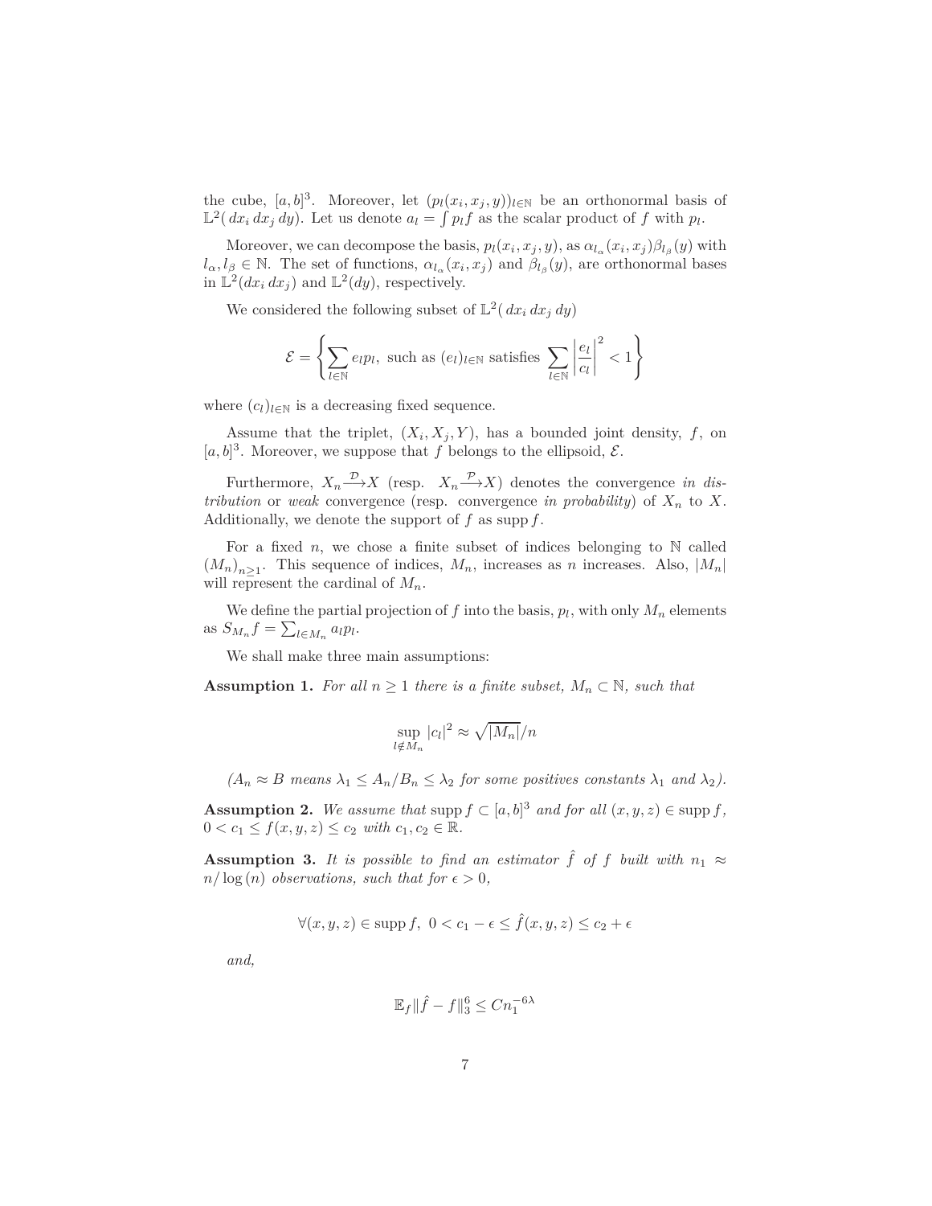the cube, $[a,b]^3$. Moreover, let $(p_l(x_i,x_j,y))_{l\in\mathbb{N}}$ be an orthonormal basis of $\mathbb{L}^2(\,dx_i\,dx_j\,dy)$. Let us denote $a_l = \int p_l f$ as the scalar product of $f$ with $p_l$.

Moreover, we can decompose the basis, $p_l(x_i,x_j,y)$, as $\alpha_{l_\alpha}(x_i,x_j)\beta_{l_\beta}(y)$ with $l_\alpha, l_\beta \in \mathbb{N}$. The set of functions, $\alpha_{l_\alpha}(x_i,x_j)$ and $\beta_{l_\beta}(y)$, are orthonormal bases in $\mathbb{L}^2(dx_i\,dx_j)$ and $\mathbb{L}^2(dy)$, respectively.

We considered the following subset of $\mathbb{L}^2(\,dx_i\,dx_j\,dy)$

$$\mathcal{E} = \left\{ \sum_{l\in\mathbb{N}} e_l p_l, \text{ such as } (e_l)_{l\in\mathbb{N}} \text{ satisfies } \sum_{l\in\mathbb{N}} \left|\frac{e_l}{c_l}\right|^2 < 1 \right\}$$

where $(c_l)_{l\in\mathbb{N}}$ is a decreasing fixed sequence.

Assume that the triplet, $(X_i, X_j, Y)$, has a bounded joint density, $f$, on $[a,b]^3$. Moreover, we suppose that $f$ belongs to the ellipsoid, $\mathcal{E}$.

Furthermore, $X_n \xrightarrow{\mathcal{D}} X$ (resp. $X_n \xrightarrow{\mathcal{P}} X$) denotes the convergence *in distribution* or *weak* convergence (resp. convergence *in probability*) of $X_n$ to $X$. Additionally, we denote the support of $f$ as $\operatorname{supp} f$.

For a fixed $n$, we chose a finite subset of indices belonging to $\mathbb{N}$ called $(M_n)_{n\geq 1}$. This sequence of indices, $M_n$, increases as $n$ increases. Also, $|M_n|$ will represent the cardinal of $M_n$.

We define the partial projection of $f$ into the basis, $p_l$, with only $M_n$ elements as $S_{M_n} f = \sum_{l\in M_n} a_l p_l$.

We shall make three main assumptions:

**Assumption 1.** *For all $n \geq 1$ there is a finite subset, $M_n \subset \mathbb{N}$, such that*

$$\sup_{l\notin M_n} |c_l|^2 \approx \sqrt{|M_n|}/n$$

*($A_n \approx B$ means $\lambda_1 \leq A_n/B_n \leq \lambda_2$ for some positives constants $\lambda_1$ and $\lambda_2$).*

**Assumption 2.** *We assume that $\operatorname{supp} f \subset [a,b]^3$ and for all $(x,y,z) \in \operatorname{supp} f$, $0 < c_1 \leq f(x,y,z) \leq c_2$ with $c_1, c_2 \in \mathbb{R}$.*

**Assumption 3.** *It is possible to find an estimator $\hat{f}$ of $f$ built with $n_1 \approx n/\log(n)$ observations, such that for $\epsilon > 0$,*

$$\forall (x,y,z) \in \operatorname{supp} f,\ 0 < c_1 - \epsilon \leq \hat{f}(x,y,z) \leq c_2 + \epsilon$$

*and,*

$$\mathbb{E}_f \|\hat{f} - f\|_3^6 \leq C n_1^{-6\lambda}$$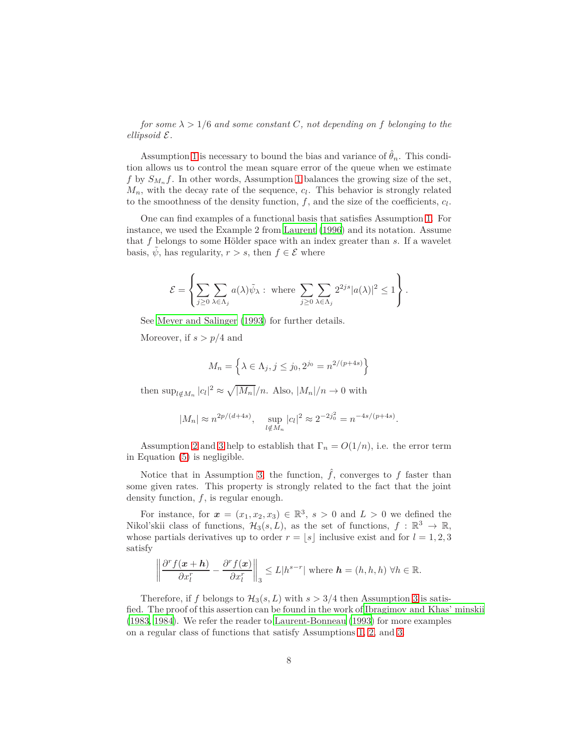*for some $\lambda > 1/6$ and some constant $C$, not depending on $f$ belonging to the ellipsoid $\mathcal{E}$.*

Assumption 1 is necessary to bound the bias and variance of $\hat{\theta}_n$. This condition allows us to control the mean square error of the queue when we estimate $f$ by $S_{M_n} f$. In other words, Assumption 1 balances the growing size of the set, $M_n$, with the decay rate of the sequence, $c_l$. This behavior is strongly related to the smoothness of the density function, $f$, and the size of the coefficients, $c_l$.

One can find examples of a functional basis that satisfies Assumption 1. For instance, we used the Example 2 from Laurent (1996) and its notation. Assume that $f$ belongs to some Hölder space with an index greater than $s$. If a wavelet basis, $\tilde{\psi}$, has regularity, $r > s$, then $f \in \mathcal{E}$ where

$$
\mathcal{E} = \left\{ \sum_{j \geq 0} \sum_{\lambda \in \Lambda_j} a(\lambda) \tilde{\psi}_\lambda : \text{ where } \sum_{j \geq 0} \sum_{\lambda \in \Lambda_j} 2^{2js} |a(\lambda)|^2 \leq 1 \right\}.
$$

See Meyer and Salinger (1993) for further details.

Moreover, if $s > p/4$ and

$$
M_n = \left\{ \lambda \in \Lambda_j, j \leq j_0, 2^{j_0} = n^{2/(p+4s)} \right\}
$$

then $\sup_{l \notin M_n} |c_l|^2 \approx \sqrt{|M_n|}/n$. Also, $|M_n|/n \to 0$ with

$$
|M_n| \approx n^{2p/(d+4s)}, \quad \sup_{l \notin M_n} |c_l|^2 \approx 2^{-2j_0^2} = n^{-4s/(p+4s)}.
$$

Assumption 2 and 3 help to establish that $\Gamma_n = O(1/n)$, i.e. the error term in Equation (5) is negligible.

Notice that in Assumption 3, the function, $\hat{f}$, converges to $f$ faster than some given rates. This property is strongly related to the fact that the joint density function, $f$, is regular enough.

For instance, for $\boldsymbol{x} = (x_1, x_2, x_3) \in \mathbb{R}^3$, $s > 0$ and $L > 0$ we defined the Nikol'skii class of functions, $\mathcal{H}_3(s, L)$, as the set of functions, $f : \mathbb{R}^3 \to \mathbb{R}$, whose partials derivatives up to order $r = \lfloor s \rfloor$ inclusive exist and for $l = 1, 2, 3$ satisfy

$$
\left\| \frac{\partial^r f(\boldsymbol{x} + \boldsymbol{h})}{\partial x_l^r} - \frac{\partial^r f(\boldsymbol{x})}{\partial x_l^r} \right\|_3 \leq L |h^{s-r}| \text{ where } \boldsymbol{h} = (h, h, h) \ \forall h \in \mathbb{R}.
$$

Therefore, if $f$ belongs to $\mathcal{H}_3(s, L)$ with $s > 3/4$ then Assumption 3 is satisfied. The proof of this assertion can be found in the work of Ibragimov and Khas' minskii (1983, 1984). We refer the reader to Laurent-Bonneau (1993) for more examples on a regular class of functions that satisfy Assumptions 1, 2, and 3.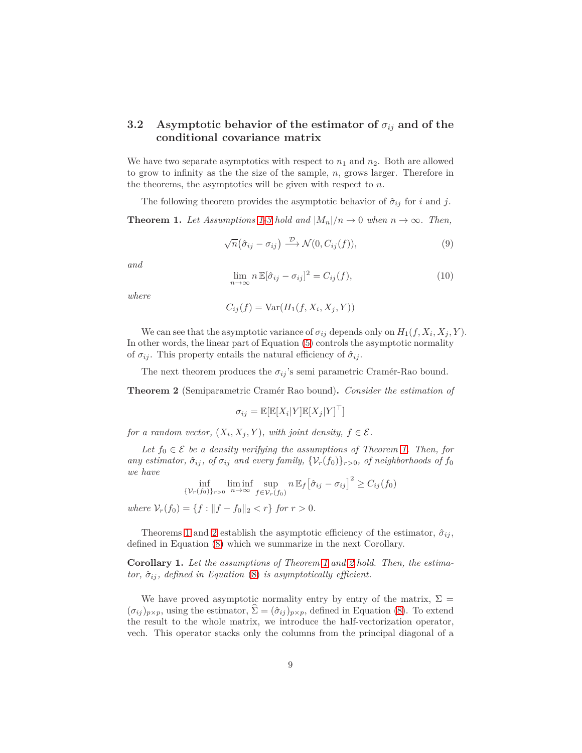### 3.2 Asymptotic behavior of the estimator of $\sigma_{ij}$ and of the conditional covariance matrix

We have two separate asymptotics with respect to $n_1$ and $n_2$. Both are allowed to grow to infinity as the the size of the sample, $n$, grows larger. Therefore in the theorems, the asymptotics will be given with respect to $n$.

The following theorem provides the asymptotic behavior of $\hat{\sigma}_{ij}$ for $i$ and $j$.

**Theorem 1.** *Let Assumptions 1-3 hold and $|M_n|/n \to 0$ when $n \to \infty$. Then,*

$$\sqrt{n}\big(\hat{\sigma}_{ij} - \sigma_{ij}\big) \xrightarrow{\mathcal{D}} \mathcal{N}(0, C_{ij}(f)), \tag{9}$$

*and*

$$\lim_{n\to\infty} n\,\mathbb{E}[\hat{\sigma}_{ij} - \sigma_{ij}]^2 = C_{ij}(f), \tag{10}$$

*where*

$$C_{ij}(f) = \operatorname{Var}(H_1(f, X_i, X_j, Y))$$

We can see that the asymptotic variance of $\sigma_{ij}$ depends only on $H_1(f, X_i, X_j, Y)$. In other words, the linear part of Equation (5) controls the asymptotic normality of $\sigma_{ij}$. This property entails the natural efficiency of $\hat{\sigma}_{ij}$.

The next theorem produces the $\sigma_{ij}$'s semi parametric Cramér-Rao bound.

**Theorem 2** (Semiparametric Cramér Rao bound)**.** *Consider the estimation of*

$$\sigma_{ij} = \mathbb{E}[\mathbb{E}[X_i|Y]\mathbb{E}[X_j|Y]^\top]$$

*for a random vector, $(X_i, X_j, Y)$, with joint density, $f \in \mathcal{E}$.*

*Let $f_0 \in \mathcal{E}$ be a density verifying the assumptions of Theorem 1. Then, for any estimator, $\hat{\sigma}_{ij}$, of $\sigma_{ij}$ and every family, $\{\mathcal{V}_r(f_0)\}_{r>0}$, of neighborhoods of $f_0$ we have*

$$\inf_{\{\mathcal{V}_r(f_0)\}_{r>0}} \liminf_{n\to\infty} \sup_{f\in\mathcal{V}_r(f_0)} n\,\mathbb{E}_f\big[\hat{\sigma}_{ij} - \sigma_{ij}\big]^2 \geq C_{ij}(f_0)$$

*where $\mathcal{V}_r(f_0) = \{f : \|f - f_0\|_2 < r\}$ for $r > 0$.*

Theorems 1 and 2 establish the asymptotic efficiency of the estimator, $\hat{\sigma}_{ij}$, defined in Equation (8) which we summarize in the next Corollary.

**Corollary 1.** *Let the assumptions of Theorem 1 and 2 hold. Then, the estimator, $\hat{\sigma}_{ij}$, defined in Equation (8) is asymptotically efficient.*

We have proved asymptotic normality entry by entry of the matrix, $\Sigma = (\sigma_{ij})_{p\times p}$, using the estimator, $\widehat{\Sigma} = (\hat{\sigma}_{ij})_{p\times p}$, defined in Equation (8). To extend the result to the whole matrix, we introduce the half-vectorization operator, vech. This operator stacks only the columns from the principal diagonal of a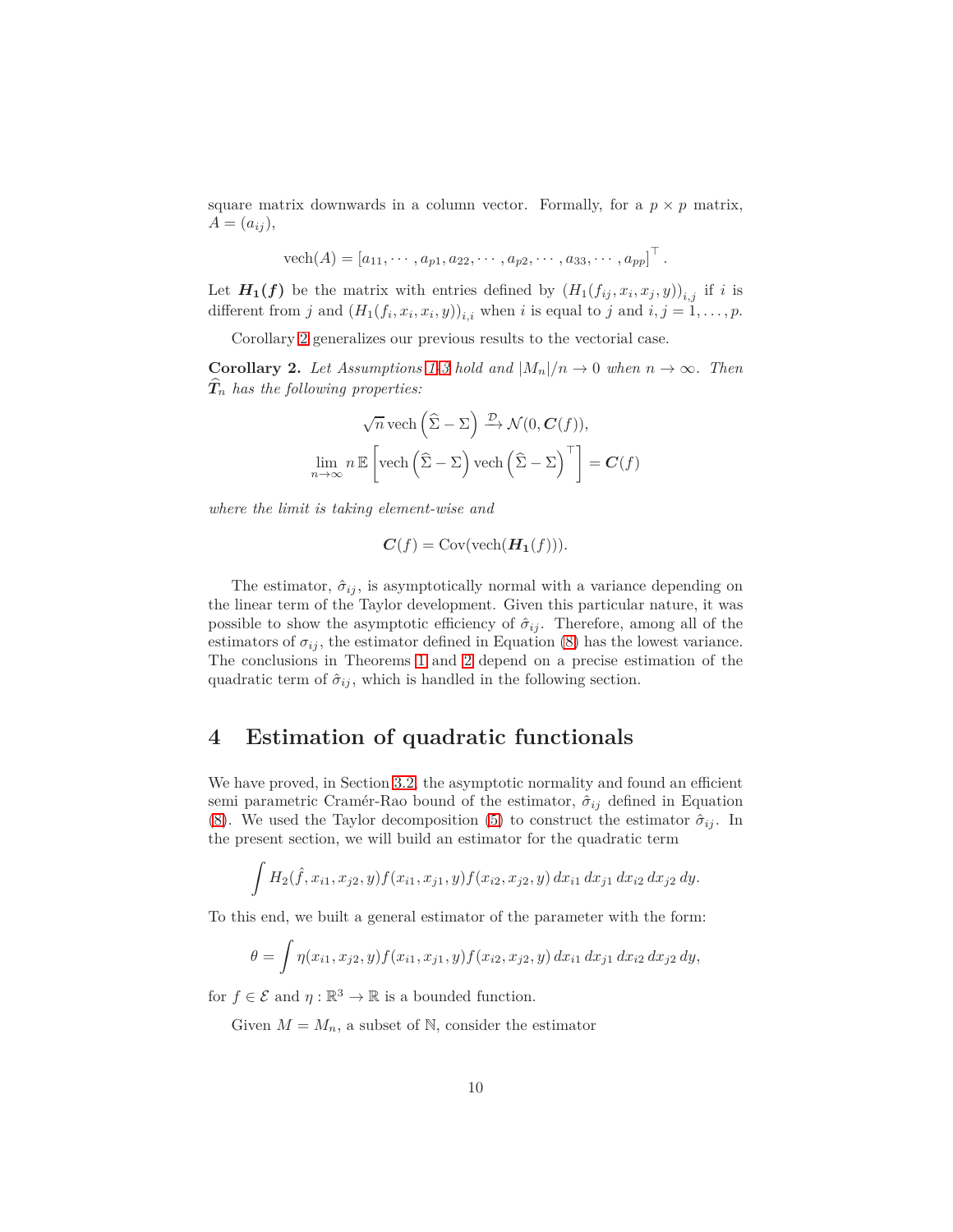square matrix downwards in a column vector. Formally, for a $p \times p$ matrix, $A = (a_{ij})$,

$$\operatorname{vech}(A) = [a_{11}, \cdots, a_{p1}, a_{22}, \cdots, a_{p2}, \cdots, a_{33}, \cdots, a_{pp}]^\top.$$

Let $\boldsymbol{H_1(f)}$ be the matrix with entries defined by $(H_1(f_{ij}, x_i, x_j, y))_{i,j}$ if $i$ is different from $j$ and $(H_1(f_i, x_i, x_i, y))_{i,i}$ when $i$ is equal to $j$ and $i, j = 1, \ldots, p$.

Corollary 2 generalizes our previous results to the vectorial case.

**Corollary 2.** *Let Assumptions 1-3 hold and $|M_n|/n \to 0$ when $n \to \infty$. Then $\widehat{\boldsymbol{T}}_n$ has the following properties:*

$$\sqrt{n} \operatorname{vech}\left(\widehat{\Sigma} - \Sigma\right) \xrightarrow{\mathcal{D}} \mathcal{N}(0, \boldsymbol{C}(f)),$$

$$\lim_{n \to \infty} n \, \mathbb{E}\left[\operatorname{vech}\left(\widehat{\Sigma} - \Sigma\right) \operatorname{vech}\left(\widehat{\Sigma} - \Sigma\right)^\top\right] = \boldsymbol{C}(f)$$

*where the limit is taking element-wise and*

$$\boldsymbol{C}(f) = \operatorname{Cov}(\operatorname{vech}(\boldsymbol{H_1}(f))).$$

The estimator, $\hat{\sigma}_{ij}$, is asymptotically normal with a variance depending on the linear term of the Taylor development. Given this particular nature, it was possible to show the asymptotic efficiency of $\hat{\sigma}_{ij}$. Therefore, among all of the estimators of $\sigma_{ij}$, the estimator defined in Equation (8) has the lowest variance. The conclusions in Theorems 1 and 2 depend on a precise estimation of the quadratic term of $\hat{\sigma}_{ij}$, which is handled in the following section.

# 4 Estimation of quadratic functionals

We have proved, in Section 3.2, the asymptotic normality and found an efficient semi parametric Cramér-Rao bound of the estimator, $\hat{\sigma}_{ij}$ defined in Equation (8). We used the Taylor decomposition (5) to construct the estimator $\hat{\sigma}_{ij}$. In the present section, we will build an estimator for the quadratic term

$$\int H_2(\hat{f}, x_{i1}, x_{j2}, y) f(x_{i1}, x_{j1}, y) f(x_{i2}, x_{j2}, y) \, dx_{i1} \, dx_{j1} \, dx_{i2} \, dx_{j2} \, dy.$$

To this end, we built a general estimator of the parameter with the form:

$$\theta = \int \eta(x_{i1}, x_{j2}, y) f(x_{i1}, x_{j1}, y) f(x_{i2}, x_{j2}, y) \, dx_{i1} \, dx_{j1} \, dx_{i2} \, dx_{j2} \, dy,$$

for $f \in \mathcal{E}$ and $\eta : \mathbb{R}^3 \to \mathbb{R}$ is a bounded function.

Given $M = M_n$, a subset of $\mathbb{N}$, consider the estimator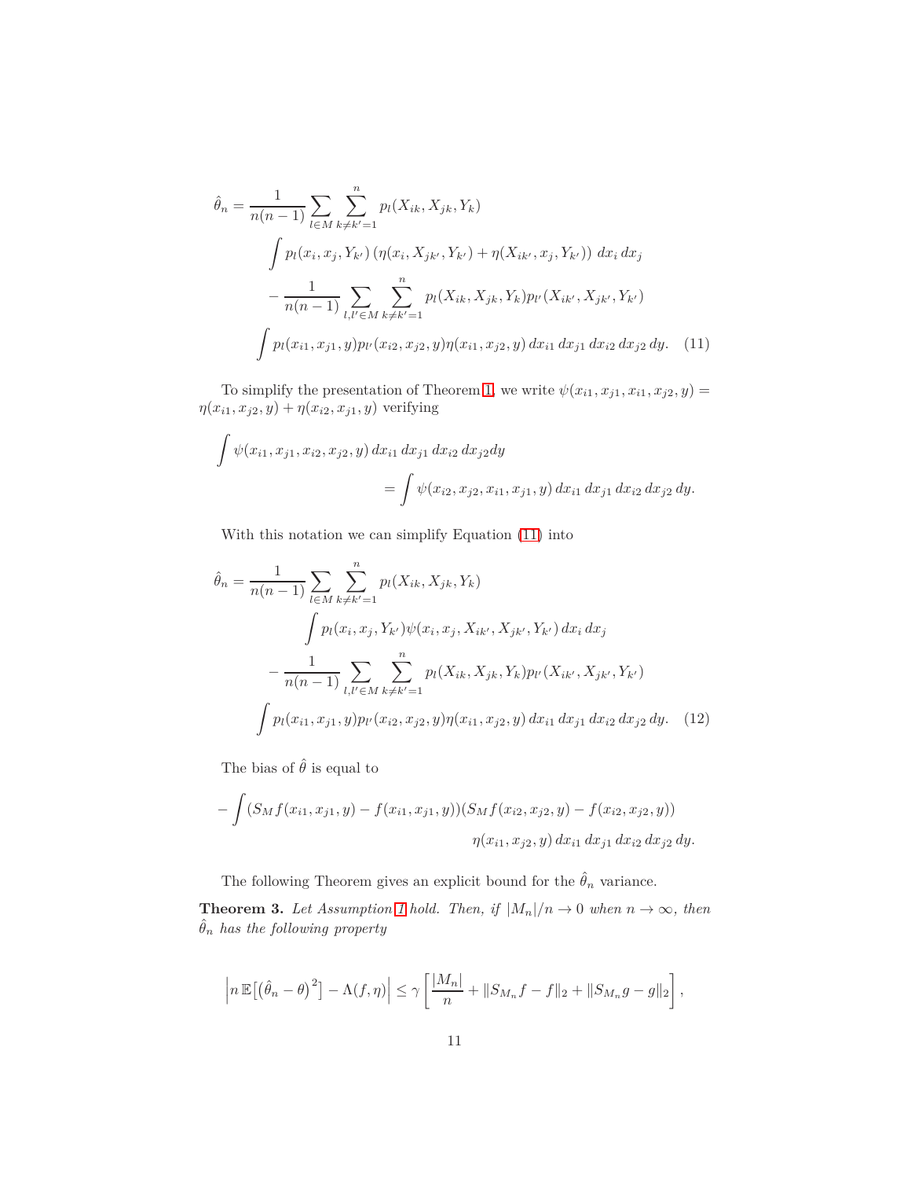$$
\begin{aligned}
\hat{\theta}_n = \frac{1}{n(n-1)} \sum_{l \in M} \sum_{k \neq k'=1}^{n} & p_l(X_{ik}, X_{jk}, Y_k) \\
& \int p_l(x_i, x_j, Y_{k'}) \left(\eta(x_i, X_{jk'}, Y_{k'}) + \eta(X_{ik'}, x_j, Y_{k'})\right) \, dx_i \, dx_j \\
& - \frac{1}{n(n-1)} \sum_{l,l' \in M} \sum_{k \neq k'=1}^{n} p_l(X_{ik}, X_{jk}, Y_k) p_{l'}(X_{ik'}, X_{jk'}, Y_{k'}) \\
& \int p_l(x_{i1}, x_{j1}, y) p_{l'}(x_{i2}, x_{j2}, y) \eta(x_{i1}, x_{j2}, y) \, dx_{i1} \, dx_{j1} \, dx_{i2} \, dx_{j2} \, dy. \quad (11)
\end{aligned}
$$

To simplify the presentation of Theorem 1, we write $\psi(x_{i1}, x_{j1}, x_{i1}, x_{j2}, y) = \eta(x_{i1}, x_{j2}, y) + \eta(x_{i2}, x_{j1}, y)$ verifying

$$
\begin{aligned}
\int \psi(x_{i1}, x_{j1}, x_{i2}, x_{j2}, y) \, dx_{i1} \, dx_{j1} \, dx_{i2} \, dx_{j2} dy & \\
= \int \psi(x_{i2}, x_{j2}, x_{i1}, x_{j1}, y) \, dx_{i1} \, dx_{j1} \, dx_{i2} \, dx_{j2} \, dy.
\end{aligned}
$$

With this notation we can simplify Equation (11) into

$$
\begin{aligned}
\hat{\theta}_n = \frac{1}{n(n-1)} \sum_{l \in M} \sum_{k \neq k'=1}^{n} & p_l(X_{ik}, X_{jk}, Y_k) \\
& \int p_l(x_i, x_j, Y_{k'}) \psi(x_i, x_j, X_{ik'}, X_{jk'}, Y_{k'}) \, dx_i \, dx_j \\
& - \frac{1}{n(n-1)} \sum_{l,l' \in M} \sum_{k \neq k'=1}^{n} p_l(X_{ik}, X_{jk}, Y_k) p_{l'}(X_{ik'}, X_{jk'}, Y_{k'}) \\
& \int p_l(x_{i1}, x_{j1}, y) p_{l'}(x_{i2}, x_{j2}, y) \eta(x_{i1}, x_{j2}, y) \, dx_{i1} \, dx_{j1} \, dx_{i2} \, dx_{j2} \, dy. \quad (12)
\end{aligned}
$$

The bias of $\hat{\theta}$ is equal to

$$
\begin{aligned}
- \int (S_M f(x_{i1}, x_{j1}, y) - f(x_{i1}, x_{j1}, y))(S_M f(x_{i2}, x_{j2}, y) - f(x_{i2}, x_{j2}, y)) & \\
\eta(x_{i1}, x_{j2}, y) \, dx_{i1} \, dx_{j1} \, dx_{i2} \, dx_{j2} \, dy.
\end{aligned}
$$

The following Theorem gives an explicit bound for the $\hat{\theta}_n$ variance.

**Theorem 3.** *Let Assumption 1 hold. Then, if $|M_n|/n \to 0$ when $n \to \infty$, then $\hat{\theta}_n$ has the following property*

$$
\left| n \, \mathbb{E}\big[ \big(\hat{\theta}_n - \theta\big)^2 \big] - \Lambda(f, \eta) \right| \leq \gamma \left[ \frac{|M_n|}{n} + \|S_{M_n} f - f\|_2 + \|S_{M_n} g - g\|_2 \right],
$$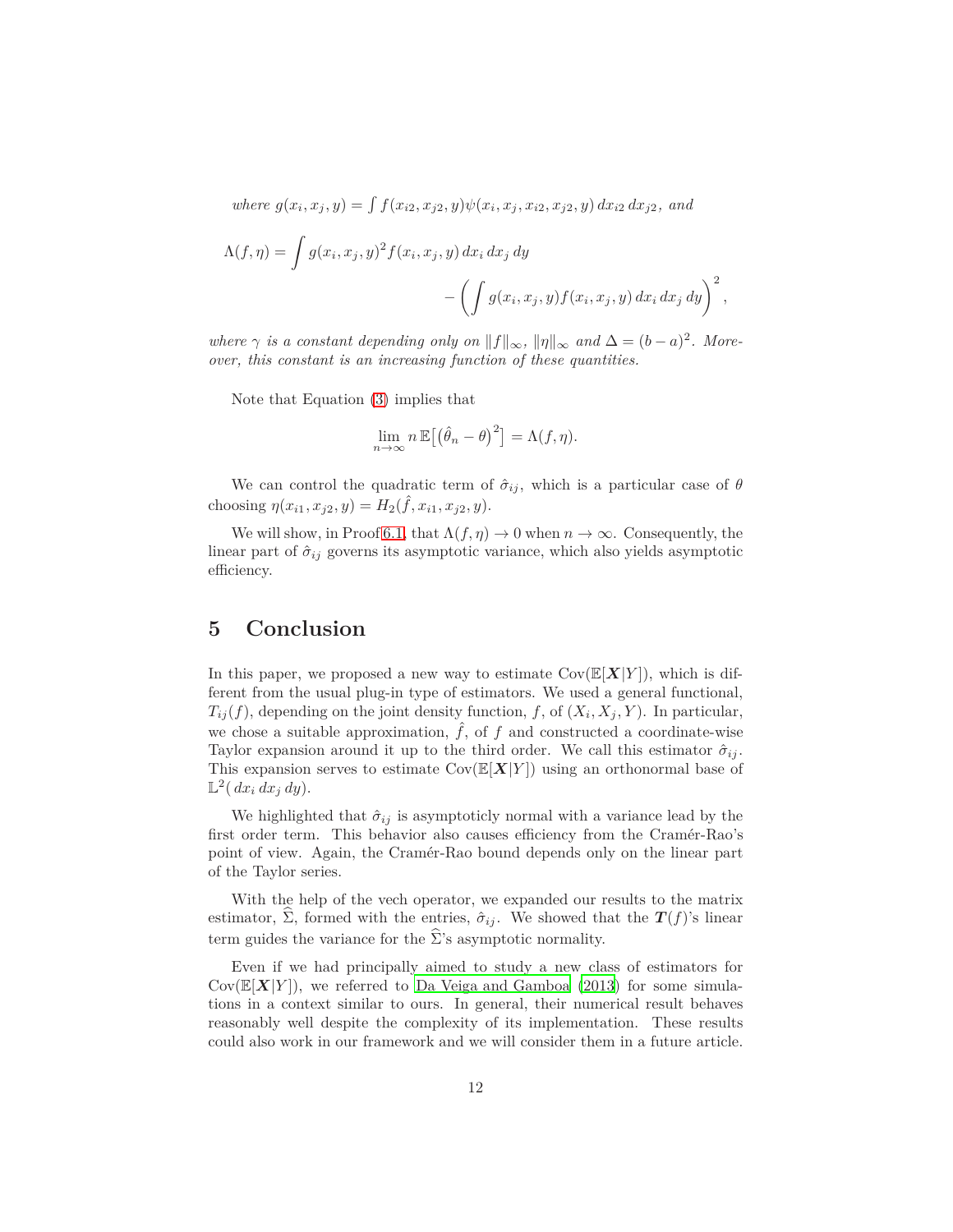*where* $g(x_i, x_j, y) = \int f(x_{i2}, x_{j2}, y)\psi(x_i, x_j, x_{i2}, x_{j2}, y)\, dx_{i2}\, dx_{j2}$*, and*

$$\Lambda(f, \eta) = \int g(x_i, x_j, y)^2 f(x_i, x_j, y)\, dx_i\, dx_j\, dy - \left( \int g(x_i, x_j, y) f(x_i, x_j, y)\, dx_i\, dx_j\, dy \right)^2,$$

*where* $\gamma$ *is a constant depending only on* $\|f\|_\infty$*,* $\|\eta\|_\infty$ *and* $\Delta = (b-a)^2$*. Moreover, this constant is an increasing function of these quantities.*

Note that Equation (3) implies that

$$\lim_{n\to\infty} n\, \mathbb{E}\big[\big(\hat{\theta}_n - \theta\big)^2\big] = \Lambda(f, \eta).$$

We can control the quadratic term of $\hat{\sigma}_{ij}$, which is a particular case of $\theta$ choosing $\eta(x_{i1}, x_{j2}, y) = H_2(\hat{f}, x_{i1}, x_{j2}, y)$.

We will show, in Proof 6.1, that $\Lambda(f, \eta) \to 0$ when $n \to \infty$. Consequently, the linear part of $\hat{\sigma}_{ij}$ governs its asymptotic variance, which also yields asymptotic efficiency.

# 5 Conclusion

In this paper, we proposed a new way to estimate $\mathrm{Cov}(\mathbb{E}[\boldsymbol{X}|Y])$, which is different from the usual plug-in type of estimators. We used a general functional, $T_{ij}(f)$, depending on the joint density function, $f$, of $(X_i, X_j, Y)$. In particular, we chose a suitable approximation, $\hat{f}$, of $f$ and constructed a coordinate-wise Taylor expansion around it up to the third order. We call this estimator $\hat{\sigma}_{ij}$. This expansion serves to estimate $\mathrm{Cov}(\mathbb{E}[\boldsymbol{X}|Y])$ using an orthonormal base of $\mathbb{L}^2(\, dx_i\, dx_j\, dy)$.

We highlighted that $\hat{\sigma}_{ij}$ is asymptoticly normal with a variance lead by the first order term. This behavior also causes efficiency from the Cramér-Rao's point of view. Again, the Cramér-Rao bound depends only on the linear part of the Taylor series.

With the help of the vech operator, we expanded our results to the matrix estimator, $\widehat{\Sigma}$, formed with the entries, $\hat{\sigma}_{ij}$. We showed that the $\boldsymbol{T}(f)$'s linear term guides the variance for the $\widehat{\Sigma}$'s asymptotic normality.

Even if we had principally aimed to study a new class of estimators for $\mathrm{Cov}(\mathbb{E}[\boldsymbol{X}|Y])$, we referred to Da Veiga and Gamboa (2013) for some simulations in a context similar to ours. In general, their numerical result behaves reasonably well despite the complexity of its implementation. These results could also work in our framework and we will consider them in a future article.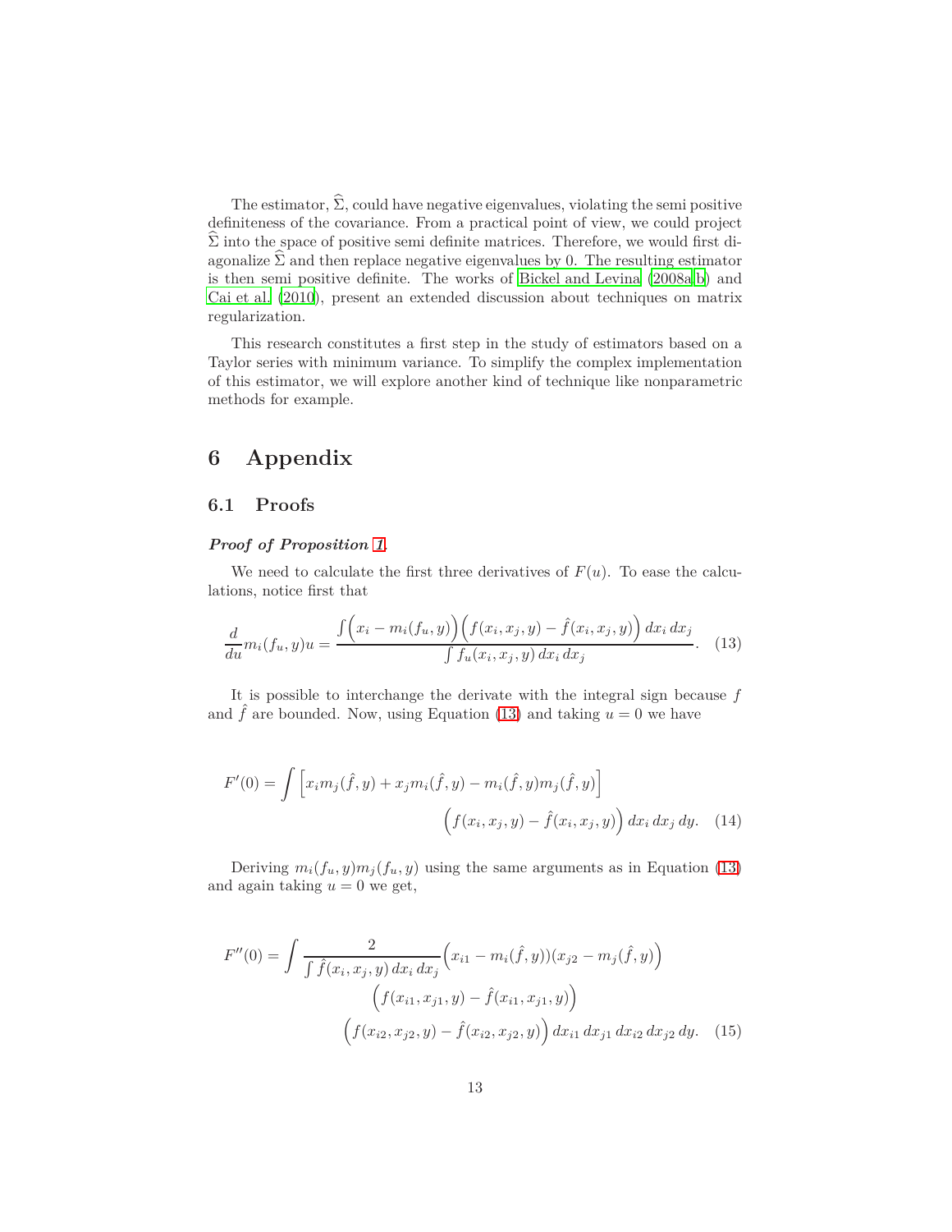The estimator, $\widehat{\Sigma}$, could have negative eigenvalues, violating the semi positive definiteness of the covariance. From a practical point of view, we could project $\widehat{\Sigma}$ into the space of positive semi definite matrices. Therefore, we would first diagonalize $\widehat{\Sigma}$ and then replace negative eigenvalues by 0. The resulting estimator is then semi positive definite. The works of Bickel and Levina (2008a,b) and Cai et al. (2010), present an extended discussion about techniques on matrix regularization.

This research constitutes a first step in the study of estimators based on a Taylor series with minimum variance. To simplify the complex implementation of this estimator, we will explore another kind of technique like nonparametric methods for example.

# 6 Appendix

## 6.1 Proofs

***Proof of Proposition 1.***

We need to calculate the first three derivatives of $F(u)$. To ease the calculations, notice first that

$$\frac{d}{du} m_i(f_u, y) u = \frac{\int \Big(x_i - m_i(f_u, y)\Big)\Big(f(x_i, x_j, y) - \hat{f}(x_i, x_j, y)\Big)\, dx_i\, dx_j}{\int f_u(x_i, x_j, y)\, dx_i\, dx_j}. \quad (13)$$

It is possible to interchange the derivate with the integral sign because $f$ and $\hat{f}$ are bounded. Now, using Equation (13) and taking $u = 0$ we have

$$F'(0) = \int \Big[x_i m_j(\hat{f}, y) + x_j m_i(\hat{f}, y) - m_i(\hat{f}, y) m_j(\hat{f}, y)\Big] \Big(f(x_i, x_j, y) - \hat{f}(x_i, x_j, y)\Big)\, dx_i\, dx_j\, dy. \quad (14)$$

Deriving $m_i(f_u, y) m_j(f_u, y)$ using the same arguments as in Equation (13) and again taking $u = 0$ we get,

$$F''(0) = \int \frac{2}{\int \hat{f}(x_i, x_j, y)\, dx_i\, dx_j} \Big(x_{i1} - m_i(\hat{f}, y))(x_{j2} - m_j(\hat{f}, y)\Big) \Big(f(x_{i1}, x_{j1}, y) - \hat{f}(x_{i1}, x_{j1}, y)\Big) \Big(f(x_{i2}, x_{j2}, y) - \hat{f}(x_{i2}, x_{j2}, y)\Big)\, dx_{i1}\, dx_{j1}\, dx_{i2}\, dx_{j2}\, dy. \quad (15)$$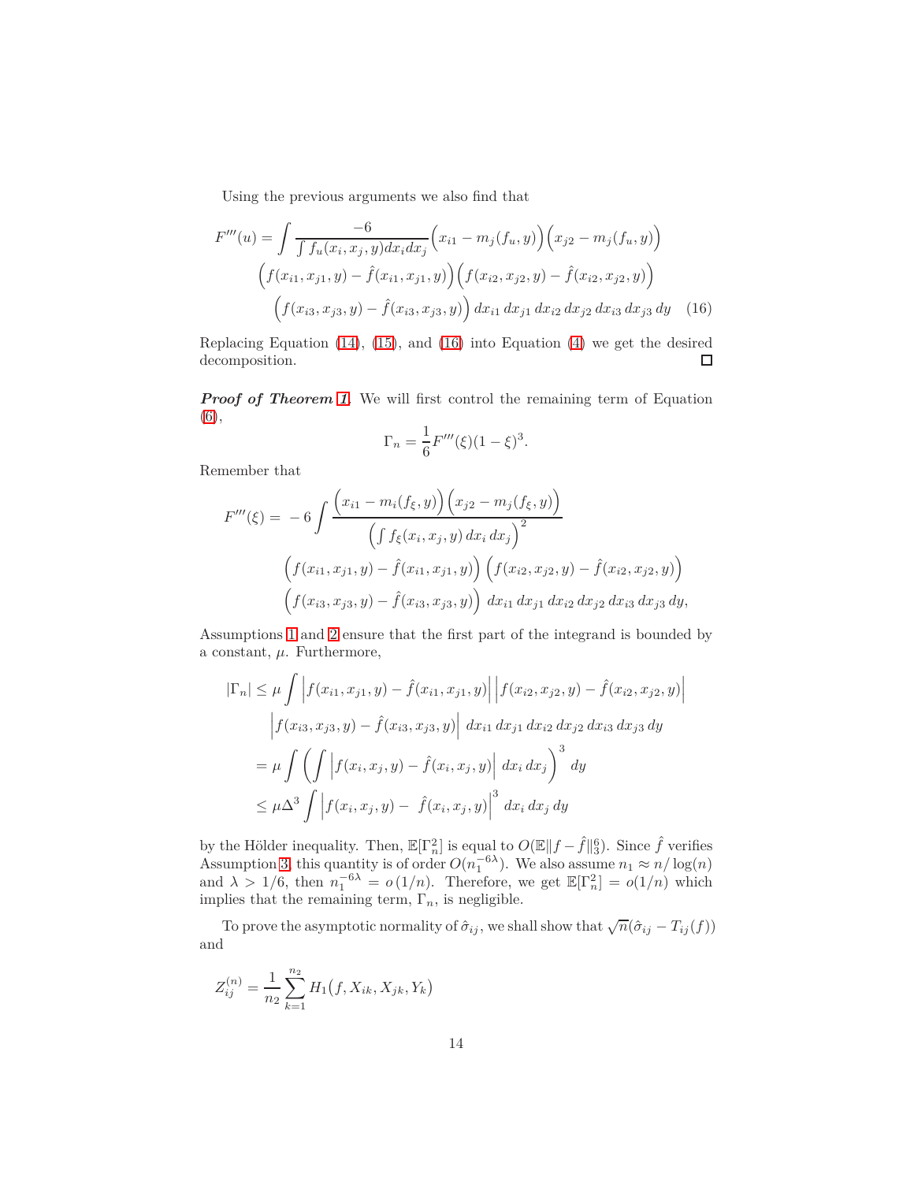Using the previous arguments we also find that

$$
\begin{aligned}
F'''(u) = \int \frac{-6}{\int f_u(x_i, x_j, y) dx_i dx_j} &\Big(x_{i1} - m_j(f_u, y)\Big)\Big(x_{j2} - m_j(f_u, y)\Big) \\
&\Big(f(x_{i1}, x_{j1}, y) - \hat{f}(x_{i1}, x_{j1}, y)\Big)\Big(f(x_{i2}, x_{j2}, y) - \hat{f}(x_{i2}, x_{j2}, y)\Big) \\
&\Big(f(x_{i3}, x_{j3}, y) - \hat{f}(x_{i3}, x_{j3}, y)\Big)\, dx_{i1}\, dx_{j1}\, dx_{i2}\, dx_{j2}\, dx_{i3}\, dx_{j3}\, dy \quad (16)
\end{aligned}
$$

Replacing Equation (14), (15), and (16) into Equation (4) we get the desired decomposition. ☐

***Proof of Theorem 1.*** We will first control the remaining term of Equation (6),

$$
\Gamma_n = \frac{1}{6} F'''(\xi)(1 - \xi)^3.
$$

Remember that

$$
\begin{aligned}
F'''(\xi) = -6 \int &\frac{\Big(x_{i1} - m_i(f_\xi, y)\Big)\Big(x_{j2} - m_j(f_\xi, y)\Big)}{\Big(\int f_\xi(x_i, x_j, y)\, dx_i\, dx_j\Big)^2} \\
&\Big(f(x_{i1}, x_{j1}, y) - \hat{f}(x_{i1}, x_{j1}, y)\Big)\Big(f(x_{i2}, x_{j2}, y) - \hat{f}(x_{i2}, x_{j2}, y)\Big) \\
&\Big(f(x_{i3}, x_{j3}, y) - \hat{f}(x_{i3}, x_{j3}, y)\Big)\, dx_{i1}\, dx_{j1}\, dx_{i2}\, dx_{j2}\, dx_{i3}\, dx_{j3}\, dy,
\end{aligned}
$$

Assumptions 1 and 2 ensure that the first part of the integrand is bounded by a constant, $\mu$. Furthermore,

$$
\begin{aligned}
|\Gamma_n| &\leq \mu \int \Big|f(x_{i1}, x_{j1}, y) - \hat{f}(x_{i1}, x_{j1}, y)\Big| \Big|f(x_{i2}, x_{j2}, y) - \hat{f}(x_{i2}, x_{j2}, y)\Big| \\
&\qquad \Big|f(x_{i3}, x_{j3}, y) - \hat{f}(x_{i3}, x_{j3}, y)\Big|\, dx_{i1}\, dx_{j1}\, dx_{i2}\, dx_{j2}\, dx_{i3}\, dx_{j3}\, dy \\
&= \mu \int \left( \int \Big|f(x_i, x_j, y) - \hat{f}(x_i, x_j, y)\Big|\, dx_i\, dx_j \right)^3 dy \\
&\leq \mu \Delta^3 \int \Big|f(x_i, x_j, y) - \hat{f}(x_i, x_j, y)\Big|^3 dx_i\, dx_j\, dy
\end{aligned}
$$

by the Hölder inequality. Then, $\mathbb{E}[\Gamma_n^2]$ is equal to $O(\mathbb{E}\|f - \hat{f}\|_3^6)$. Since $\hat{f}$ verifies Assumption 3, this quantity is of order $O(n_1^{-6\lambda})$. We also assume $n_1 \approx n/\log(n)$ and $\lambda > 1/6$, then $n_1^{-6\lambda} = o(1/n)$. Therefore, we get $\mathbb{E}[\Gamma_n^2] = o(1/n)$ which implies that the remaining term, $\Gamma_n$, is negligible.

To prove the asymptotic normality of $\hat{\sigma}_{ij}$, we shall show that $\sqrt{n}(\hat{\sigma}_{ij} - T_{ij}(f))$ and

$$
Z_{ij}^{(n)} = \frac{1}{n_2} \sum_{k=1}^{n_2} H_1\big(f, X_{ik}, X_{jk}, Y_k\big)
$$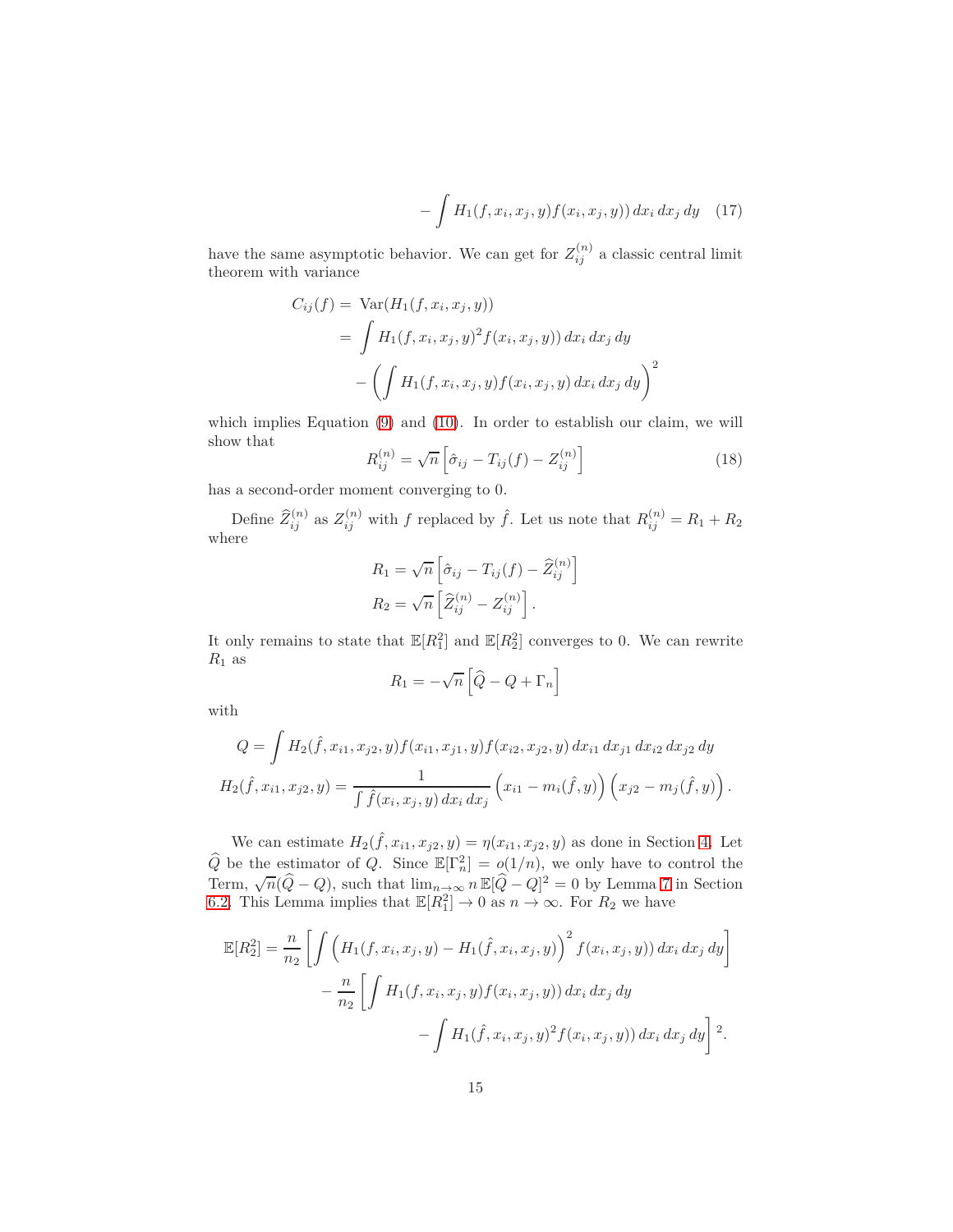$$- \int H_1(f, x_i, x_j, y) f(x_i, x_j, y))\, dx_i\, dx_j\, dy \quad (17)$$

have the same asymptotic behavior. We can get for $Z_{ij}^{(n)}$ a classic central limit theorem with variance

$$\begin{aligned}
C_{ij}(f) = &\ \mathrm{Var}(H_1(f, x_i, x_j, y)) \\
= &\int H_1(f, x_i, x_j, y)^2 f(x_i, x_j, y))\, dx_i\, dx_j\, dy \\
&- \left( \int H_1(f, x_i, x_j, y) f(x_i, x_j, y)\, dx_i\, dx_j\, dy \right)^2
\end{aligned}$$

which implies Equation (9) and (10). In order to establish our claim, we will show that

$$R_{ij}^{(n)} = \sqrt{n} \left[ \hat{\sigma}_{ij} - T_{ij}(f) - Z_{ij}^{(n)} \right] \quad (18)$$

has a second-order moment converging to 0.

Define $\widehat{Z}_{ij}^{(n)}$ as $Z_{ij}^{(n)}$ with $f$ replaced by $\hat{f}$. Let us note that $R_{ij}^{(n)} = R_1 + R_2$ where

$$\begin{aligned}
R_1 &= \sqrt{n} \left[ \hat{\sigma}_{ij} - T_{ij}(f) - \widehat{Z}_{ij}^{(n)} \right] \\
R_2 &= \sqrt{n} \left[ \widehat{Z}_{ij}^{(n)} - Z_{ij}^{(n)} \right].
\end{aligned}$$

It only remains to state that $\mathbb{E}[R_1^2]$ and $\mathbb{E}[R_2^2]$ converges to 0. We can rewrite $R_1$ as

$$R_1 = -\sqrt{n} \left[ \widehat{Q} - Q + \Gamma_n \right]$$

with

$$\begin{aligned}
Q &= \int H_2(\hat{f}, x_{i1}, x_{j2}, y) f(x_{i1}, x_{j1}, y) f(x_{i2}, x_{j2}, y)\, dx_{i1}\, dx_{j1}\, dx_{i2}\, dx_{j2}\, dy \\
H_2(\hat{f}, x_{i1}, x_{j2}, y) &= \frac{1}{\int \hat{f}(x_i, x_j, y)\, dx_i\, dx_j} \left( x_{i1} - m_i(\hat{f}, y) \right) \left( x_{j2} - m_j(\hat{f}, y) \right).
\end{aligned}$$

We can estimate $H_2(\hat{f}, x_{i1}, x_{j2}, y) = \eta(x_{i1}, x_{j2}, y)$ as done in Section 4. Let $\widehat{Q}$ be the estimator of $Q$. Since $\mathbb{E}[\Gamma_n^2] = o(1/n)$, we only have to control the Term, $\sqrt{n}(\widehat{Q} - Q)$, such that $\lim_{n\to\infty} n\, \mathbb{E}[\widehat{Q} - Q]^2 = 0$ by Lemma 7 in Section 6.2. This Lemma implies that $\mathbb{E}[R_1^2] \to 0$ as $n \to \infty$. For $R_2$ we have

$$\begin{aligned}
\mathbb{E}[R_2^2] = \frac{n}{n_2} &\left[ \int \left( H_1(f, x_i, x_j, y) - H_1(\hat{f}, x_i, x_j, y) \right)^2 f(x_i, x_j, y))\, dx_i\, dx_j\, dy \right] \\
&- \frac{n}{n_2} \left[ \int H_1(f, x_i, x_j, y) f(x_i, x_j, y))\, dx_i\, dx_j\, dy \right. \\
&\qquad \left. - \int H_1(\hat{f}, x_i, x_j, y)^2 f(x_i, x_j, y))\, dx_i\, dx_j\, dy \right]^2.
\end{aligned}$$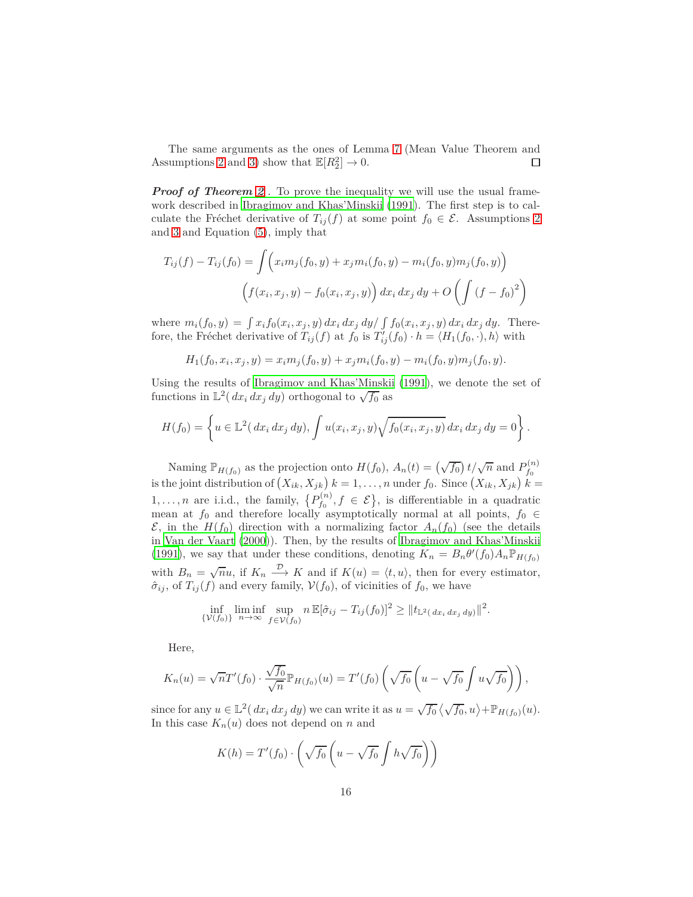The same arguments as the ones of Lemma 7 (Mean Value Theorem and Assumptions 2 and 3) show that $\mathbb{E}[R_2^2] \to 0$. $\square$

***Proof of Theorem 2*** . To prove the inequality we will use the usual framework described in Ibragimov and Khas'Minskii (1991). The first step is to calculate the Fréchet derivative of $T_{ij}(f)$ at some point $f_0 \in \mathcal{E}$. Assumptions 2 and 3 and Equation (5), imply that

$$
T_{ij}(f) - T_{ij}(f_0) = \int \Big( x_i m_j(f_0, y) + x_j m_i(f_0, y) - m_i(f_0, y) m_j(f_0, y) \Big) \\
\Big( f(x_i, x_j, y) - f_0(x_i, x_j, y) \Big) \, dx_i \, dx_j \, dy + O\left( \int (f - f_0)^2 \right)
$$

where $m_i(f_0, y) = \int x_i f_0(x_i, x_j, y) \, dx_i \, dx_j \, dy / \int f_0(x_i, x_j, y) \, dx_i \, dx_j \, dy$. Therefore, the Fréchet derivative of $T_{ij}(f)$ at $f_0$ is $T'_{ij}(f_0) \cdot h = \langle H_1(f_0, \cdot), h \rangle$ with

$$
H_1(f_0, x_i, x_j, y) = x_i m_j(f_0, y) + x_j m_i(f_0, y) - m_i(f_0, y) m_j(f_0, y).
$$

Using the results of Ibragimov and Khas'Minskii (1991), we denote the set of functions in $\mathbb{L}^2(\, dx_i \, dx_j \, dy)$ orthogonal to $\sqrt{f_0}$ as

$$
H(f_0) = \left\{ u \in \mathbb{L}^2(\, dx_i \, dx_j \, dy), \int u(x_i, x_j, y) \sqrt{f_0(x_i, x_j, y)} \, dx_i \, dx_j \, dy = 0 \right\}.
$$

Naming $\mathbb{P}_{H(f_0)}$ as the projection onto $H(f_0)$, $A_n(t) = \left(\sqrt{f_0}\right) t / \sqrt{n}$ and $P_{f_0}^{(n)}$ is the joint distribution of $\left(X_{ik}, X_{jk}\right)$ $k = 1, \ldots, n$ under $f_0$. Since $\left(X_{ik}, X_{jk}\right)$ $k = 1, \ldots, n$ are i.i.d., the family, $\left\{P_{f_0}^{(n)}, f \in \mathcal{E}\right\}$, is differentiable in a quadratic mean at $f_0$ and therefore locally asymptotically normal at all points, $f_0 \in \mathcal{E}$, in the $H(f_0)$ direction with a normalizing factor $A_n(f_0)$ (see the details in Van der Vaart (2000)). Then, by the results of Ibragimov and Khas'Minskii (1991), we say that under these conditions, denoting $K_n = B_n \theta'(f_0) A_n \mathbb{P}_{H(f_0)}$ with $B_n = \sqrt{n} u$, if $K_n \xrightarrow{\mathcal{D}} K$ and if $K(u) = \langle t, u \rangle$, then for every estimator, $\hat{\sigma}_{ij}$, of $T_{ij}(f)$ and every family, $\mathcal{V}(f_0)$, of vicinities of $f_0$, we have

$$
\inf_{\{\mathcal{V}(f_0)\}} \liminf_{n \to \infty} \sup_{f \in \mathcal{V}(f_0)} n \, \mathbb{E}[\hat{\sigma}_{ij} - T_{ij}(f_0)]^2 \geq \|t_{\mathbb{L}^2(\, dx_i \, dx_j \, dy)}\|^2.
$$

Here,

$$
K_n(u) = \sqrt{n} T'(f_0) \cdot \frac{\sqrt{f_0}}{\sqrt{n}} \mathbb{P}_{H(f_0)}(u) = T'(f_0) \left( \sqrt{f_0} \left( u - \sqrt{f_0} \int u \sqrt{f_0} \right) \right),
$$

since for any $u \in \mathbb{L}^2(\, dx_i \, dx_j \, dy)$ we can write it as $u = \sqrt{f_0} \left\langle \sqrt{f_0}, u \right\rangle + \mathbb{P}_{H(f_0)}(u)$. In this case $K_n(u)$ does not depend on $n$ and

$$
K(h) = T'(f_0) \cdot \left( \sqrt{f_0} \left( u - \sqrt{f_0} \int h \sqrt{f_0} \right) \right)
$$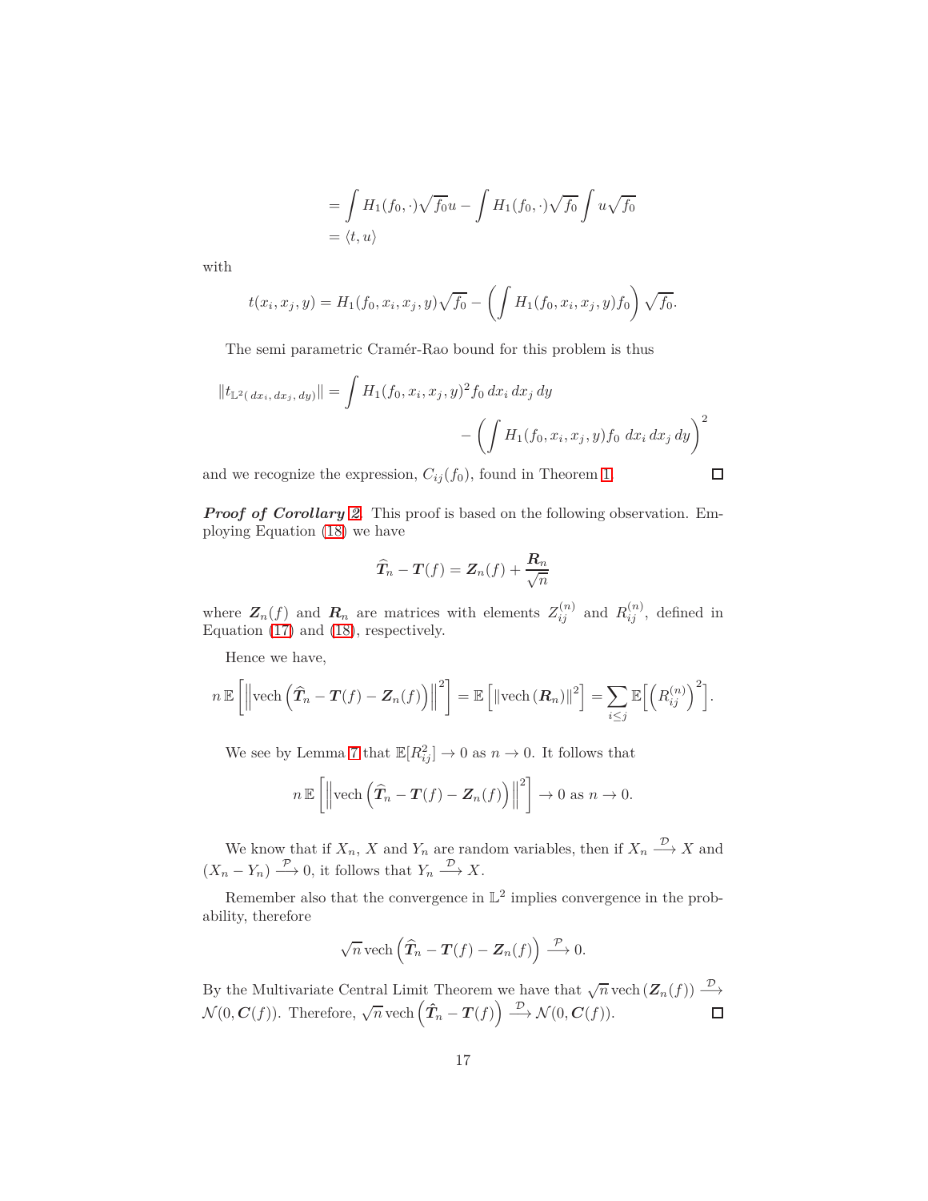$$
\begin{aligned}
&= \int H_1(f_0, \cdot)\sqrt{f_0}u - \int H_1(f_0, \cdot)\sqrt{f_0} \int u\sqrt{f_0} \\
&= \langle t, u \rangle
\end{aligned}
$$

with

$$
t(x_i, x_j, y) = H_1(f_0, x_i, x_j, y)\sqrt{f_0} - \left( \int H_1(f_0, x_i, x_j, y) f_0 \right) \sqrt{f_0}.
$$

The semi parametric Cramér-Rao bound for this problem is thus

$$
\begin{aligned}
\|t_{\mathbb{L}^2(\,dx_i,\,dx_j,\,dy)}\| = \int H_1(f_0, x_i, x_j, y)^2 f_0 \, dx_i \, dx_j \, dy \\
- \left( \int H_1(f_0, x_i, x_j, y) f_0 \, dx_i \, dx_j \, dy \right)^2
\end{aligned}
$$

and we recognize the expression, $C_{ij}(f_0)$, found in Theorem 1. ☐

***Proof of Corollary 2.*** This proof is based on the following observation. Employing Equation (18) we have

$$
\widehat{\boldsymbol{T}}_n - \boldsymbol{T}(f) = \boldsymbol{Z}_n(f) + \frac{\boldsymbol{R}_n}{\sqrt{n}}
$$

where $\boldsymbol{Z}_n(f)$ and $\boldsymbol{R}_n$ are matrices with elements $Z_{ij}^{(n)}$ and $R_{ij}^{(n)}$, defined in Equation (17) and (18), respectively.

Hence we have,

$$
n \, \mathbb{E}\left[ \left\| \operatorname{vech}\left( \widehat{\boldsymbol{T}}_n - \boldsymbol{T}(f) - \boldsymbol{Z}_n(f) \right) \right\|^2 \right] = \mathbb{E}\left[ \left\| \operatorname{vech}\left( \boldsymbol{R}_n \right) \right\|^2 \right] = \sum_{i \leq j} \mathbb{E}\Big[ \left( R_{ij}^{(n)} \right)^2 \Big].
$$

We see by Lemma 7 that $\mathbb{E}[R_{ij}^2] \to 0$ as $n \to 0$. It follows that

$$
n \, \mathbb{E}\left[ \left\| \operatorname{vech}\left( \widehat{\boldsymbol{T}}_n - \boldsymbol{T}(f) - \boldsymbol{Z}_n(f) \right) \right\|^2 \right] \to 0 \text{ as } n \to 0.
$$

We know that if $X_n$, $X$ and $Y_n$ are random variables, then if $X_n \xrightarrow{\mathcal{D}} X$ and $(X_n - Y_n) \xrightarrow{\mathcal{P}} 0$, it follows that $Y_n \xrightarrow{\mathcal{D}} X$.

Remember also that the convergence in $\mathbb{L}^2$ implies convergence in the probability, therefore

$$
\sqrt{n} \operatorname{vech}\left( \widehat{\boldsymbol{T}}_n - \boldsymbol{T}(f) - \boldsymbol{Z}_n(f) \right) \xrightarrow{\mathcal{P}} 0.
$$

By the Multivariate Central Limit Theorem we have that $\sqrt{n} \operatorname{vech}\left( \boldsymbol{Z}_n(f) \right) \xrightarrow{\mathcal{D}} \mathcal{N}(0, \boldsymbol{C}(f))$. Therefore, $\sqrt{n} \operatorname{vech}\left( \hat{\boldsymbol{T}}_n - \boldsymbol{T}(f) \right) \xrightarrow{\mathcal{D}} \mathcal{N}(0, \boldsymbol{C}(f))$. ☐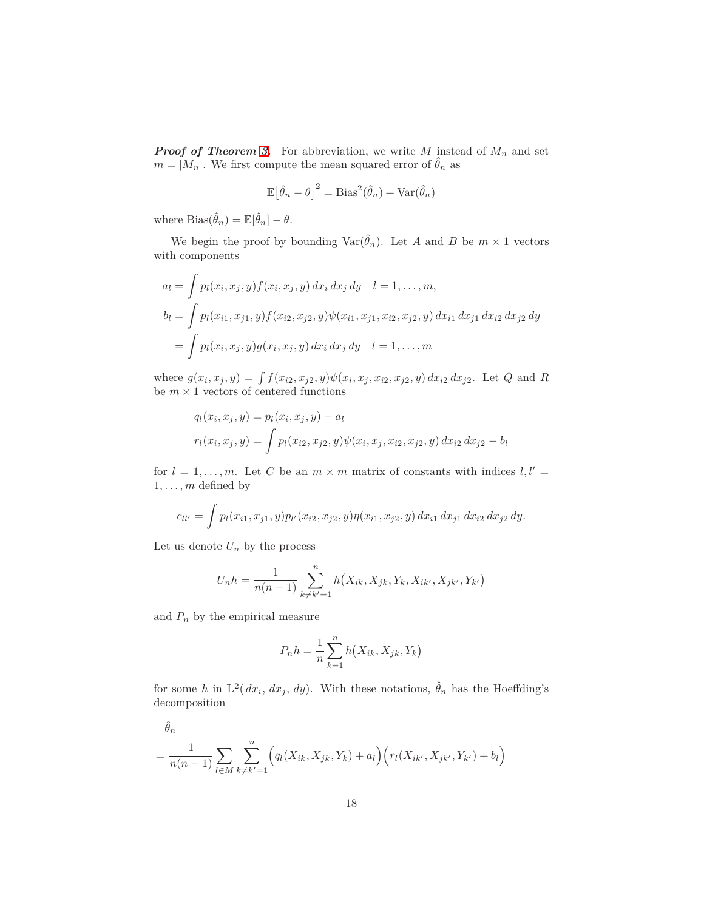***Proof of Theorem 3.*** For abbreviation, we write $M$ instead of $M_n$ and set $m = |M_n|$. We first compute the mean squared error of $\hat{\theta}_n$ as

$$\mathbb{E}\big[\hat{\theta}_n - \theta\big]^2 = \text{Bias}^2(\hat{\theta}_n) + \text{Var}(\hat{\theta}_n)$$

where $\text{Bias}(\hat{\theta}_n) = \mathbb{E}[\hat{\theta}_n] - \theta$.

We begin the proof by bounding $\text{Var}(\hat{\theta}_n)$. Let $A$ and $B$ be $m \times 1$ vectors with components

$$\begin{aligned}
a_l &= \int p_l(x_i, x_j, y) f(x_i, x_j, y)\, dx_i\, dx_j\, dy \quad l = 1, \ldots, m, \\
b_l &= \int p_l(x_{i1}, x_{j1}, y) f(x_{i2}, x_{j2}, y) \psi(x_{i1}, x_{j1}, x_{i2}, x_{j2}, y)\, dx_{i1}\, dx_{j1}\, dx_{i2}\, dx_{j2}\, dy \\
&= \int p_l(x_i, x_j, y) g(x_i, x_j, y)\, dx_i\, dx_j\, dy \quad l = 1, \ldots, m
\end{aligned}$$

where $g(x_i, x_j, y) = \int f(x_{i2}, x_{j2}, y)\psi(x_i, x_j, x_{i2}, x_{j2}, y)\, dx_{i2}\, dx_{j2}$. Let $Q$ and $R$ be $m \times 1$ vectors of centered functions

$$\begin{aligned}
q_l(x_i, x_j, y) &= p_l(x_i, x_j, y) - a_l \\
r_l(x_i, x_j, y) &= \int p_l(x_{i2}, x_{j2}, y) \psi(x_i, x_j, x_{i2}, x_{j2}, y)\, dx_{i2}\, dx_{j2} - b_l
\end{aligned}$$

for $l = 1, \ldots, m$. Let $C$ be an $m \times m$ matrix of constants with indices $l, l' = 1, \ldots, m$ defined by

$$c_{ll'} = \int p_l(x_{i1}, x_{j1}, y) p_{l'}(x_{i2}, x_{j2}, y) \eta(x_{i1}, x_{j2}, y)\, dx_{i1}\, dx_{j1}\, dx_{i2}\, dx_{j2}\, dy.$$

Let us denote $U_n$ by the process

$$U_n h = \frac{1}{n(n-1)} \sum_{k \neq k'=1}^{n} h\big(X_{ik}, X_{jk}, Y_k, X_{ik'}, X_{jk'}, Y_{k'}\big)$$

and $P_n$ by the empirical measure

$$P_n h = \frac{1}{n} \sum_{k=1}^{n} h\big(X_{ik}, X_{jk}, Y_k\big)$$

for some $h$ in $\mathbb{L}^2(\,dx_i,\, dx_j,\, dy)$. With these notations, $\hat{\theta}_n$ has the Hoeffding's decomposition

$$\begin{aligned}
&\hat{\theta}_n \\
&= \frac{1}{n(n-1)} \sum_{l \in M} \sum_{k \neq k'=1}^{n} \Big(q_l(X_{ik}, X_{jk}, Y_k) + a_l\Big)\Big(r_l(X_{ik'}, X_{jk'}, Y_{k'}) + b_l\Big)
\end{aligned}$$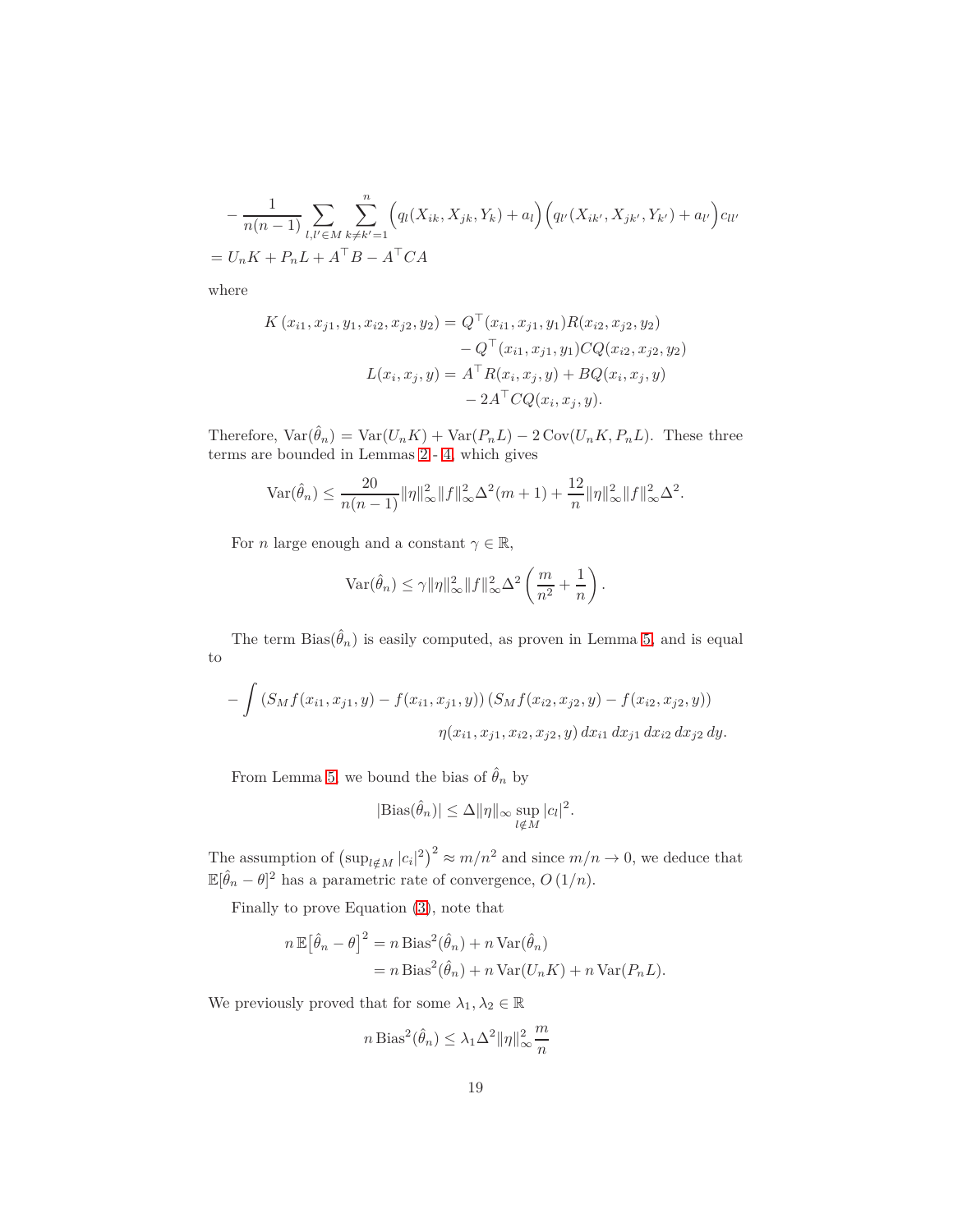$$
\begin{aligned}
&- \frac{1}{n(n-1)} \sum_{l,l' \in M} \sum_{k \neq k'=1}^{n} \Big( q_l(X_{ik}, X_{jk}, Y_k) + a_l \Big) \Big( q_{l'}(X_{ik'}, X_{jk'}, Y_{k'}) + a_{l'} \Big) c_{ll'} \\
&= U_n K + P_n L + A^\top B - A^\top C A
\end{aligned}
$$

where

$$
\begin{aligned}
K\left(x_{i1}, x_{j1}, y_1, x_{i2}, x_{j2}, y_2\right) &= Q^\top(x_{i1}, x_{j1}, y_1) R(x_{i2}, x_{j2}, y_2) \\
&\quad - Q^\top(x_{i1}, x_{j1}, y_1) C Q(x_{i2}, x_{j2}, y_2) \\
L(x_i, x_j, y) &= A^\top R(x_i, x_j, y) + B Q(x_i, x_j, y) \\
&\quad - 2A^\top C Q(x_i, x_j, y).
\end{aligned}
$$

Therefore, $\operatorname{Var}(\hat{\theta}_n) = \operatorname{Var}(U_n K) + \operatorname{Var}(P_n L) - 2\operatorname{Cov}(U_n K, P_n L)$. These three terms are bounded in Lemmas 2 - 4, which gives

$$
\operatorname{Var}(\hat{\theta}_n) \leq \frac{20}{n(n-1)} \|\eta\|_\infty^2 \|f\|_\infty^2 \Delta^2 (m+1) + \frac{12}{n} \|\eta\|_\infty^2 \|f\|_\infty^2 \Delta^2.
$$

For $n$ large enough and a constant $\gamma \in \mathbb{R}$,

$$
\operatorname{Var}(\hat{\theta}_n) \leq \gamma \|\eta\|_\infty^2 \|f\|_\infty^2 \Delta^2 \left( \frac{m}{n^2} + \frac{1}{n} \right).
$$

The term $\operatorname{Bias}(\hat{\theta}_n)$ is easily computed, as proven in Lemma 5, and is equal to

$$
\begin{aligned}
- \int \left( S_M f(x_{i1}, x_{j1}, y) - f(x_{i1}, x_{j1}, y) \right) \left( S_M f(x_{i2}, x_{j2}, y) - f(x_{i2}, x_{j2}, y) \right) \\
\eta(x_{i1}, x_{j1}, x_{i2}, x_{j2}, y)\, dx_{i1}\, dx_{j1}\, dx_{i2}\, dx_{j2}\, dy.
\end{aligned}
$$

From Lemma 5, we bound the bias of $\hat{\theta}_n$ by

$$
|\operatorname{Bias}(\hat{\theta}_n)| \leq \Delta \|\eta\|_\infty \sup_{l \notin M} |c_l|^2.
$$

The assumption of $\left(\sup_{l \notin M} |c_i|^2\right)^2 \approx m/n^2$ and since $m/n \to 0$, we deduce that $\mathbb{E}[\hat{\theta}_n - \theta]^2$ has a parametric rate of convergence, $O\left(1/n\right)$.

Finally to prove Equation (3), note that

$$
\begin{aligned}
n\, \mathbb{E}\big[\hat{\theta}_n - \theta\big]^2 &= n \operatorname{Bias}^2(\hat{\theta}_n) + n \operatorname{Var}(\hat{\theta}_n) \\
&= n \operatorname{Bias}^2(\hat{\theta}_n) + n \operatorname{Var}(U_n K) + n \operatorname{Var}(P_n L).
\end{aligned}
$$

We previously proved that for some $\lambda_1, \lambda_2 \in \mathbb{R}$

$$
n \operatorname{Bias}^2(\hat{\theta}_n) \leq \lambda_1 \Delta^2 \|\eta\|_\infty^2 \frac{m}{n}
$$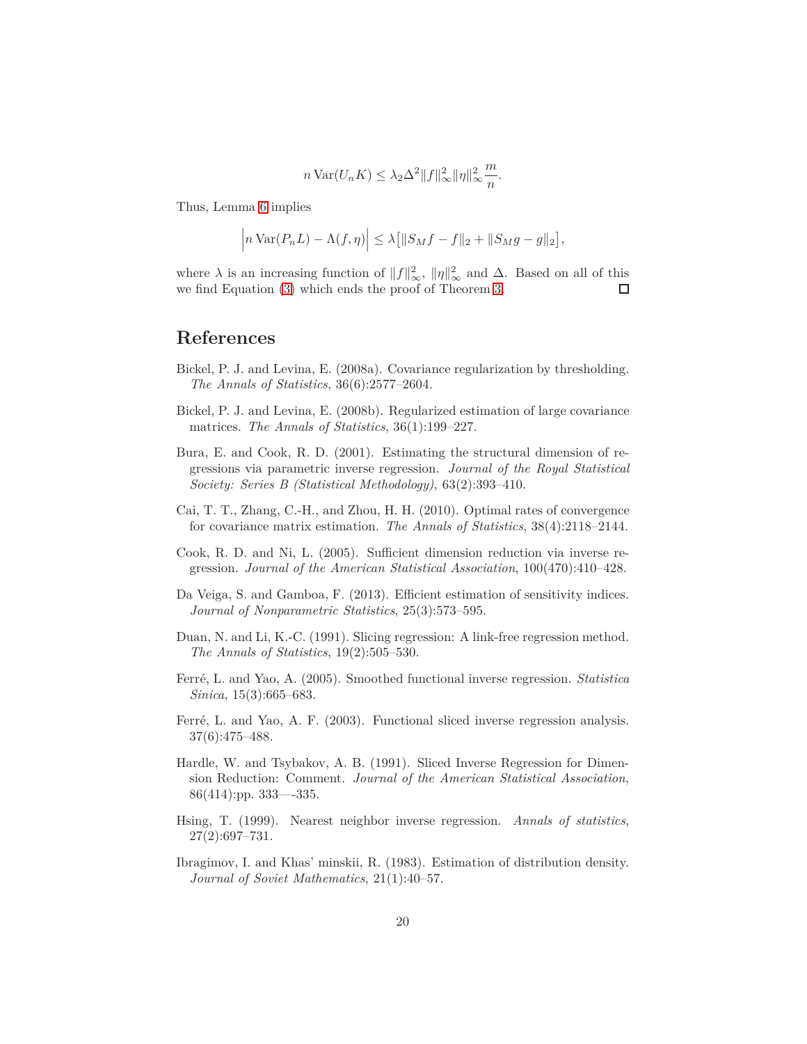$$n \operatorname{Var}(U_n K) \leq \lambda_2 \Delta^2 \|f\|_\infty^2 \|\eta\|_\infty^2 \frac{m}{n}.$$

Thus, Lemma 6 implies

$$\left| n \operatorname{Var}(P_n L) - \Lambda(f, \eta) \right| \leq \lambda \left[ \|S_M f - f\|_2 + \|S_M g - g\|_2 \right],$$

where $\lambda$ is an increasing function of $\|f\|_\infty^2$, $\|\eta\|_\infty^2$ and $\Delta$. Based on all of this we find Equation (3) which ends the proof of Theorem 3. ◻

## References

Bickel, P. J. and Levina, E. (2008a). Covariance regularization by thresholding. *The Annals of Statistics*, 36(6):2577–2604.

Bickel, P. J. and Levina, E. (2008b). Regularized estimation of large covariance matrices. *The Annals of Statistics*, 36(1):199–227.

Bura, E. and Cook, R. D. (2001). Estimating the structural dimension of regressions via parametric inverse regression. *Journal of the Royal Statistical Society: Series B (Statistical Methodology)*, 63(2):393–410.

Cai, T. T., Zhang, C.-H., and Zhou, H. H. (2010). Optimal rates of convergence for covariance matrix estimation. *The Annals of Statistics*, 38(4):2118–2144.

Cook, R. D. and Ni, L. (2005). Sufficient dimension reduction via inverse regression. *Journal of the American Statistical Association*, 100(470):410–428.

Da Veiga, S. and Gamboa, F. (2013). Efficient estimation of sensitivity indices. *Journal of Nonparametric Statistics*, 25(3):573–595.

Duan, N. and Li, K.-C. (1991). Slicing regression: A link-free regression method. *The Annals of Statistics*, 19(2):505–530.

Ferré, L. and Yao, A. (2005). Smoothed functional inverse regression. *Statistica Sinica*, 15(3):665–683.

Ferré, L. and Yao, A. F. (2003). Functional sliced inverse regression analysis. 37(6):475–488.

Hardle, W. and Tsybakov, A. B. (1991). Sliced Inverse Regression for Dimension Reduction: Comment. *Journal of the American Statistical Association*, 86(414):pp. 333—-335.

Hsing, T. (1999). Nearest neighbor inverse regression. *Annals of statistics*, 27(2):697–731.

Ibragimov, I. and Khas' minskii, R. (1983). Estimation of distribution density. *Journal of Soviet Mathematics*, 21(1):40–57.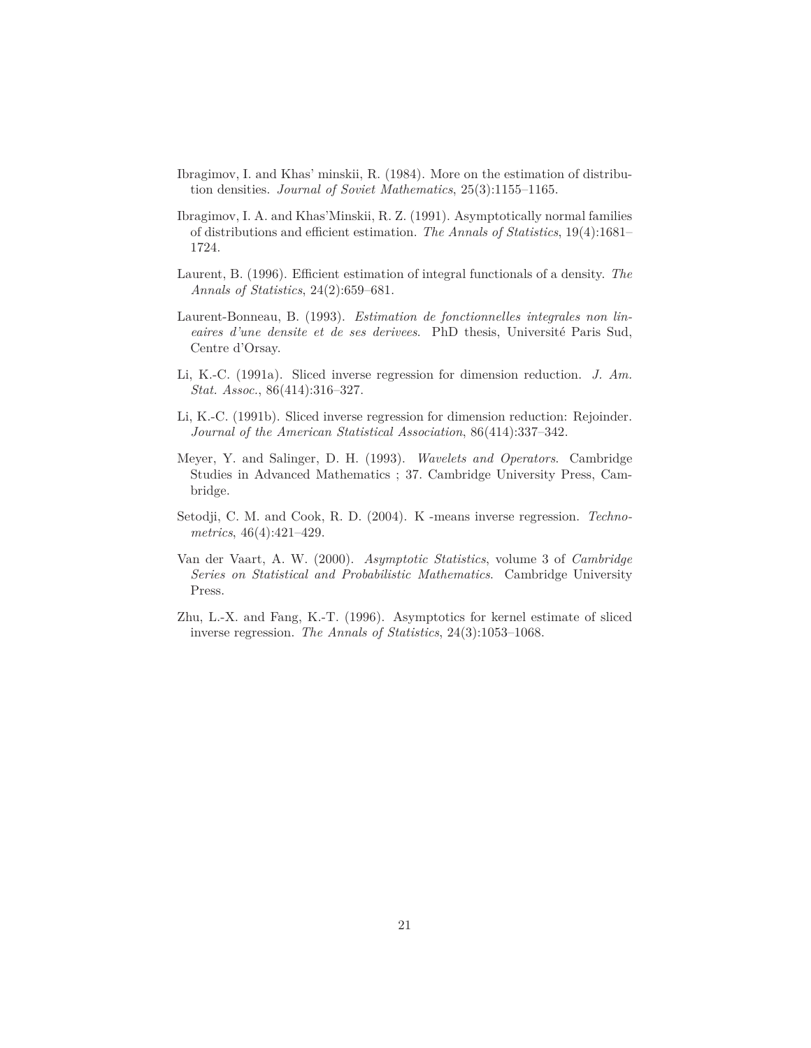Ibragimov, I. and Khas' minskii, R. (1984). More on the estimation of distribution densities. *Journal of Soviet Mathematics*, 25(3):1155–1165.

Ibragimov, I. A. and Khas'Minskii, R. Z. (1991). Asymptotically normal families of distributions and efficient estimation. *The Annals of Statistics*, 19(4):1681–1724.

Laurent, B. (1996). Efficient estimation of integral functionals of a density. *The Annals of Statistics*, 24(2):659–681.

Laurent-Bonneau, B. (1993). *Estimation de fonctionnelles integrales non lineaires d'une densite et de ses derivees*. PhD thesis, Université Paris Sud, Centre d'Orsay.

Li, K.-C. (1991a). Sliced inverse regression for dimension reduction. *J. Am. Stat. Assoc.*, 86(414):316–327.

Li, K.-C. (1991b). Sliced inverse regression for dimension reduction: Rejoinder. *Journal of the American Statistical Association*, 86(414):337–342.

Meyer, Y. and Salinger, D. H. (1993). *Wavelets and Operators*. Cambridge Studies in Advanced Mathematics ; 37. Cambridge University Press, Cambridge.

Setodji, C. M. and Cook, R. D. (2004). K -means inverse regression. *Technometrics*, 46(4):421–429.

Van der Vaart, A. W. (2000). *Asymptotic Statistics*, volume 3 of *Cambridge Series on Statistical and Probabilistic Mathematics*. Cambridge University Press.

Zhu, L.-X. and Fang, K.-T. (1996). Asymptotics for kernel estimate of sliced inverse regression. *The Annals of Statistics*, 24(3):1053–1068.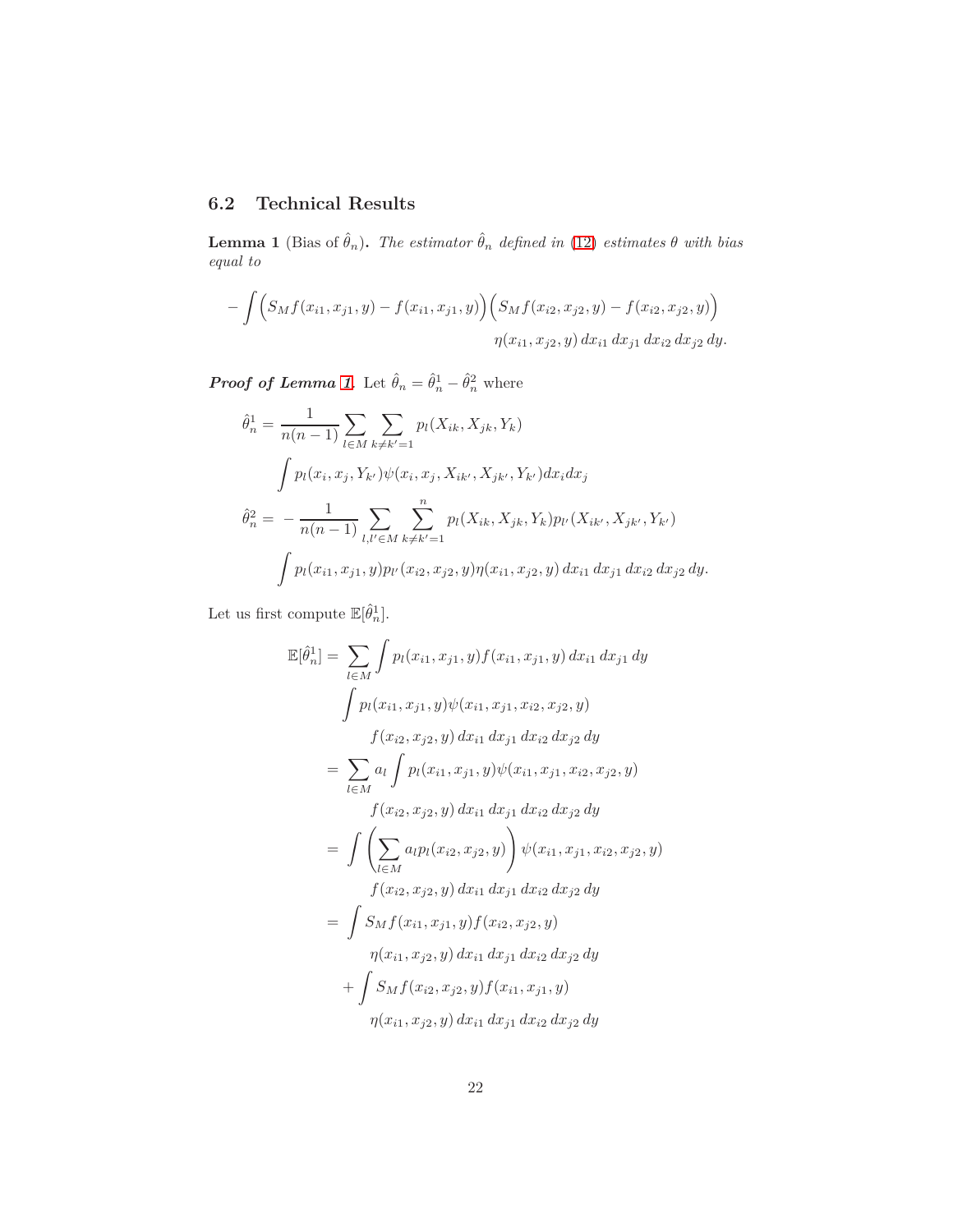### 6.2 Technical Results

**Lemma 1** (Bias of $\hat{\theta}_n$)**.** *The estimator $\hat{\theta}_n$ defined in (12) estimates $\theta$ with bias equal to*

$$
-\int \Big(S_M f(x_{i1}, x_{j1}, y) - f(x_{i1}, x_{j1}, y)\Big)\Big(S_M f(x_{i2}, x_{j2}, y) - f(x_{i2}, x_{j2}, y)\Big)
$$
$$
\eta(x_{i1}, x_{j2}, y)\, dx_{i1}\, dx_{j1}\, dx_{i2}\, dx_{j2}\, dy.
$$

***Proof of Lemma 1.*** Let $\hat{\theta}_n = \hat{\theta}_n^1 - \hat{\theta}_n^2$ where

$$
\hat{\theta}_n^1 = \frac{1}{n(n-1)} \sum_{l \in M} \sum_{k \neq k'=1} p_l(X_{ik}, X_{jk}, Y_k)
$$
$$
\int p_l(x_i, x_j, Y_{k'}) \psi(x_i, x_j, X_{ik'}, X_{jk'}, Y_{k'}) dx_i dx_j
$$
$$
\hat{\theta}_n^2 = -\frac{1}{n(n-1)} \sum_{l,l' \in M} \sum_{k \neq k'=1}^{n} p_l(X_{ik}, X_{jk}, Y_k) p_{l'}(X_{ik'}, X_{jk'}, Y_{k'})
$$
$$
\int p_l(x_{i1}, x_{j1}, y) p_{l'}(x_{i2}, x_{j2}, y) \eta(x_{i1}, x_{j2}, y)\, dx_{i1}\, dx_{j1}\, dx_{i2}\, dx_{j2}\, dy.
$$

Let us first compute $\mathbb{E}[\hat{\theta}_n^1]$.

$$
\begin{aligned}
\mathbb{E}[\hat{\theta}_n^1] = & \sum_{l \in M} \int p_l(x_{i1}, x_{j1}, y) f(x_{i1}, x_{j1}, y)\, dx_{i1}\, dx_{j1}\, dy \\
& \int p_l(x_{i1}, x_{j1}, y) \psi(x_{i1}, x_{j1}, x_{i2}, x_{j2}, y) \\
& \quad f(x_{i2}, x_{j2}, y)\, dx_{i1}\, dx_{j1}\, dx_{i2}\, dx_{j2}\, dy \\
= & \sum_{l \in M} a_l \int p_l(x_{i1}, x_{j1}, y) \psi(x_{i1}, x_{j1}, x_{i2}, x_{j2}, y) \\
& \quad f(x_{i2}, x_{j2}, y)\, dx_{i1}\, dx_{j1}\, dx_{i2}\, dx_{j2}\, dy \\
= & \int \left( \sum_{l \in M} a_l p_l(x_{i2}, x_{j2}, y) \right) \psi(x_{i1}, x_{j1}, x_{i2}, x_{j2}, y) \\
& \quad f(x_{i2}, x_{j2}, y)\, dx_{i1}\, dx_{j1}\, dx_{i2}\, dx_{j2}\, dy \\
= & \int S_M f(x_{i1}, x_{j1}, y) f(x_{i2}, x_{j2}, y) \\
& \quad \eta(x_{i1}, x_{j2}, y)\, dx_{i1}\, dx_{j1}\, dx_{i2}\, dx_{j2}\, dy \\
& + \int S_M f(x_{i2}, x_{j2}, y) f(x_{i1}, x_{j1}, y) \\
& \quad \eta(x_{i1}, x_{j2}, y)\, dx_{i1}\, dx_{j1}\, dx_{i2}\, dx_{j2}\, dy
\end{aligned}
$$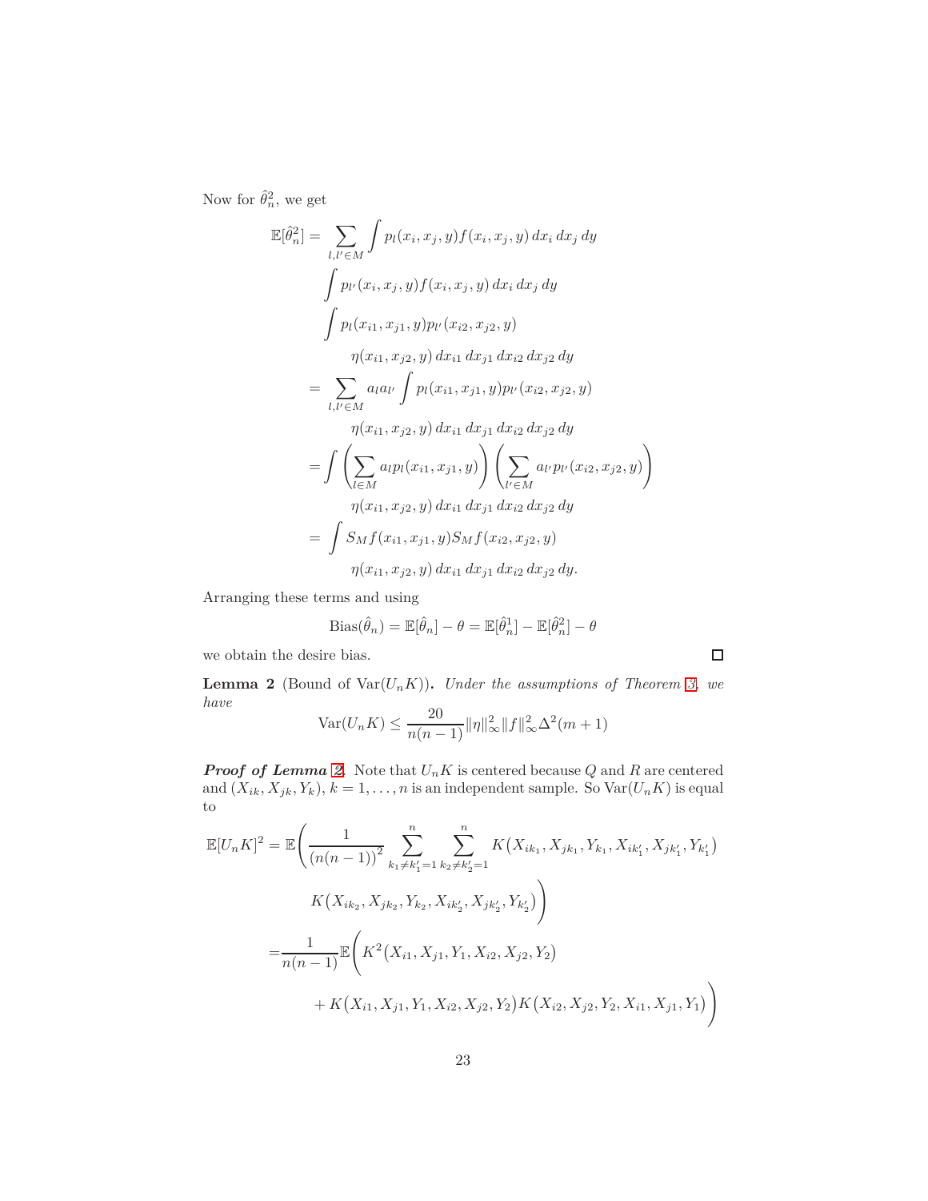Now for $\hat{\theta}_n^2$, we get

$$
\begin{aligned}
\mathbb{E}[\hat{\theta}_n^2] = &\sum_{l,l' \in M} \int p_l(x_i, x_j, y) f(x_i, x_j, y)\, dx_i\, dx_j\, dy \\
&\int p_{l'}(x_i, x_j, y) f(x_i, x_j, y)\, dx_i\, dx_j\, dy \\
&\int p_l(x_{i1}, x_{j1}, y) p_{l'}(x_{i2}, x_{j2}, y) \\
&\quad \eta(x_{i1}, x_{j2}, y)\, dx_{i1}\, dx_{j1}\, dx_{i2}\, dx_{j2}\, dy \\
= &\sum_{l,l' \in M} a_l a_{l'} \int p_l(x_{i1}, x_{j1}, y) p_{l'}(x_{i2}, x_{j2}, y) \\
&\quad \eta(x_{i1}, x_{j2}, y)\, dx_{i1}\, dx_{j1}\, dx_{i2}\, dx_{j2}\, dy \\
= &\int \left( \sum_{l \in M} a_l p_l(x_{i1}, x_{j1}, y) \right) \left( \sum_{l' \in M} a_{l'} p_{l'}(x_{i2}, x_{j2}, y) \right) \\
&\quad \eta(x_{i1}, x_{j2}, y)\, dx_{i1}\, dx_{j1}\, dx_{i2}\, dx_{j2}\, dy \\
= &\int S_M f(x_{i1}, x_{j1}, y) S_M f(x_{i2}, x_{j2}, y) \\
&\quad \eta(x_{i1}, x_{j2}, y)\, dx_{i1}\, dx_{j1}\, dx_{i2}\, dx_{j2}\, dy.
\end{aligned}
$$

Arranging these terms and using

$$
\mathrm{Bias}(\hat{\theta}_n) = \mathbb{E}[\hat{\theta}_n] - \theta = \mathbb{E}[\hat{\theta}_n^1] - \mathbb{E}[\hat{\theta}_n^2] - \theta
$$

we obtain the desire bias. □

**Lemma 2** (Bound of $\mathrm{Var}(U_n K)$)**.** *Under the assumptions of Theorem 3, we have*

$$
\mathrm{Var}(U_n K) \le \frac{20}{n(n-1)} \|\eta\|_\infty^2 \|f\|_\infty^2 \Delta^2 (m+1)
$$

***Proof of Lemma 2.*** Note that $U_n K$ is centered because $Q$ and $R$ are centered and $(X_{ik}, X_{jk}, Y_k)$, $k = 1, \dots, n$ is an independent sample. So $\mathrm{Var}(U_n K)$ is equal to

$$
\begin{aligned}
\mathbb{E}[U_n K]^2 = &\mathbb{E}\Bigg( \frac{1}{\left(n(n-1)\right)^2} \sum_{k_1 \neq k_1' = 1}^{n} \sum_{k_2 \neq k_2' = 1}^{n} K\big(X_{ik_1}, X_{jk_1}, Y_{k_1}, X_{ik_1'}, X_{jk_1'}, Y_{k_1'}\big) \\
&\quad K\big(X_{ik_2}, X_{jk_2}, Y_{k_2}, X_{ik_2'}, X_{jk_2'}, Y_{k_2'}\big) \Bigg) \\
= &\frac{1}{n(n-1)} \mathbb{E}\Bigg( K^2\big(X_{i1}, X_{j1}, Y_1, X_{i2}, X_{j2}, Y_2\big) \\
&\quad + K\big(X_{i1}, X_{j1}, Y_1, X_{i2}, X_{j2}, Y_2\big) K\big(X_{i2}, X_{j2}, Y_2, X_{i1}, X_{j1}, Y_1\big) \Bigg)
\end{aligned}
$$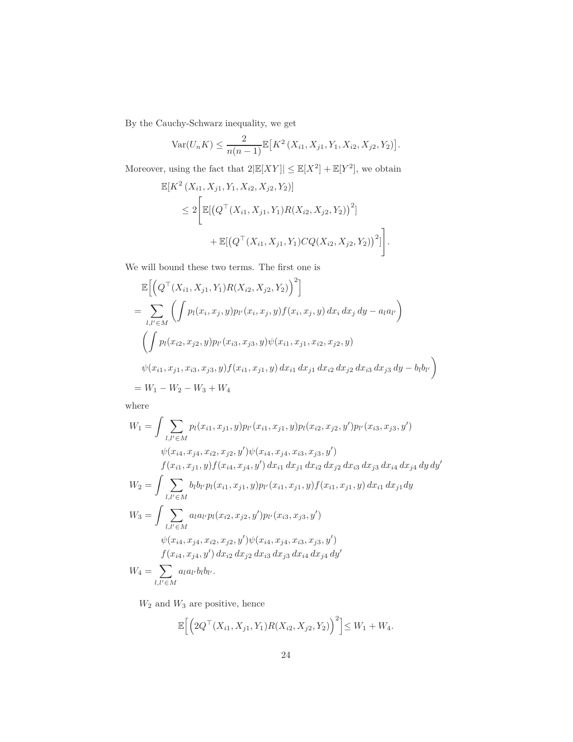By the Cauchy-Schwarz inequality, we get

$$\mathrm{Var}(U_n K) \leq \frac{2}{n(n-1)} \mathbb{E}\big[K^2\left(X_{i1}, X_{j1}, Y_1, X_{i2}, X_{j2}, Y_2\right)\big].$$

Moreover, using the fact that $2|\mathbb{E}[XY]| \leq \mathbb{E}[X^2] + \mathbb{E}[Y^2]$, we obtain

$$\begin{aligned}
&\mathbb{E}[K^2\left(X_{i1}, X_{j1}, Y_1, X_{i2}, X_{j2}, Y_2\right)] \\
&\quad \leq 2\Bigg[\mathbb{E}[\big(Q^\top(X_{i1}, X_{j1}, Y_1) R(X_{i2}, X_{j2}, Y_2)\big)^2] \\
&\qquad\qquad + \mathbb{E}[\big(Q^\top(X_{i1}, X_{j1}, Y_1) C Q(X_{i2}, X_{j2}, Y_2)\big)^2]\Bigg].
\end{aligned}$$

We will bound these two terms. The first one is

$$\begin{aligned}
&\mathbb{E}\Big[\Big(Q^\top(X_{i1}, X_{j1}, Y_1) R(X_{i2}, X_{j2}, Y_2)\Big)^2\Big] \\
&= \sum_{l,l' \in M} \left(\int p_l(x_i, x_j, y) p_{l'}(x_i, x_j, y) f(x_i, x_j, y)\, dx_i\, dx_j\, dy - a_l a_{l'}\right) \\
&\quad \Bigg(\int p_l(x_{i2}, x_{j2}, y) p_{l'}(x_{i3}, x_{j3}, y) \psi(x_{i1}, x_{j1}, x_{i2}, x_{j2}, y) \\
&\quad \psi(x_{i1}, x_{j1}, x_{i3}, x_{j3}, y) f(x_{i1}, x_{j1}, y)\, dx_{i1}\, dx_{j1}\, dx_{i2}\, dx_{j2}\, dx_{i3}\, dx_{j3}\, dy - b_l b_{l'}\Bigg) \\
&= W_1 - W_2 - W_3 + W_4
\end{aligned}$$

where

$$\begin{aligned}
W_1 &= \int \sum_{l,l' \in M} p_l(x_{i1}, x_{j1}, y) p_{l'}(x_{i1}, x_{j1}, y) p_l(x_{i2}, x_{j2}, y') p_{l'}(x_{i3}, x_{j3}, y') \\
&\qquad \psi(x_{i4}, x_{j4}, x_{i2}, x_{j2}, y') \psi(x_{i4}, x_{j4}, x_{i3}, x_{j3}, y') \\
&\qquad f(x_{i1}, x_{j1}, y) f(x_{i4}, x_{j4}, y')\, dx_{i1}\, dx_{j1}\, dx_{i2}\, dx_{j2}\, dx_{i3}\, dx_{j3}\, dx_{i4}\, dx_{j4}\, dy\, dy' \\
W_2 &= \int \sum_{l,l' \in M} b_l b_{l'} p_l(x_{i1}, x_{j1}, y) p_{l'}(x_{i1}, x_{j1}, y) f(x_{i1}, x_{j1}, y)\, dx_{i1}\, dx_{j1} dy \\
W_3 &= \int \sum_{l,l' \in M} a_l a_{l'} p_l(x_{i2}, x_{j2}, y') p_{l'}(x_{i3}, x_{j3}, y') \\
&\qquad \psi(x_{i4}, x_{j4}, x_{i2}, x_{j2}, y') \psi(x_{i4}, x_{j4}, x_{i3}, x_{j3}, y') \\
&\qquad f(x_{i4}, x_{j4}, y')\, dx_{i2}\, dx_{j2}\, dx_{i3}\, dx_{j3}\, dx_{i4}\, dx_{j4}\, dy' \\
W_4 &= \sum_{l,l' \in M} a_l a_{l'} b_l b_{l'}.
\end{aligned}$$

$W_2$ and $W_3$ are positive, hence

$$\mathbb{E}\Big[\Big(2Q^\top(X_{i1}, X_{j1}, Y_1) R(X_{i2}, X_{j2}, Y_2)\Big)^2\Big] \leq W_1 + W_4.$$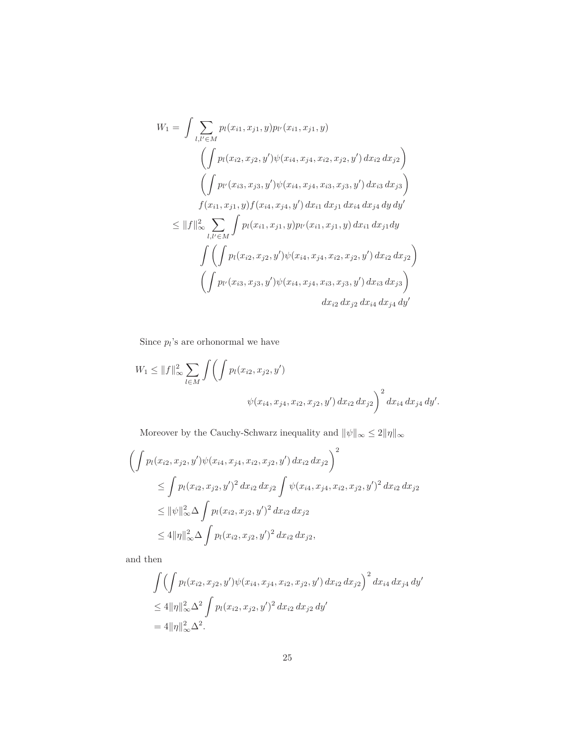$$
\begin{aligned}
W_1 = & \int \sum_{l,l' \in M} p_l(x_{i1}, x_{j1}, y) p_{l'}(x_{i1}, x_{j1}, y) \\
& \quad \left( \int p_l(x_{i2}, x_{j2}, y') \psi(x_{i4}, x_{j4}, x_{i2}, x_{j2}, y') \, dx_{i2} \, dx_{j2} \right) \\
& \quad \left( \int p_{l'}(x_{i3}, x_{j3}, y') \psi(x_{i4}, x_{j4}, x_{i3}, x_{j3}, y') \, dx_{i3} \, dx_{j3} \right) \\
& \quad f(x_{i1}, x_{j1}, y) f(x_{i4}, x_{j4}, y') \, dx_{i1} \, dx_{j1} \, dx_{i4} \, dx_{j4} \, dy \, dy' \\
\leq & \; \|f\|_\infty^2 \sum_{l,l' \in M} \int p_l(x_{i1}, x_{j1}, y) p_{l'}(x_{i1}, x_{j1}, y) \, dx_{i1} \, dx_{j1} dy \\
& \quad \int \left( \int p_l(x_{i2}, x_{j2}, y') \psi(x_{i4}, x_{j4}, x_{i2}, x_{j2}, y') \, dx_{i2} \, dx_{j2} \right) \\
& \quad \left( \int p_{l'}(x_{i3}, x_{j3}, y') \psi(x_{i4}, x_{j4}, x_{i3}, x_{j3}, y') \, dx_{i3} \, dx_{j3} \right) \\
& \quad \quad dx_{i2} \, dx_{j2} \, dx_{i4} \, dx_{j4} \, dy'
\end{aligned}
$$

Since $p_l$'s are orhonormal we have

$$
\begin{aligned}
W_1 \leq \|f\|_\infty^2 \sum_{l \in M} \int \Bigg( \int & p_l(x_{i2}, x_{j2}, y') \\
& \psi(x_{i4}, x_{j4}, x_{i2}, x_{j2}, y') \, dx_{i2} \, dx_{j2} \Bigg)^2 dx_{i4} \, dx_{j4} \, dy'.
\end{aligned}
$$

Moreover by the Cauchy-Schwarz inequality and $\|\psi\|_\infty \leq 2\|\eta\|_\infty$

$$
\begin{aligned}
\Bigg( \int p_l(x_{i2}, & x_{j2}, y') \psi(x_{i4}, x_{j4}, x_{i2}, x_{j2}, y') \, dx_{i2} \, dx_{j2} \Bigg)^2 \\
& \leq \int p_l(x_{i2}, x_{j2}, y')^2 \, dx_{i2} \, dx_{j2} \int \psi(x_{i4}, x_{j4}, x_{i2}, x_{j2}, y')^2 \, dx_{i2} \, dx_{j2} \\
& \leq \|\psi\|_\infty^2 \Delta \int p_l(x_{i2}, x_{j2}, y')^2 \, dx_{i2} \, dx_{j2} \\
& \leq 4\|\eta\|_\infty^2 \Delta \int p_l(x_{i2}, x_{j2}, y')^2 \, dx_{i2} \, dx_{j2},
\end{aligned}
$$

and then

$$
\begin{aligned}
& \int \Big( \int p_l(x_{i2}, x_{j2}, y') \psi(x_{i4}, x_{j4}, x_{i2}, x_{j2}, y') \, dx_{i2} \, dx_{j2} \Big)^2 \, dx_{i4} \, dx_{j4} \, dy' \\
& \leq 4\|\eta\|_\infty^2 \Delta^2 \int p_l(x_{i2}, x_{j2}, y')^2 \, dx_{i2} \, dx_{j2} \, dy' \\
& = 4\|\eta\|_\infty^2 \Delta^2.
\end{aligned}
$$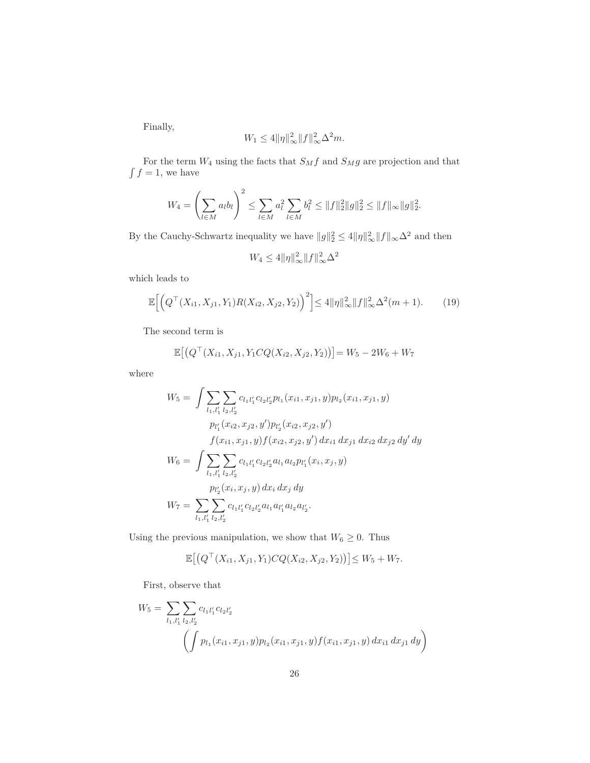Finally,

$$W_1 \leq 4\|\eta\|_\infty^2 \|f\|_\infty^2 \Delta^2 m.$$

For the term $W_4$ using the facts that $S_M f$ and $S_M g$ are projection and that $\int f = 1$, we have

$$W_4 = \left( \sum_{l \in M} a_l b_l \right)^2 \leq \sum_{l \in M} a_l^2 \sum_{l \in M} b_l^2 \leq \|f\|_2^2 \|g\|_2^2 \leq \|f\|_\infty \|g\|_2^2.$$

By the Cauchy-Schwartz inequality we have $\|g\|_2^2 \leq 4\|\eta\|_\infty^2 \|f\|_\infty \Delta^2$ and then

$$W_4 \leq 4\|\eta\|_\infty^2 \|f\|_\infty^2 \Delta^2$$

which leads to

$$\mathbb{E}\Big[ \Big( Q^\top(X_{i1}, X_{j1}, Y_1) R(X_{i2}, X_{j2}, Y_2) \Big)^2 \Big] \leq 4\|\eta\|_\infty^2 \|f\|_\infty^2 \Delta^2 (m+1). \tag{19}$$

The second term is

$$\mathbb{E}\big[ \big( Q^\top(X_{i1}, X_{j1}, Y_1 C Q(X_{i2}, X_{j2}, Y_2) \big) \big] = W_5 - 2W_6 + W_7$$

where

$$\begin{aligned} W_5 = &\int \sum_{l_1, l_1'} \sum_{l_2, l_2'} c_{l_1 l_1'} c_{l_2 l_2'} p_{l_1}(x_{i1}, x_{j1}, y) p_{l_2}(x_{i1}, x_{j1}, y) \\ &p_{l_1'}(x_{i2}, x_{j2}, y') p_{l_2'}(x_{i2}, x_{j2}, y') \\ &f(x_{i1}, x_{j1}, y) f(x_{i2}, x_{j2}, y') \, dx_{i1} \, dx_{j1} \, dx_{i2} \, dx_{j2} \, dy' \, dy \\ W_6 = &\int \sum_{l_1, l_1'} \sum_{l_2, l_2'} c_{l_1 l_1'} c_{l_2 l_2'} a_{l_1} a_{l_2} p_{l_1'}(x_i, x_j, y) \\ &p_{l_2'}(x_i, x_j, y) \, dx_i \, dx_j \, dy \\ W_7 = &\sum_{l_1, l_1'} \sum_{l_2, l_2'} c_{l_1 l_1'} c_{l_2 l_2'} a_{l_1} a_{l_1'} a_{l_2} a_{l_2'}. \end{aligned}$$

Using the previous manipulation, we show that $W_6 \geq 0$. Thus

$$\mathbb{E}\big[ \big( Q^\top(X_{i1}, X_{j1}, Y_1) C Q(X_{i2}, X_{j2}, Y_2) \big) \big] \leq W_5 + W_7.$$

First, observe that

$$\begin{aligned} W_5 = &\sum_{l_1, l_1'} \sum_{l_2, l_2'} c_{l_1 l_1'} c_{l_2 l_2'} \\ &\left( \int p_{l_1}(x_{i1}, x_{j1}, y) p_{l_2}(x_{i1}, x_{j1}, y) f(x_{i1}, x_{j1}, y) \, dx_{i1} \, dx_{j1} \, dy \right) \end{aligned}$$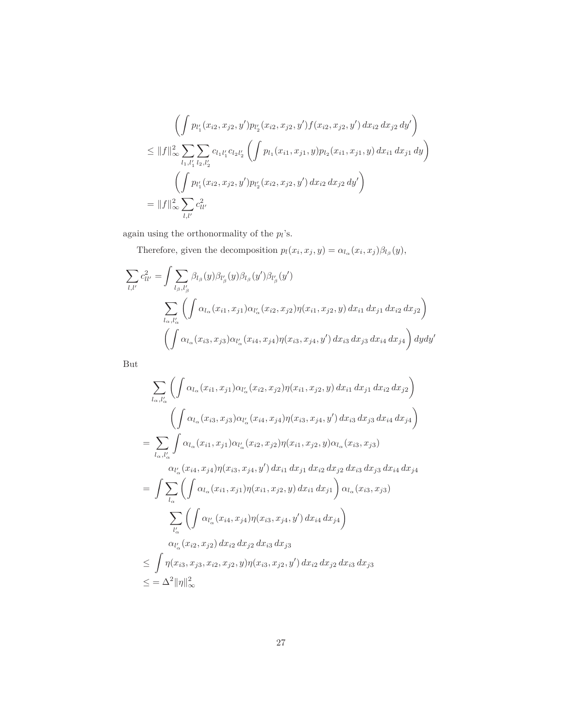$$
\begin{aligned}
&\left( \int p_{l'_1}(x_{i2}, x_{j2}, y') p_{l'_2}(x_{i2}, x_{j2}, y') f(x_{i2}, x_{j2}, y') \, dx_{i2} \, dx_{j2} \, dy' \right) \\
&\leq \|f\|_\infty^2 \sum_{l_1, l'_1} \sum_{l_2, l'_2} c_{l_1 l'_1} c_{l_2 l'_2} \left( \int p_{l_1}(x_{i1}, x_{j1}, y) p_{l_2}(x_{i1}, x_{j1}, y) \, dx_{i1} \, dx_{j1} \, dy \right) \\
&\qquad \left( \int p_{l'_1}(x_{i2}, x_{j2}, y') p_{l'_2}(x_{i2}, x_{j2}, y') \, dx_{i2} \, dx_{j2} \, dy' \right) \\
&= \|f\|_\infty^2 \sum_{l, l'} c_{ll'}^2
\end{aligned}
$$

again using the orthonormality of the $p_l$'s.

Therefore, given the decomposition $p_l(x_i, x_j, y) = \alpha_{l_\alpha}(x_i, x_j) \beta_{l_\beta}(y)$,

$$
\begin{aligned}
\sum_{l, l'} c_{ll'}^2 = &\int \sum_{l_\beta, l'_\beta} \beta_{l_\beta}(y) \beta_{l'_\beta}(y) \beta_{l_\beta}(y') \beta_{l'_\beta}(y') \\
&\sum_{l_\alpha, l'_\alpha} \left( \int \alpha_{l_\alpha}(x_{i1}, x_{j1}) \alpha_{l'_\alpha}(x_{i2}, x_{j2}) \eta(x_{i1}, x_{j2}, y) \, dx_{i1} \, dx_{j1} \, dx_{i2} \, dx_{j2} \right) \\
&\left( \int \alpha_{l_\alpha}(x_{i3}, x_{j3}) \alpha_{l'_\alpha}(x_{i4}, x_{j4}) \eta(x_{i3}, x_{j4}, y') \, dx_{i3} \, dx_{j3} \, dx_{i4} \, dx_{j4} \right) dy dy'
\end{aligned}
$$

But

$$
\begin{aligned}
&\sum_{l_\alpha, l'_\alpha} \left( \int \alpha_{l_\alpha}(x_{i1}, x_{j1}) \alpha_{l'_\alpha}(x_{i2}, x_{j2}) \eta(x_{i1}, x_{j2}, y) \, dx_{i1} \, dx_{j1} \, dx_{i2} \, dx_{j2} \right) \\
&\qquad \left( \int \alpha_{l_\alpha}(x_{i3}, x_{j3}) \alpha_{l'_\alpha}(x_{i4}, x_{j4}) \eta(x_{i3}, x_{j4}, y') \, dx_{i3} \, dx_{j3} \, dx_{i4} \, dx_{j4} \right) \\
&= \sum_{l_\alpha, l'_\alpha} \int \alpha_{l_\alpha}(x_{i1}, x_{j1}) \alpha_{l'_\alpha}(x_{i2}, x_{j2}) \eta(x_{i1}, x_{j2}, y) \alpha_{l_\alpha}(x_{i3}, x_{j3}) \\
&\qquad \alpha_{l'_\alpha}(x_{i4}, x_{j4}) \eta(x_{i3}, x_{j4}, y') \, dx_{i1} \, dx_{j1} \, dx_{i2} \, dx_{j2} \, dx_{i3} \, dx_{j3} \, dx_{i4} \, dx_{j4} \\
&= \int \sum_{l_\alpha} \left( \int \alpha_{l_\alpha}(x_{i1}, x_{j1}) \eta(x_{i1}, x_{j2}, y) \, dx_{i1} \, dx_{j1} \right) \alpha_{l_\alpha}(x_{i3}, x_{j3}) \\
&\qquad \sum_{l'_\alpha} \left( \int \alpha_{l'_\alpha}(x_{i4}, x_{j4}) \eta(x_{i3}, x_{j4}, y') \, dx_{i4} \, dx_{j4} \right) \\
&\qquad \alpha_{l'_\alpha}(x_{i2}, x_{j2}) \, dx_{i2} \, dx_{j2} \, dx_{i3} \, dx_{j3} \\
&\leq \int \eta(x_{i3}, x_{j3}, x_{i2}, x_{j2}, y) \eta(x_{i3}, x_{j2}, y') \, dx_{i2} \, dx_{j2} \, dx_{i3} \, dx_{j3} \\
&\leq = \Delta^2 \|\eta\|_\infty^2
\end{aligned}
$$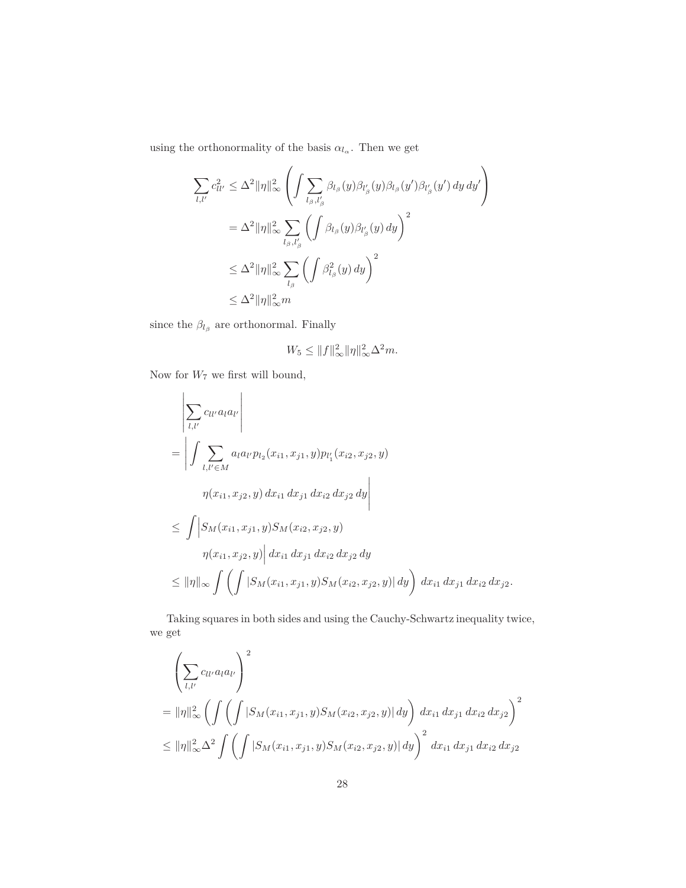using the orthonormality of the basis $\alpha_{l_\alpha}$. Then we get

$$
\begin{aligned}
\sum_{l,l'} c_{ll'}^2 &\leq \Delta^2 \|\eta\|_\infty^2 \left( \int \sum_{l_\beta, l'_\beta} \beta_{l_\beta}(y) \beta_{l'_\beta}(y) \beta_{l_\beta}(y') \beta_{l'_\beta}(y') \, dy \, dy' \right) \\
&= \Delta^2 \|\eta\|_\infty^2 \sum_{l_\beta, l'_\beta} \left( \int \beta_{l_\beta}(y) \beta_{l'_\beta}(y) \, dy \right)^2 \\
&\leq \Delta^2 \|\eta\|_\infty^2 \sum_{l_\beta} \left( \int \beta_{l_\beta}^2(y) \, dy \right)^2 \\
&\leq \Delta^2 \|\eta\|_\infty^2 m
\end{aligned}
$$

since the $\beta_{l_\beta}$ are orthonormal. Finally

$$
W_5 \leq \|f\|_\infty^2 \|\eta\|_\infty^2 \Delta^2 m.
$$

Now for $W_7$ we first will bound,

$$
\begin{aligned}
&\left| \sum_{l,l'} c_{ll'} a_l a_{l'} \right| \\
&= \left| \int \sum_{l,l' \in M} a_l a_{l'} p_{l_2}(x_{i1}, x_{j1}, y) p_{l'_1}(x_{i2}, x_{j2}, y) \right. \\
&\qquad \left. \eta(x_{i1}, x_{j2}, y) \, dx_{i1} \, dx_{j1} \, dx_{i2} \, dx_{j2} \, dy \right| \\
&\leq \int \Big| S_M(x_{i1}, x_{j1}, y) S_M(x_{i2}, x_{j2}, y) \\
&\qquad \eta(x_{i1}, x_{j2}, y) \Big| \, dx_{i1} \, dx_{j1} \, dx_{i2} \, dx_{j2} \, dy \\
&\leq \|\eta\|_\infty \int \left( \int |S_M(x_{i1}, x_{j1}, y) S_M(x_{i2}, x_{j2}, y)| \, dy \right) \, dx_{i1} \, dx_{j1} \, dx_{i2} \, dx_{j2}.
\end{aligned}
$$

Taking squares in both sides and using the Cauchy-Schwartz inequality twice, we get

$$
\begin{aligned}
&\left( \sum_{l,l'} c_{ll'} a_l a_{l'} \right)^2 \\
&= \|\eta\|_\infty^2 \left( \int \left( \int |S_M(x_{i1}, x_{j1}, y) S_M(x_{i2}, x_{j2}, y)| \, dy \right) \, dx_{i1} \, dx_{j1} \, dx_{i2} \, dx_{j2} \right)^2 \\
&\leq \|\eta\|_\infty^2 \Delta^2 \int \left( \int |S_M(x_{i1}, x_{j1}, y) S_M(x_{i2}, x_{j2}, y)| \, dy \right)^2 \, dx_{i1} \, dx_{j1} \, dx_{i2} \, dx_{j2}
\end{aligned}
$$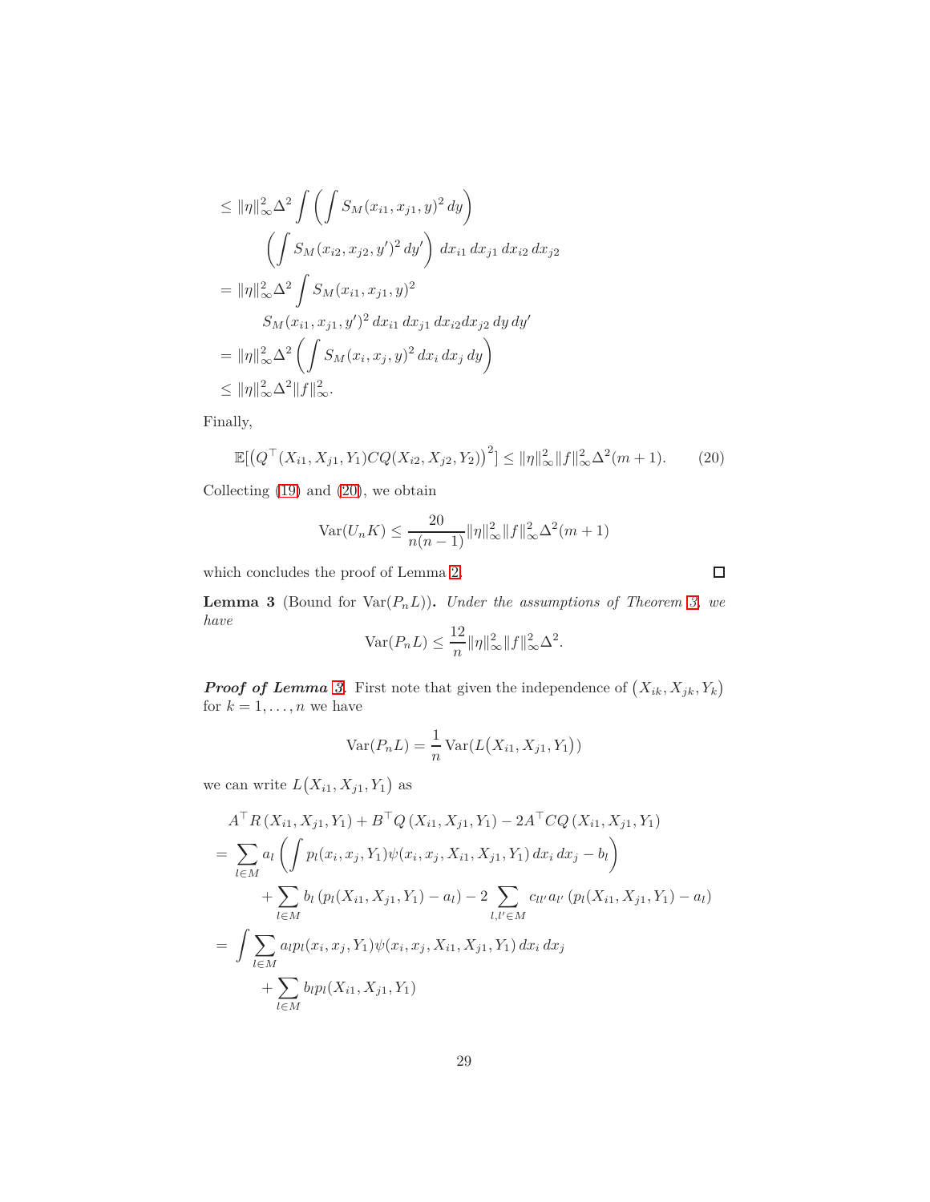$$
\begin{aligned}
&\leq \|\eta\|_\infty^2 \Delta^2 \int \left( \int S_M(x_{i1}, x_{j1}, y)^2 \, dy \right) \\
&\qquad \left( \int S_M(x_{i2}, x_{j2}, y')^2 \, dy' \right) \, dx_{i1} \, dx_{j1} \, dx_{i2} \, dx_{j2} \\
&= \|\eta\|_\infty^2 \Delta^2 \int S_M(x_{i1}, x_{j1}, y)^2 \\
&\qquad S_M(x_{i1}, x_{j1}, y')^2 \, dx_{i1} \, dx_{j1} \, dx_{i2} dx_{j2} \, dy \, dy' \\
&= \|\eta\|_\infty^2 \Delta^2 \left( \int S_M(x_i, x_j, y)^2 \, dx_i \, dx_j \, dy \right) \\
&\leq \|\eta\|_\infty^2 \Delta^2 \|f\|_\infty^2.
\end{aligned}
$$

Finally,

$$
\mathbb{E}[\big(Q^\top(X_{i1}, X_{j1}, Y_1) C Q(X_{i2}, X_{j2}, Y_2)\big)^2] \leq \|\eta\|_\infty^2 \|f\|_\infty^2 \Delta^2 (m+1). \tag{20}
$$

Collecting (19) and (20), we obtain

$$
\operatorname{Var}(U_n K) \leq \frac{20}{n(n-1)} \|\eta\|_\infty^2 \|f\|_\infty^2 \Delta^2 (m+1)
$$

which concludes the proof of Lemma 2. ☐

**Lemma 3** (Bound for $\operatorname{Var}(P_n L)$)**.** *Under the assumptions of Theorem 3, we have*

$$
\operatorname{Var}(P_n L) \leq \frac{12}{n} \|\eta\|_\infty^2 \|f\|_\infty^2 \Delta^2.
$$

***Proof of Lemma 3.*** First note that given the independence of $\big(X_{ik}, X_{jk}, Y_k\big)$ for $k = 1, \ldots, n$ we have

$$
\operatorname{Var}(P_n L) = \frac{1}{n} \operatorname{Var}(L\big(X_{i1}, X_{j1}, Y_1\big))
$$

we can write $L\big(X_{i1}, X_{j1}, Y_1\big)$ as

$$
\begin{aligned}
&A^\top R\left(X_{i1}, X_{j1}, Y_1\right) + B^\top Q\left(X_{i1}, X_{j1}, Y_1\right) - 2A^\top C Q\left(X_{i1}, X_{j1}, Y_1\right) \\
&= \sum_{l \in M} a_l \left( \int p_l(x_i, x_j, Y_1) \psi(x_i, x_j, X_{i1}, X_{j1}, Y_1) \, dx_i \, dx_j - b_l \right) \\
&\qquad + \sum_{l \in M} b_l \left( p_l(X_{i1}, X_{j1}, Y_1) - a_l \right) - 2 \sum_{l, l' \in M} c_{ll'} a_{l'} \left( p_l(X_{i1}, X_{j1}, Y_1) - a_l \right) \\
&= \int \sum_{l \in M} a_l p_l(x_i, x_j, Y_1) \psi(x_i, x_j, X_{i1}, X_{j1}, Y_1) \, dx_i \, dx_j \\
&\qquad + \sum_{l \in M} b_l p_l(X_{i1}, X_{j1}, Y_1)
\end{aligned}
$$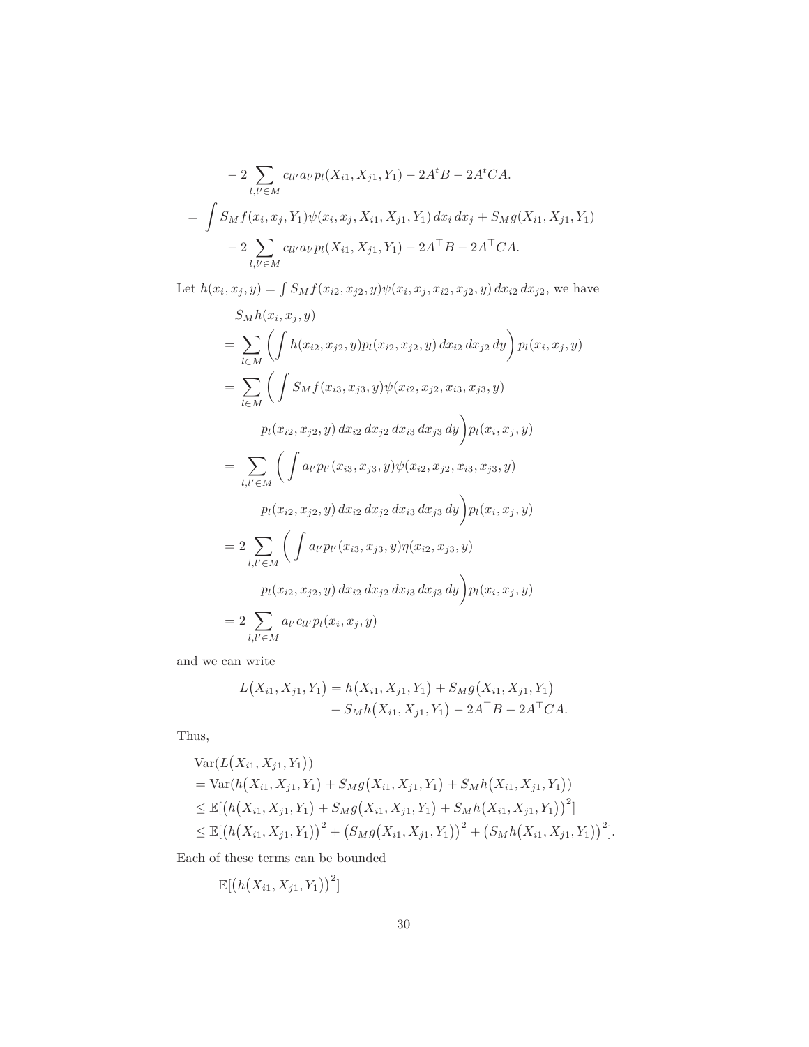$$
- 2 \sum_{l,l' \in M} c_{ll'} a_{l'} p_l(X_{i1}, X_{j1}, Y_1) - 2A^t B - 2A^t CA.
$$

$$
= \int S_M f(x_i, x_j, Y_1) \psi(x_i, x_j, X_{i1}, X_{j1}, Y_1) \, dx_i \, dx_j + S_M g(X_{i1}, X_{j1}, Y_1)
$$

$$
- 2 \sum_{l,l' \in M} c_{ll'} a_{l'} p_l(X_{i1}, X_{j1}, Y_1) - 2A^\top B - 2A^\top CA.
$$

Let $h(x_i, x_j, y) = \int S_M f(x_{i2}, x_{j2}, y) \psi(x_i, x_j, x_{i2}, x_{j2}, y) \, dx_{i2} \, dx_{j2}$, we have

$$
\begin{aligned}
& S_M h(x_i, x_j, y) \\
&= \sum_{l \in M} \left( \int h(x_{i2}, x_{j2}, y) p_l(x_{i2}, x_{j2}, y) \, dx_{i2} \, dx_{j2} \, dy \right) p_l(x_i, x_j, y) \\
&= \sum_{l \in M} \bigg( \int S_M f(x_{i3}, x_{j3}, y) \psi(x_{i2}, x_{j2}, x_{i3}, x_{j3}, y) \\
&\qquad p_l(x_{i2}, x_{j2}, y) \, dx_{i2} \, dx_{j2} \, dx_{i3} \, dx_{j3} \, dy \bigg) p_l(x_i, x_j, y) \\
&= \sum_{l,l' \in M} \bigg( \int a_{l'} p_{l'}(x_{i3}, x_{j3}, y) \psi(x_{i2}, x_{j2}, x_{i3}, x_{j3}, y) \\
&\qquad p_l(x_{i2}, x_{j2}, y) \, dx_{i2} \, dx_{j2} \, dx_{i3} \, dx_{j3} \, dy \bigg) p_l(x_i, x_j, y) \\
&= 2 \sum_{l,l' \in M} \bigg( \int a_{l'} p_{l'}(x_{i3}, x_{j3}, y) \eta(x_{i2}, x_{j3}, y) \\
&\qquad p_l(x_{i2}, x_{j2}, y) \, dx_{i2} \, dx_{j2} \, dx_{i3} \, dx_{j3} \, dy \bigg) p_l(x_i, x_j, y) \\
&= 2 \sum_{l,l' \in M} a_{l'} c_{ll'} p_l(x_i, x_j, y)
\end{aligned}
$$

and we can write

$$
\begin{aligned}
L(X_{i1}, X_{j1}, Y_1) &= h(X_{i1}, X_{j1}, Y_1) + S_M g(X_{i1}, X_{j1}, Y_1) \\
&\quad - S_M h(X_{i1}, X_{j1}, Y_1) - 2A^\top B - 2A^\top CA.
\end{aligned}
$$

Thus,

$$
\begin{aligned}
& \mathrm{Var}(L(X_{i1}, X_{j1}, Y_1)) \\
&= \mathrm{Var}(h(X_{i1}, X_{j1}, Y_1) + S_M g(X_{i1}, X_{j1}, Y_1) + S_M h(X_{i1}, X_{j1}, Y_1)) \\
&\leq \mathbb{E}[\left(h(X_{i1}, X_{j1}, Y_1) + S_M g(X_{i1}, X_{j1}, Y_1) + S_M h(X_{i1}, X_{j1}, Y_1)\right)^2] \\
&\leq \mathbb{E}[\left(h(X_{i1}, X_{j1}, Y_1)\right)^2 + \left(S_M g(X_{i1}, X_{j1}, Y_1)\right)^2 + \left(S_M h(X_{i1}, X_{j1}, Y_1)\right)^2].
\end{aligned}
$$

Each of these terms can be bounded

$$
\mathbb{E}[\left(h(X_{i1}, X_{j1}, Y_1)\right)^2]
$$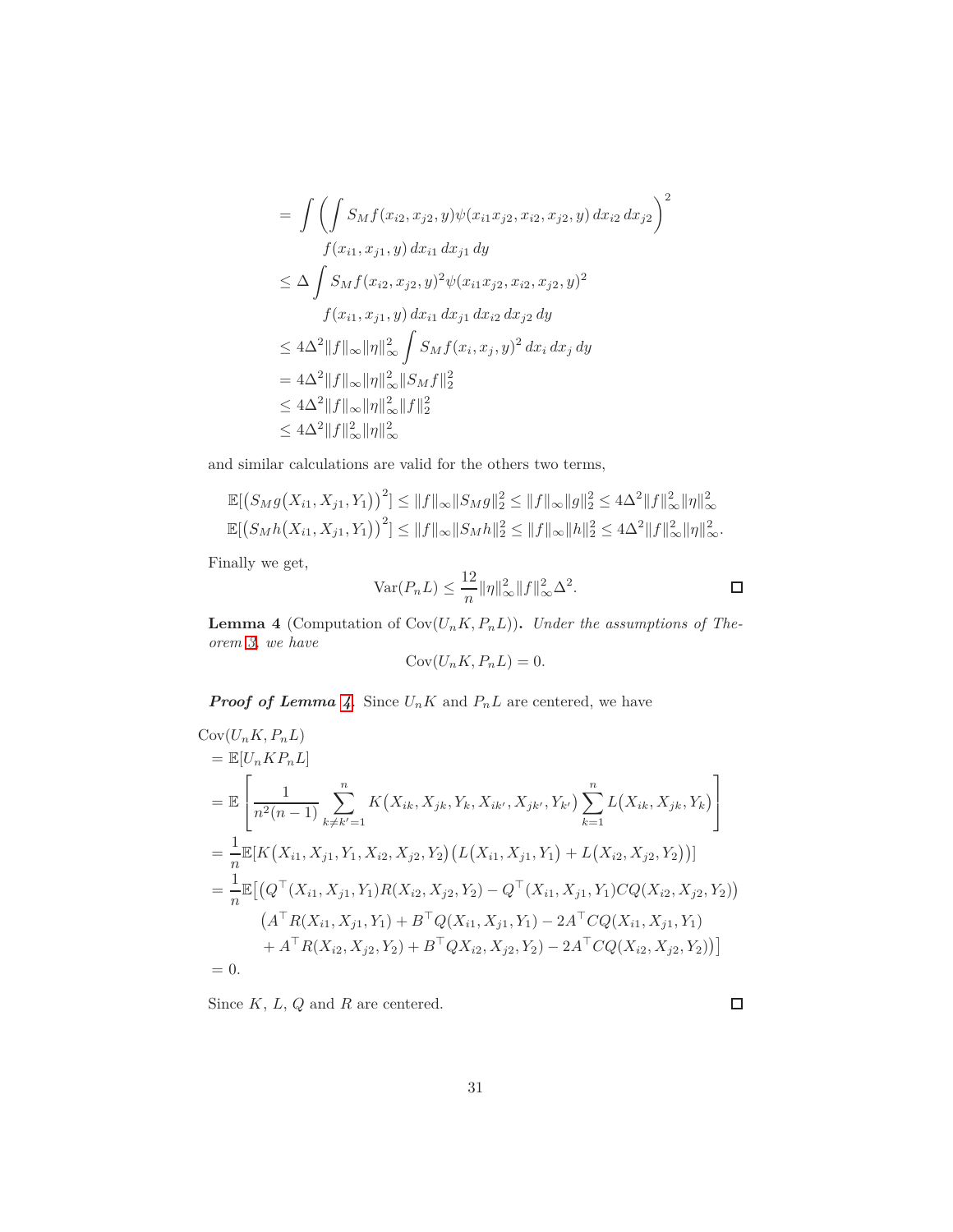$$
\begin{aligned}
&= \int \left( \int S_M f(x_{i2}, x_{j2}, y) \psi(x_{i1} x_{j2}, x_{i2}, x_{j2}, y) \, dx_{i2} \, dx_{j2} \right)^2 \\
&\qquad f(x_{i1}, x_{j1}, y) \, dx_{i1} \, dx_{j1} \, dy \\
&\leq \Delta \int S_M f(x_{i2}, x_{j2}, y)^2 \psi(x_{i1} x_{j2}, x_{i2}, x_{j2}, y)^2 \\
&\qquad f(x_{i1}, x_{j1}, y) \, dx_{i1} \, dx_{j1} \, dx_{i2} \, dx_{j2} \, dy \\
&\leq 4\Delta^2 \|f\|_\infty \|\eta\|_\infty^2 \int S_M f(x_i, x_j, y)^2 \, dx_i \, dx_j \, dy \\
&= 4\Delta^2 \|f\|_\infty \|\eta\|_\infty^2 \|S_M f\|_2^2 \\
&\leq 4\Delta^2 \|f\|_\infty \|\eta\|_\infty^2 \|f\|_2^2 \\
&\leq 4\Delta^2 \|f\|_\infty^2 \|\eta\|_\infty^2
\end{aligned}
$$

and similar calculations are valid for the others two terms,

$$
\begin{aligned}
\mathbb{E}[\big(S_M g\big(X_{i1}, X_{j1}, Y_1\big)\big)^2] &\leq \|f\|_\infty \|S_M g\|_2^2 \leq \|f\|_\infty \|g\|_2^2 \leq 4\Delta^2 \|f\|_\infty^2 \|\eta\|_\infty^2 \\
\mathbb{E}[\big(S_M h\big(X_{i1}, X_{j1}, Y_1\big)\big)^2] &\leq \|f\|_\infty \|S_M h\|_2^2 \leq \|f\|_\infty \|h\|_2^2 \leq 4\Delta^2 \|f\|_\infty^2 \|\eta\|_\infty^2.
\end{aligned}
$$

Finally we get,

$$
\mathrm{Var}(P_n L) \leq \frac{12}{n} \|\eta\|_\infty^2 \|f\|_\infty^2 \Delta^2. \qquad \square
$$

**Lemma 4** (Computation of $\mathrm{Cov}(U_n K, P_n L)$)**.** *Under the assumptions of Theorem 3, we have*

$$
\mathrm{Cov}(U_n K, P_n L) = 0.
$$

***Proof of Lemma 4.*** Since $U_n K$ and $P_n L$ are centered, we have

$$
\begin{aligned}
&\mathrm{Cov}(U_n K, P_n L) \\
&= \mathbb{E}[U_n K P_n L] \\
&= \mathbb{E}\left[ \frac{1}{n^2(n-1)} \sum_{k \neq k'=1}^{n} K\big(X_{ik}, X_{jk}, Y_k, X_{ik'}, X_{jk'}, Y_{k'}\big) \sum_{k=1}^{n} L\big(X_{ik}, X_{jk}, Y_k\big) \right] \\
&= \frac{1}{n} \mathbb{E}[K\big(X_{i1}, X_{j1}, Y_1, X_{i2}, X_{j2}, Y_2\big) \big(L\big(X_{i1}, X_{j1}, Y_1\big) + L\big(X_{i2}, X_{j2}, Y_2\big)\big)] \\
&= \frac{1}{n} \mathbb{E}\big[\big(Q^\top(X_{i1}, X_{j1}, Y_1) R(X_{i2}, X_{j2}, Y_2) - Q^\top(X_{i1}, X_{j1}, Y_1) C Q(X_{i2}, X_{j2}, Y_2)\big) \\
&\qquad \big(A^\top R(X_{i1}, X_{j1}, Y_1) + B^\top Q(X_{i1}, X_{j1}, Y_1) - 2A^\top C Q(X_{i1}, X_{j1}, Y_1) \\
&\qquad + A^\top R(X_{i2}, X_{j2}, Y_2) + B^\top Q X_{i2}, X_{j2}, Y_2) - 2A^\top C Q(X_{i2}, X_{j2}, Y_2)\big)\big] \\
&= 0.
\end{aligned}
$$

Since $K$, $L$, $Q$ and $R$ are centered. $\square$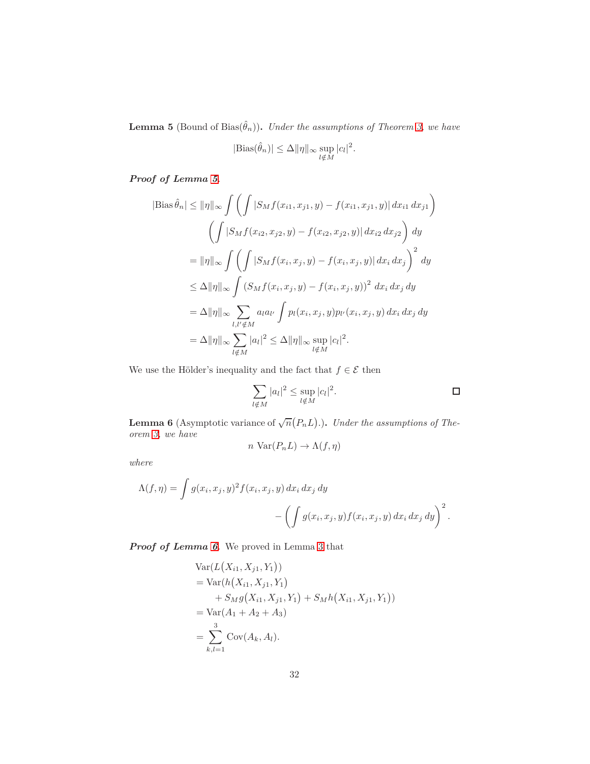**Lemma 5** (Bound of $\mathrm{Bias}(\hat{\theta}_n)$)**.** *Under the assumptions of Theorem 3, we have*

$$|\mathrm{Bias}(\hat{\theta}_n)| \leq \Delta \|\eta\|_\infty \sup_{l \notin M} |c_l|^2.$$

***Proof of Lemma 5.***

$$\begin{aligned}
|\mathrm{Bias}\,\hat{\theta}_n| &\leq \|\eta\|_\infty \int \left( \int |S_M f(x_{i1}, x_{j1}, y) - f(x_{i1}, x_{j1}, y)|\, dx_{i1}\, dx_{j1} \right) \\
&\qquad \left( \int |S_M f(x_{i2}, x_{j2}, y) - f(x_{i2}, x_{j2}, y)|\, dx_{i2}\, dx_{j2} \right) dy \\
&= \|\eta\|_\infty \int \left( \int |S_M f(x_i, x_j, y) - f(x_i, x_j, y)|\, dx_i\, dx_j \right)^2 dy \\
&\leq \Delta \|\eta\|_\infty \int \left( S_M f(x_i, x_j, y) - f(x_i, x_j, y) \right)^2 dx_i\, dx_j\, dy \\
&= \Delta \|\eta\|_\infty \sum_{l, l' \notin M} a_l a_{l'} \int p_l(x_i, x_j, y) p_{l'}(x_i, x_j, y)\, dx_i\, dx_j\, dy \\
&= \Delta \|\eta\|_\infty \sum_{l \notin M} |a_l|^2 \leq \Delta \|\eta\|_\infty \sup_{l \notin M} |c_l|^2.
\end{aligned}$$

We use the Hölder's inequality and the fact that $f \in \mathcal{E}$ then

$$\sum_{l \notin M} |a_l|^2 \leq \sup_{l \notin M} |c_l|^2.$$

□

**Lemma 6** (Asymptotic variance of $\sqrt{n}\big(P_n L\big).$)**.** *Under the assumptions of Theorem 3, we have*

$$n\ \mathrm{Var}(P_n L) \to \Lambda(f, \eta)$$

*where*

$$\Lambda(f, \eta) = \int g(x_i, x_j, y)^2 f(x_i, x_j, y)\, dx_i\, dx_j\, dy - \left( \int g(x_i, x_j, y) f(x_i, x_j, y)\, dx_i\, dx_j\, dy \right)^2.$$

***Proof of Lemma 6.*** We proved in Lemma 3 that

$$\begin{aligned}
&\mathrm{Var}(L(X_{i1}, X_{j1}, Y_1)) \\
&= \mathrm{Var}(h(X_{i1}, X_{j1}, Y_1) \\
&\qquad + S_M g(X_{i1}, X_{j1}, Y_1) + S_M h(X_{i1}, X_{j1}, Y_1)) \\
&= \mathrm{Var}(A_1 + A_2 + A_3) \\
&= \sum_{k,l=1}^{3} \mathrm{Cov}(A_k, A_l).
\end{aligned}$$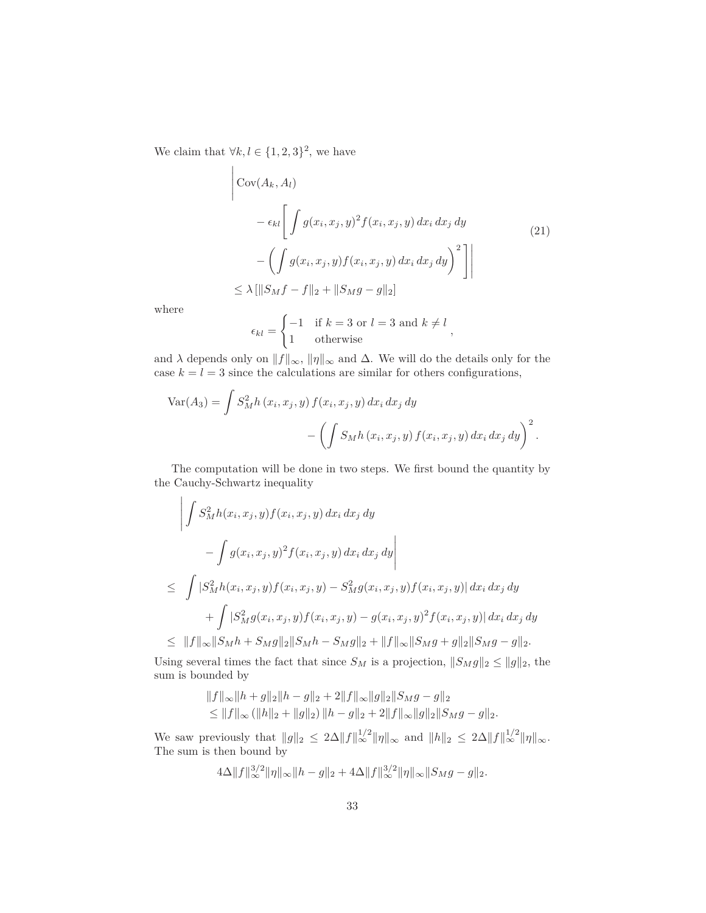We claim that $\forall k, l \in \{1,2,3\}^2$, we have

$$
\begin{aligned}
&\Bigg| \operatorname{Cov}(A_k, A_l) \\
&\qquad - \epsilon_{kl} \Bigg[ \int g(x_i, x_j, y)^2 f(x_i, x_j, y) \, dx_i \, dx_j \, dy \\
&\qquad - \left( \int g(x_i, x_j, y) f(x_i, x_j, y) \, dx_i \, dx_j \, dy \right)^2 \Bigg] \Bigg| \\
&\leq \lambda \left[ \|S_M f - f\|_2 + \|S_M g - g\|_2 \right]
\end{aligned}
\tag{21}
$$

where

$$
\epsilon_{kl} = \begin{cases} -1 & \text{if } k = 3 \text{ or } l = 3 \text{ and } k \neq l \\ 1 & \text{otherwise} \end{cases},
$$

and $\lambda$ depends only on $\|f\|_\infty$, $\|\eta\|_\infty$ and $\Delta$. We will do the details only for the case $k = l = 3$ since the calculations are similar for others configurations,

$$
\begin{aligned}
\operatorname{Var}(A_3) = \int S_M^2 h \,(x_i, x_j, y)\, f(x_i, x_j, y) \, dx_i \, dx_j \, dy& \\
- \left( \int S_M h \,(x_i, x_j, y)\, f(x_i, x_j, y) \, dx_i \, dx_j \, dy \right)^2&.
\end{aligned}
$$

The computation will be done in two steps. We first bound the quantity by the Cauchy-Schwartz inequality

$$
\begin{aligned}
&\Bigg| \int S_M^2 h(x_i, x_j, y) f(x_i, x_j, y) \, dx_i \, dx_j \, dy \\
&\qquad - \int g(x_i, x_j, y)^2 f(x_i, x_j, y) \, dx_i \, dx_j \, dy \Bigg| \\
\leq\ & \int |S_M^2 h(x_i, x_j, y) f(x_i, x_j, y) - S_M^2 g(x_i, x_j, y) f(x_i, x_j, y)| \, dx_i \, dx_j \, dy \\
&\qquad + \int |S_M^2 g(x_i, x_j, y) f(x_i, x_j, y) - g(x_i, x_j, y)^2 f(x_i, x_j, y)| \, dx_i \, dx_j \, dy \\
\leq\ & \|f\|_\infty \|S_M h + S_M g\|_2 \|S_M h - S_M g\|_2 + \|f\|_\infty \|S_M g + g\|_2 \|S_M g - g\|_2.
\end{aligned}
$$

Using several times the fact that since $S_M$ is a projection, $\|S_M g\|_2 \leq \|g\|_2$, the sum is bounded by

$$
\begin{aligned}
&\|f\|_\infty \|h + g\|_2 \|h - g\|_2 + 2\|f\|_\infty \|g\|_2 \|S_M g - g\|_2 \\
&\leq \|f\|_\infty \left( \|h\|_2 + \|g\|_2 \right) \|h - g\|_2 + 2\|f\|_\infty \|g\|_2 \|S_M g - g\|_2.
\end{aligned}
$$

We saw previously that $\|g\|_2 \leq 2\Delta \|f\|_\infty^{1/2} \|\eta\|_\infty$ and $\|h\|_2 \leq 2\Delta \|f\|_\infty^{1/2} \|\eta\|_\infty$. The sum is then bound by

$$
4\Delta \|f\|_\infty^{3/2} \|\eta\|_\infty \|h - g\|_2 + 4\Delta \|f\|_\infty^{3/2} \|\eta\|_\infty \|S_M g - g\|_2.
$$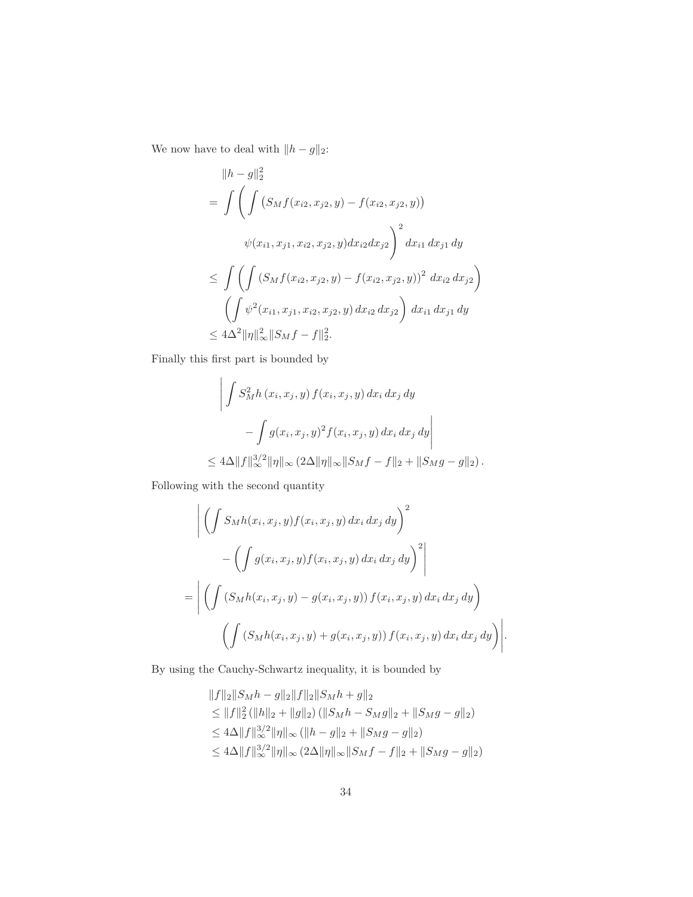We now have to deal with $\|h-g\|_2$:

$$
\begin{aligned}
&\|h-g\|_2^2 \\
&= \int \left( \int \left(S_M f(x_{i2}, x_{j2}, y) - f(x_{i2}, x_{j2}, y)\right) \right. \\
&\qquad \left. \psi(x_{i1}, x_{j1}, x_{i2}, x_{j2}, y) dx_{i2} dx_{j2} \right)^2 dx_{i1}\, dx_{j1}\, dy \\
&\leq \int \left( \int \left(S_M f(x_{i2}, x_{j2}, y) - f(x_{i2}, x_{j2}, y)\right)^2 dx_{i2}\, dx_{j2} \right) \\
&\qquad \left( \int \psi^2(x_{i1}, x_{j1}, x_{i2}, x_{j2}, y)\, dx_{i2}\, dx_{j2} \right) dx_{i1}\, dx_{j1}\, dy \\
&\leq 4\Delta^2 \|\eta\|_\infty^2 \|S_M f - f\|_2^2.
\end{aligned}
$$

Finally this first part is bounded by

$$
\begin{aligned}
&\left| \int S_M^2 h\,(x_i, x_j, y)\, f(x_i, x_j, y)\, dx_i\, dx_j\, dy \right. \\
&\qquad \left. - \int g(x_i, x_j, y)^2 f(x_i, x_j, y)\, dx_i\, dx_j\, dy \right| \\
&\leq 4\Delta \|f\|_\infty^{3/2} \|\eta\|_\infty \left(2\Delta \|\eta\|_\infty \|S_M f - f\|_2 + \|S_M g - g\|_2\right).
\end{aligned}
$$

Following with the second quantity

$$
\begin{aligned}
&\left| \left( \int S_M h(x_i, x_j, y) f(x_i, x_j, y)\, dx_i\, dx_j\, dy \right)^2 \right. \\
&\qquad \left. - \left( \int g(x_i, x_j, y) f(x_i, x_j, y)\, dx_i\, dx_j\, dy \right)^2 \right| \\
&= \left| \left( \int \left(S_M h(x_i, x_j, y) - g(x_i, x_j, y)\right) f(x_i, x_j, y)\, dx_i\, dx_j\, dy \right) \right. \\
&\qquad \left. \left( \int \left(S_M h(x_i, x_j, y) + g(x_i, x_j, y)\right) f(x_i, x_j, y)\, dx_i\, dx_j\, dy \right) \right|.
\end{aligned}
$$

By using the Cauchy-Schwartz inequality, it is bounded by

$$
\begin{aligned}
&\|f\|_2 \|S_M h - g\|_2 \|f\|_2 \|S_M h + g\|_2 \\
&\leq \|f\|_2^2 \left(\|h\|_2 + \|g\|_2\right) \left(\|S_M h - S_M g\|_2 + \|S_M g - g\|_2\right) \\
&\leq 4\Delta \|f\|_\infty^{3/2} \|\eta\|_\infty \left(\|h - g\|_2 + \|S_M g - g\|_2\right) \\
&\leq 4\Delta \|f\|_\infty^{3/2} \|\eta\|_\infty \left(2\Delta \|\eta\|_\infty \|S_M f - f\|_2 + \|S_M g - g\|_2\right)
\end{aligned}
$$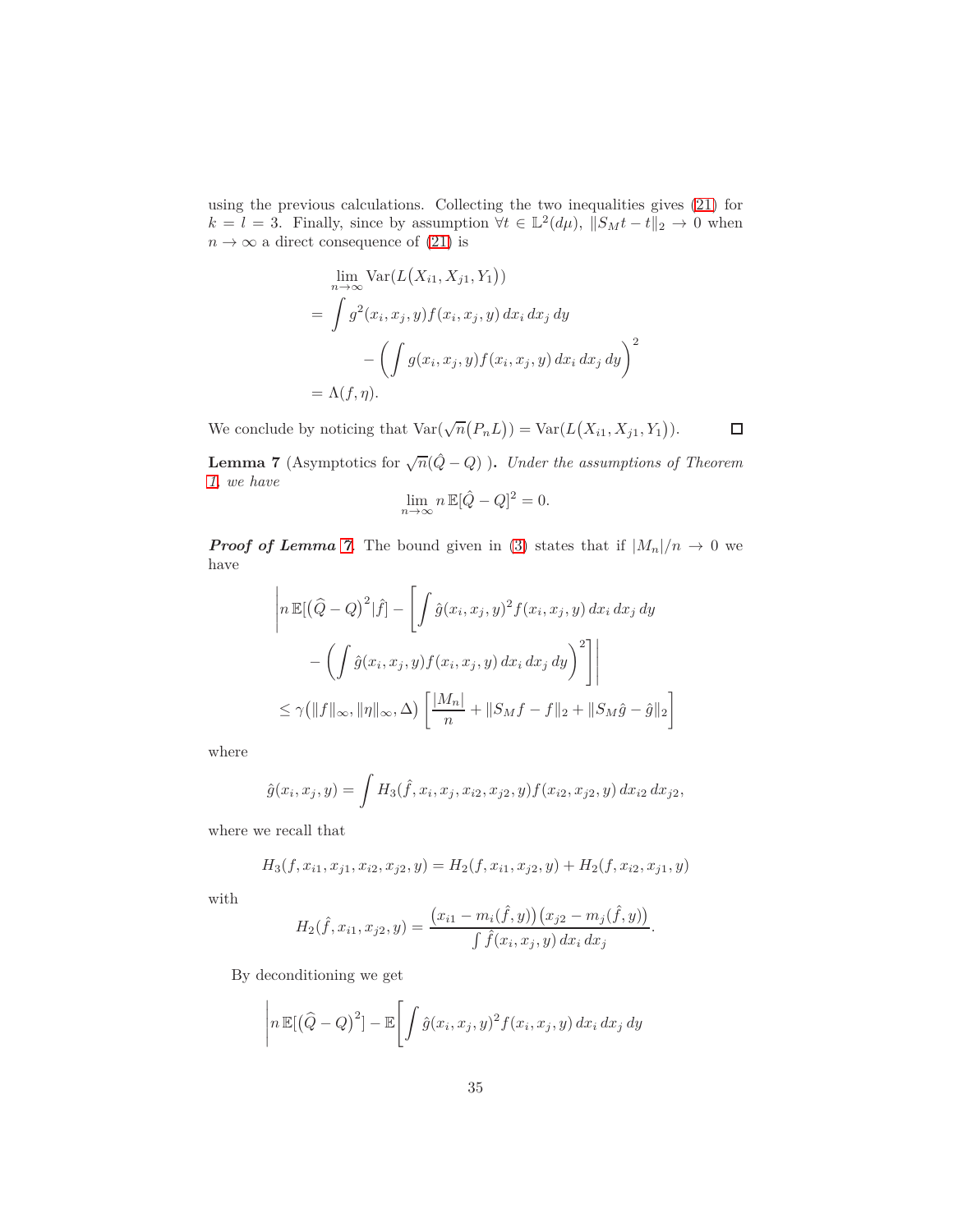using the previous calculations. Collecting the two inequalities gives (21) for $k = l = 3$. Finally, since by assumption $\forall t \in \mathbb{L}^2(d\mu)$, $\|S_M t - t\|_2 \to 0$ when $n \to \infty$ a direct consequence of (21) is

$$
\begin{aligned}
&\lim_{n\to\infty} \mathrm{Var}(L(X_{i1}, X_{j1}, Y_1)) \\
&= \int g^2(x_i, x_j, y) f(x_i, x_j, y)\, dx_i\, dx_j\, dy \\
&\qquad - \left( \int g(x_i, x_j, y) f(x_i, x_j, y)\, dx_i\, dx_j\, dy \right)^2 \\
&= \Lambda(f, \eta).
\end{aligned}
$$

We conclude by noticing that $\mathrm{Var}(\sqrt{n}(P_n L)) = \mathrm{Var}(L(X_{i1}, X_{j1}, Y_1))$. $\square$

**Lemma 7** (Asymptotics for $\sqrt{n}(\hat{Q} - Q)$ )**.** *Under the assumptions of Theorem 1, we have*

$$
\lim_{n\to\infty} n\, \mathbb{E}[\hat{Q} - Q]^2 = 0.
$$

***Proof of Lemma 7.*** The bound given in (3) states that if $|M_n|/n \to 0$ we have

$$
\begin{aligned}
&\Bigg| n\, \mathbb{E}[(\widehat{Q} - Q)^2 | \hat{f}] - \Bigg[ \int \hat{g}(x_i, x_j, y)^2 f(x_i, x_j, y)\, dx_i\, dx_j\, dy \\
&\qquad - \left( \int \hat{g}(x_i, x_j, y) f(x_i, x_j, y)\, dx_i\, dx_j\, dy \right)^2 \Bigg] \Bigg| \\
&\leq \gamma(\|f\|_\infty, \|\eta\|_\infty, \Delta) \left[ \frac{|M_n|}{n} + \|S_M f - f\|_2 + \|S_M \hat{g} - \hat{g}\|_2 \right]
\end{aligned}
$$

where

$$
\hat{g}(x_i, x_j, y) = \int H_3(\hat{f}, x_i, x_j, x_{i2}, x_{j2}, y) f(x_{i2}, x_{j2}, y)\, dx_{i2}\, dx_{j2},
$$

where we recall that

$$
H_3(f, x_{i1}, x_{j1}, x_{i2}, x_{j2}, y) = H_2(f, x_{i1}, x_{j2}, y) + H_2(f, x_{i2}, x_{j1}, y)
$$

with

$$
H_2(\hat{f}, x_{i1}, x_{j2}, y) = \frac{(x_{i1} - m_i(\hat{f}, y))(x_{j2} - m_j(\hat{f}, y))}{\int \hat{f}(x_i, x_j, y)\, dx_i\, dx_j}.
$$

By deconditioning we get

$$
\Bigg| n\, \mathbb{E}[(\widehat{Q} - Q)^2] - \mathbb{E}\Bigg[ \int \hat{g}(x_i, x_j, y)^2 f(x_i, x_j, y)\, dx_i\, dx_j\, dy
$$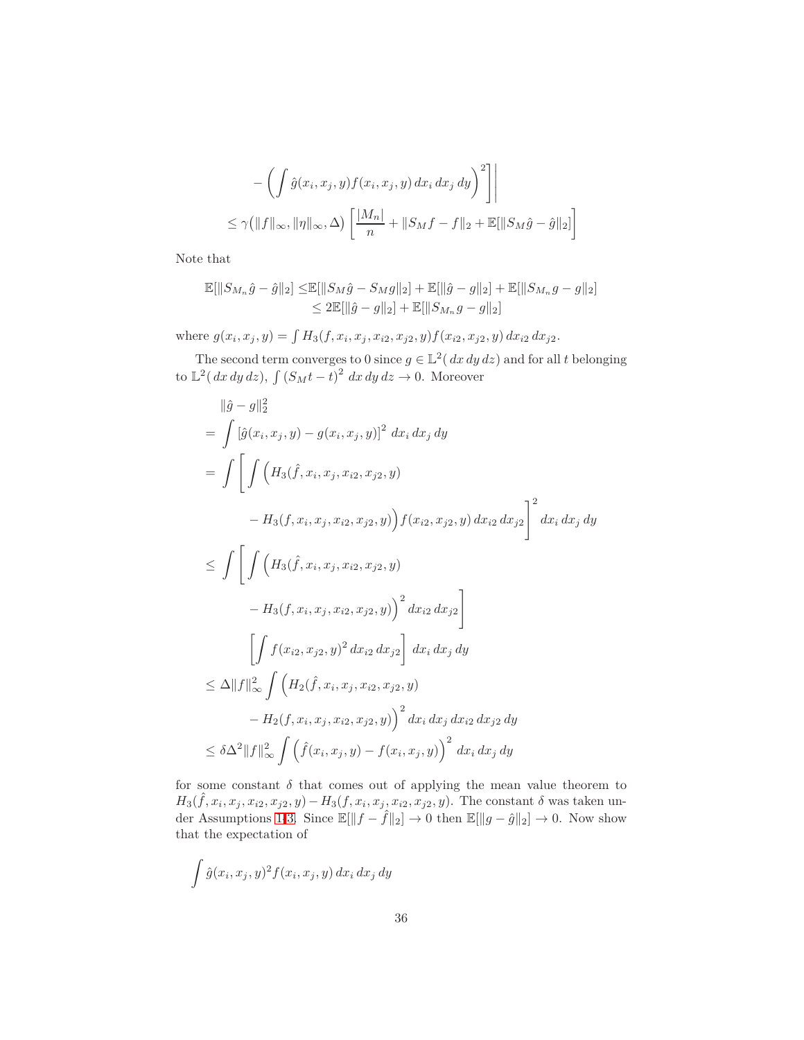$$
- \left( \int \hat{g}(x_i, x_j, y) f(x_i, x_j, y) \, dx_i \, dx_j \, dy \right)^2 \Bigg] \Bigg|
$$

$$
\leq \gamma\big(\|f\|_\infty, \|\eta\|_\infty, \Delta\big) \left[ \frac{|M_n|}{n} + \|S_M f - f\|_2 + \mathbb{E}[\|S_M \hat{g} - \hat{g}\|_2] \right]
$$

Note that

$$
\begin{aligned}
\mathbb{E}[\|S_{M_n} \hat{g} - \hat{g}\|_2] \leq & \mathbb{E}[\|S_M \hat{g} - S_M g\|_2] + \mathbb{E}[\|\hat{g} - g\|_2] + \mathbb{E}[\|S_{M_n} g - g\|_2] \\
& \leq 2\mathbb{E}[\|\hat{g} - g\|_2] + \mathbb{E}[\|S_{M_n} g - g\|_2]
\end{aligned}
$$

where $g(x_i, x_j, y) = \int H_3(f, x_i, x_j, x_{i2}, x_{j2}, y) f(x_{i2}, x_{j2}, y) \, dx_{i2} \, dx_{j2}$.

The second term converges to 0 since $g \in \mathbb{L}^2(\, dx \, dy \, dz)$ and for all $t$ belonging to $\mathbb{L}^2(\, dx \, dy \, dz)$, $\int (S_M t - t)^2 \, dx \, dy \, dz \to 0$. Moreover

$$
\begin{aligned}
& \|\hat{g} - g\|_2^2 \\
&= \int \left[\hat{g}(x_i, x_j, y) - g(x_i, x_j, y)\right]^2 \, dx_i \, dx_j \, dy \\
&= \int \Bigg[ \int \Big( H_3(\hat{f}, x_i, x_j, x_{i2}, x_{j2}, y) \\
&\qquad - H_3(f, x_i, x_j, x_{i2}, x_{j2}, y) \Big) f(x_{i2}, x_{j2}, y) \, dx_{i2} \, dx_{j2} \Bigg]^2 \, dx_i \, dx_j \, dy \\
&\leq \int \Bigg[ \int \Big( H_3(\hat{f}, x_i, x_j, x_{i2}, x_{j2}, y) \\
&\qquad - H_3(f, x_i, x_j, x_{i2}, x_{j2}, y) \Big)^2 \, dx_{i2} \, dx_{j2} \Bigg] \\
&\qquad \left[ \int f(x_{i2}, x_{j2}, y)^2 \, dx_{i2} \, dx_{j2} \right] \, dx_i \, dx_j \, dy \\
&\leq \Delta \|f\|_\infty^2 \int \Big( H_2(\hat{f}, x_i, x_j, x_{i2}, x_{j2}, y) \\
&\qquad - H_2(f, x_i, x_j, x_{i2}, x_{j2}, y) \Big)^2 \, dx_i \, dx_j \, dx_{i2} \, dx_{j2} \, dy \\
&\leq \delta \Delta^2 \|f\|_\infty^2 \int \Big( \hat{f}(x_i, x_j, y) - f(x_i, x_j, y) \Big)^2 \, dx_i \, dx_j \, dy
\end{aligned}
$$

for some constant $\delta$ that comes out of applying the mean value theorem to $H_3(\hat{f}, x_i, x_j, x_{i2}, x_{j2}, y) - H_3(f, x_i, x_j, x_{i2}, x_{j2}, y)$. The constant $\delta$ was taken under Assumptions 1-3. Since $\mathbb{E}[\|f - \hat{f}\|_2] \to 0$ then $\mathbb{E}[\|g - \hat{g}\|_2] \to 0$. Now show that the expectation of

$$
\int \hat{g}(x_i, x_j, y)^2 f(x_i, x_j, y) \, dx_i \, dx_j \, dy
$$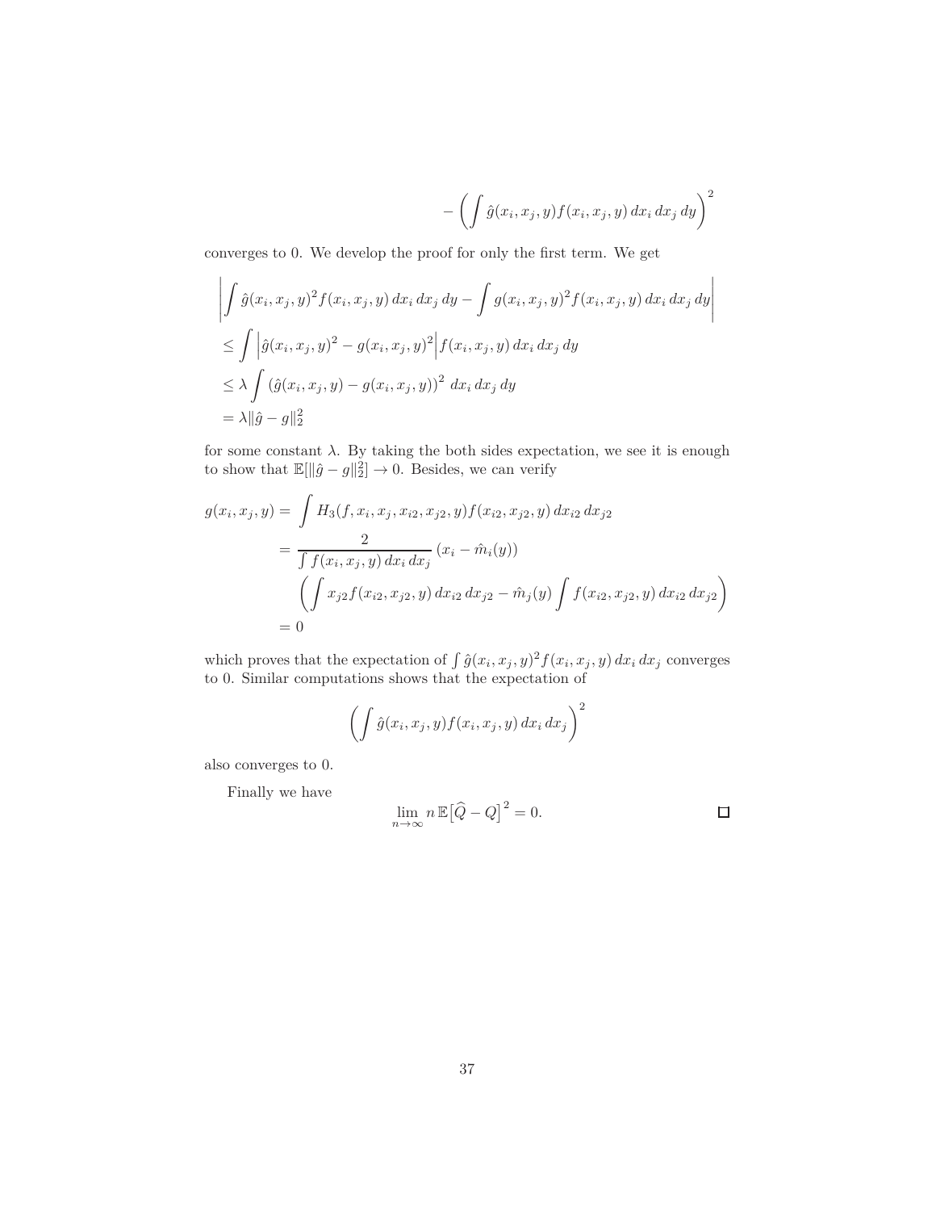$$- \left( \int \hat{g}(x_i, x_j, y) f(x_i, x_j, y) \, dx_i \, dx_j \, dy \right)^2$$

converges to 0. We develop the proof for only the first term. We get

$$\begin{aligned}
&\left| \int \hat{g}(x_i, x_j, y)^2 f(x_i, x_j, y) \, dx_i \, dx_j \, dy - \int g(x_i, x_j, y)^2 f(x_i, x_j, y) \, dx_i \, dx_j \, dy \right| \\
&\leq \int \left| \hat{g}(x_i, x_j, y)^2 - g(x_i, x_j, y)^2 \right| f(x_i, x_j, y) \, dx_i \, dx_j \, dy \\
&\leq \lambda \int \left( \hat{g}(x_i, x_j, y) - g(x_i, x_j, y) \right)^2 \, dx_i \, dx_j \, dy \\
&= \lambda \| \hat{g} - g \|_2^2
\end{aligned}$$

for some constant $\lambda$. By taking the both sides expectation, we see it is enough to show that $\mathbb{E}[\|\hat{g} - g\|_2^2] \to 0$. Besides, we can verify

$$\begin{aligned}
g(x_i, x_j, y) &= \int H_3(f, x_i, x_j, x_{i2}, x_{j2}, y) f(x_{i2}, x_{j2}, y) \, dx_{i2} \, dx_{j2} \\
&= \frac{2}{\int f(x_i, x_j, y) \, dx_i \, dx_j} \left( x_i - \hat{m}_i(y) \right) \\
&\quad \left( \int x_{j2} f(x_{i2}, x_{j2}, y) \, dx_{i2} \, dx_{j2} - \hat{m}_j(y) \int f(x_{i2}, x_{j2}, y) \, dx_{i2} \, dx_{j2} \right) \\
&= 0
\end{aligned}$$

which proves that the expectation of $\int \hat{g}(x_i, x_j, y)^2 f(x_i, x_j, y) \, dx_i \, dx_j$ converges to 0. Similar computations shows that the expectation of

$$\left( \int \hat{g}(x_i, x_j, y) f(x_i, x_j, y) \, dx_i \, dx_j \right)^2$$

also converges to 0.

Finally we have

$$\lim_{n \to \infty} n \, \mathbb{E}\big[\widehat{Q} - Q\big]^2 = 0. \qquad \square$$